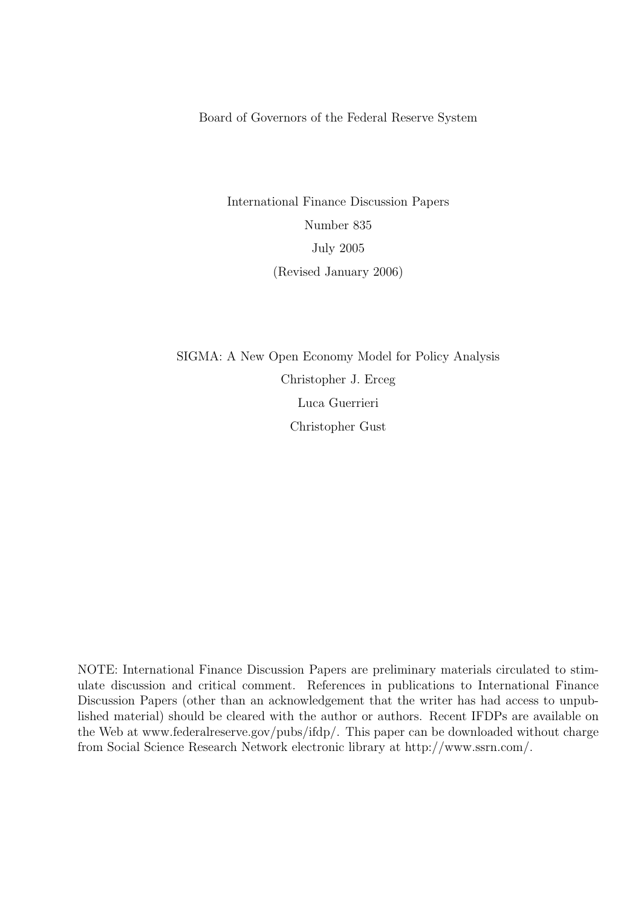Board of Governors of the Federal Reserve System

International Finance Discussion Papers

Number 835

July 2005

(Revised January 2006)

SIGMA: A New Open Economy Model for Policy Analysis

Christopher J. Erceg

Luca Guerrieri

Christopher Gust

NOTE: International Finance Discussion Papers are preliminary materials circulated to stimulate discussion and critical comment. References in publications to International Finance Discussion Papers (other than an acknowledgement that the writer has had access to unpublished material) should be cleared with the author or authors. Recent IFDPs are available on the Web at www.federalreserve.gov/pubs/ifdp/. This paper can be downloaded without charge from Social Science Research Network electronic library at http://www.ssrn.com/.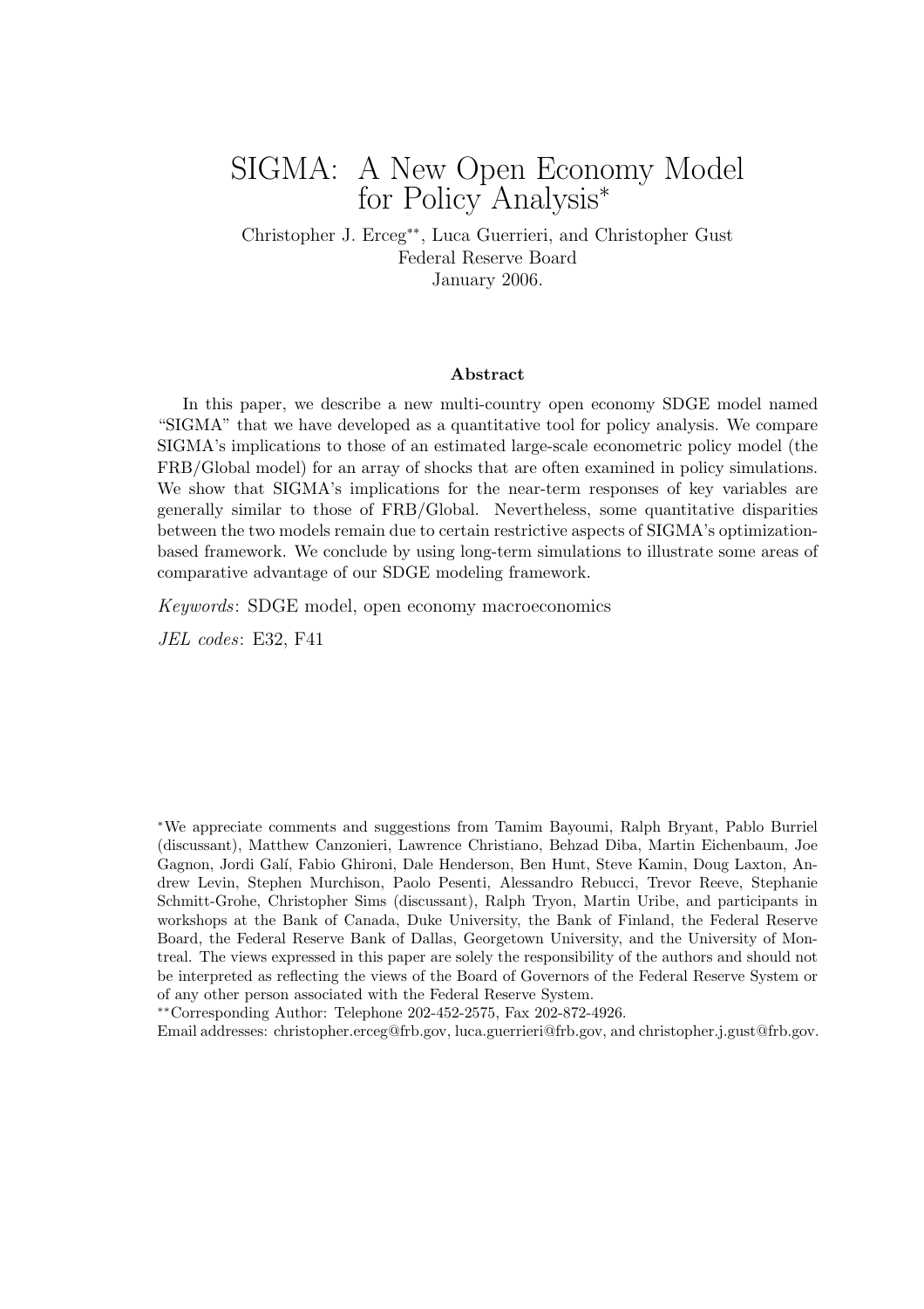# SIGMA: A New Open Economy Model for Policy Analysis*

Christopher J. Erceg**, Luca Guerrieri, and Christopher Gust  
Federal Reserve Board  
January 2006.

### Abstract

In this paper, we describe a new multi-country open economy SDGE model named "SIGMA" that we have developed as a quantitative tool for policy analysis. We compare SIGMA's implications to those of an estimated large-scale econometric policy model (the FRB/Global model) for an array of shocks that are often examined in policy simulations. We show that SIGMA's implications for the near-term responses of key variables are generally similar to those of FRB/Global. Nevertheless, some quantitative disparities between the two models remain due to certain restrictive aspects of SIGMA's optimization-based framework. We conclude by using long-term simulations to illustrate some areas of comparative advantage of our SDGE modeling framework.

*Keywords*: SDGE model, open economy macroeconomics

*JEL codes*: E32, F41

---

*We appreciate comments and suggestions from Tamim Bayoumi, Ralph Bryant, Pablo Burriel (discussant), Matthew Canzonieri, Lawrence Christiano, Behzad Diba, Martin Eichenbaum, Joe Gagnon, Jordi Galí, Fabio Ghironi, Dale Henderson, Ben Hunt, Steve Kamin, Doug Laxton, Andrew Levin, Stephen Murchison, Paolo Pesenti, Alessandro Rebucci, Trevor Reeve, Stephanie Schmitt-Grohe, Christopher Sims (discussant), Ralph Tryon, Martin Uribe, and participants in workshops at the Bank of Canada, Duke University, the Bank of Finland, the Federal Reserve Board, the Federal Reserve Bank of Dallas, Georgetown University, and the University of Montreal. The views expressed in this paper are solely the responsibility of the authors and should not be interpreted as reflecting the views of the Board of Governors of the Federal Reserve System or of any other person associated with the Federal Reserve System.

**Corresponding Author: Telephone 202-452-2575, Fax 202-872-4926.  
Email addresses: christopher.erceg@frb.gov, luca.guerrieri@frb.gov, and christopher.j.gust@frb.gov.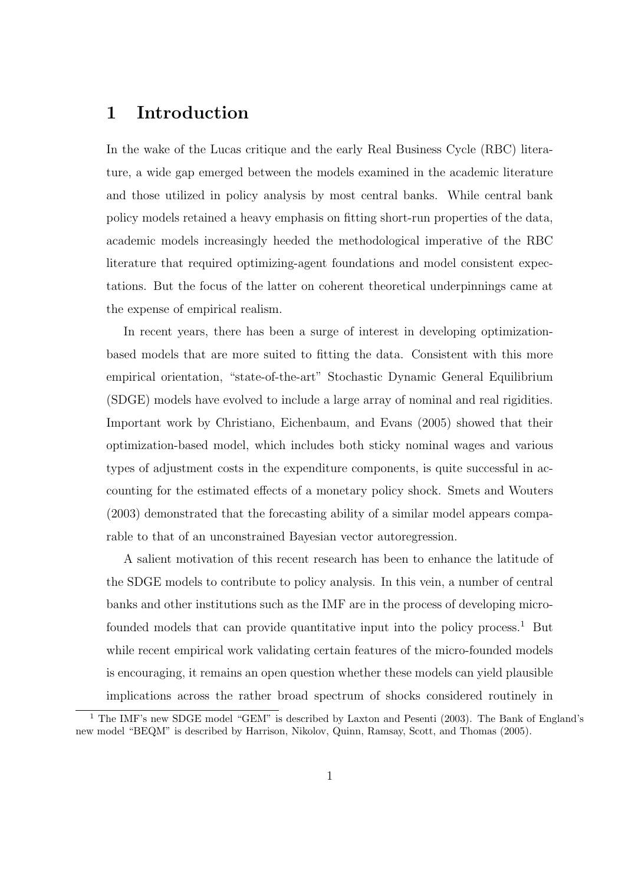# 1 Introduction

In the wake of the Lucas critique and the early Real Business Cycle (RBC) literature, a wide gap emerged between the models examined in the academic literature and those utilized in policy analysis by most central banks. While central bank policy models retained a heavy emphasis on fitting short-run properties of the data, academic models increasingly heeded the methodological imperative of the RBC literature that required optimizing-agent foundations and model consistent expectations. But the focus of the latter on coherent theoretical underpinnings came at the expense of empirical realism.

In recent years, there has been a surge of interest in developing optimization-based models that are more suited to fitting the data. Consistent with this more empirical orientation, "state-of-the-art" Stochastic Dynamic General Equilibrium (SDGE) models have evolved to include a large array of nominal and real rigidities. Important work by Christiano, Eichenbaum, and Evans (2005) showed that their optimization-based model, which includes both sticky nominal wages and various types of adjustment costs in the expenditure components, is quite successful in accounting for the estimated effects of a monetary policy shock. Smets and Wouters (2003) demonstrated that the forecasting ability of a similar model appears comparable to that of an unconstrained Bayesian vector autoregression.

A salient motivation of this recent research has been to enhance the latitude of the SDGE models to contribute to policy analysis. In this vein, a number of central banks and other institutions such as the IMF are in the process of developing micro-founded models that can provide quantitative input into the policy process.[1] But while recent empirical work validating certain features of the micro-founded models is encouraging, it remains an open question whether these models can yield plausible implications across the rather broad spectrum of shocks considered routinely in

[1] The IMF's new SDGE model "GEM" is described by Laxton and Pesenti (2003). The Bank of England's new model "BEQM" is described by Harrison, Nikolov, Quinn, Ramsay, Scott, and Thomas (2005).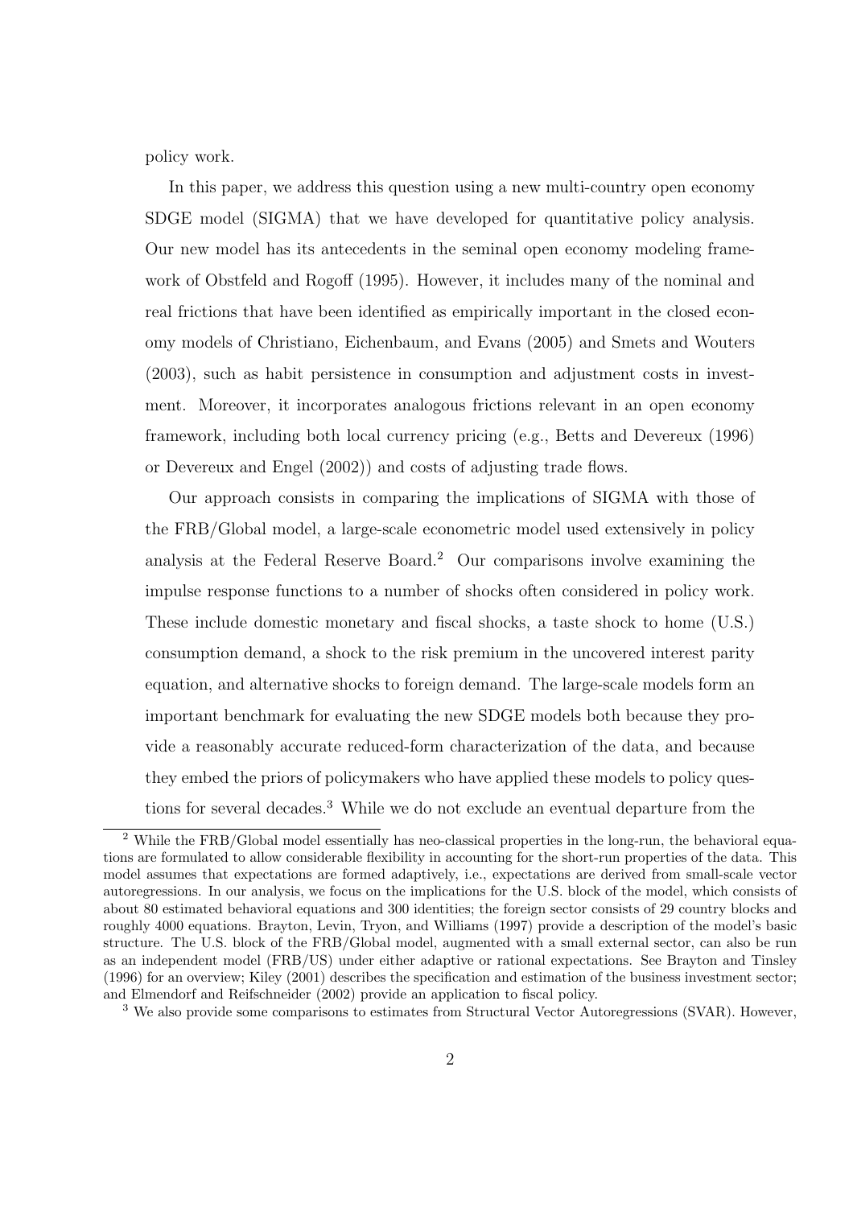policy work.

In this paper, we address this question using a new multi-country open economy SDGE model (SIGMA) that we have developed for quantitative policy analysis. Our new model has its antecedents in the seminal open economy modeling framework of Obstfeld and Rogoff (1995). However, it includes many of the nominal and real frictions that have been identified as empirically important in the closed economy models of Christiano, Eichenbaum, and Evans (2005) and Smets and Wouters (2003), such as habit persistence in consumption and adjustment costs in investment. Moreover, it incorporates analogous frictions relevant in an open economy framework, including both local currency pricing (e.g., Betts and Devereux (1996) or Devereux and Engel (2002)) and costs of adjusting trade flows.

Our approach consists in comparing the implications of SIGMA with those of the FRB/Global model, a large-scale econometric model used extensively in policy analysis at the Federal Reserve Board.[2] Our comparisons involve examining the impulse response functions to a number of shocks often considered in policy work. These include domestic monetary and fiscal shocks, a taste shock to home (U.S.) consumption demand, a shock to the risk premium in the uncovered interest parity equation, and alternative shocks to foreign demand. The large-scale models form an important benchmark for evaluating the new SDGE models both because they provide a reasonably accurate reduced-form characterization of the data, and because they embed the priors of policymakers who have applied these models to policy questions for several decades.[3] While we do not exclude an eventual departure from the

[2] While the FRB/Global model essentially has neo-classical properties in the long-run, the behavioral equations are formulated to allow considerable flexibility in accounting for the short-run properties of the data. This model assumes that expectations are formed adaptively, i.e., expectations are derived from small-scale vector autoregressions. In our analysis, we focus on the implications for the U.S. block of the model, which consists of about 80 estimated behavioral equations and 300 identities; the foreign sector consists of 29 country blocks and roughly 4000 equations. Brayton, Levin, Tryon, and Williams (1997) provide a description of the model's basic structure. The U.S. block of the FRB/Global model, augmented with a small external sector, can also be run as an independent model (FRB/US) under either adaptive or rational expectations. See Brayton and Tinsley (1996) for an overview; Kiley (2001) describes the specification and estimation of the business investment sector; and Elmendorf and Reifschneider (2002) provide an application to fiscal policy.

[3] We also provide some comparisons to estimates from Structural Vector Autoregressions (SVAR). However,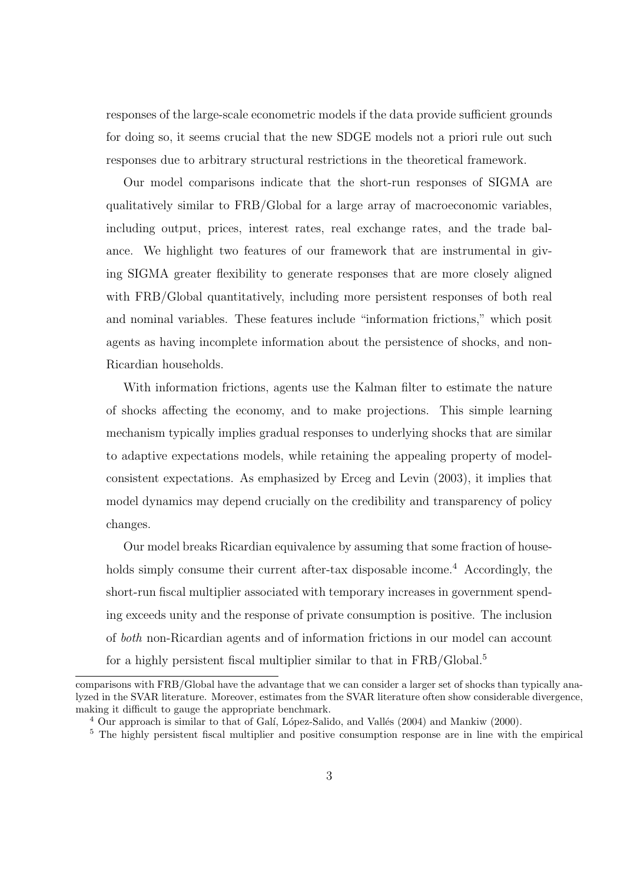responses of the large-scale econometric models if the data provide sufficient grounds for doing so, it seems crucial that the new SDGE models not a priori rule out such responses due to arbitrary structural restrictions in the theoretical framework.

Our model comparisons indicate that the short-run responses of SIGMA are qualitatively similar to FRB/Global for a large array of macroeconomic variables, including output, prices, interest rates, real exchange rates, and the trade balance. We highlight two features of our framework that are instrumental in giving SIGMA greater flexibility to generate responses that are more closely aligned with FRB/Global quantitatively, including more persistent responses of both real and nominal variables. These features include "information frictions," which posit agents as having incomplete information about the persistence of shocks, and non-Ricardian households.

With information frictions, agents use the Kalman filter to estimate the nature of shocks affecting the economy, and to make projections. This simple learning mechanism typically implies gradual responses to underlying shocks that are similar to adaptive expectations models, while retaining the appealing property of model-consistent expectations. As emphasized by Erceg and Levin (2003), it implies that model dynamics may depend crucially on the credibility and transparency of policy changes.

Our model breaks Ricardian equivalence by assuming that some fraction of households simply consume their current after-tax disposable income.[4] Accordingly, the short-run fiscal multiplier associated with temporary increases in government spending exceeds unity and the response of private consumption is positive. The inclusion of *both* non-Ricardian agents and of information frictions in our model can account for a highly persistent fiscal multiplier similar to that in FRB/Global.[5]

---

comparisons with FRB/Global have the advantage that we can consider a larger set of shocks than typically analyzed in the SVAR literature. Moreover, estimates from the SVAR literature often show considerable divergence, making it difficult to gauge the appropriate benchmark.

[4] Our approach is similar to that of Galí, López-Salido, and Vallés (2004) and Mankiw (2000).

[5] The highly persistent fiscal multiplier and positive consumption response are in line with the empirical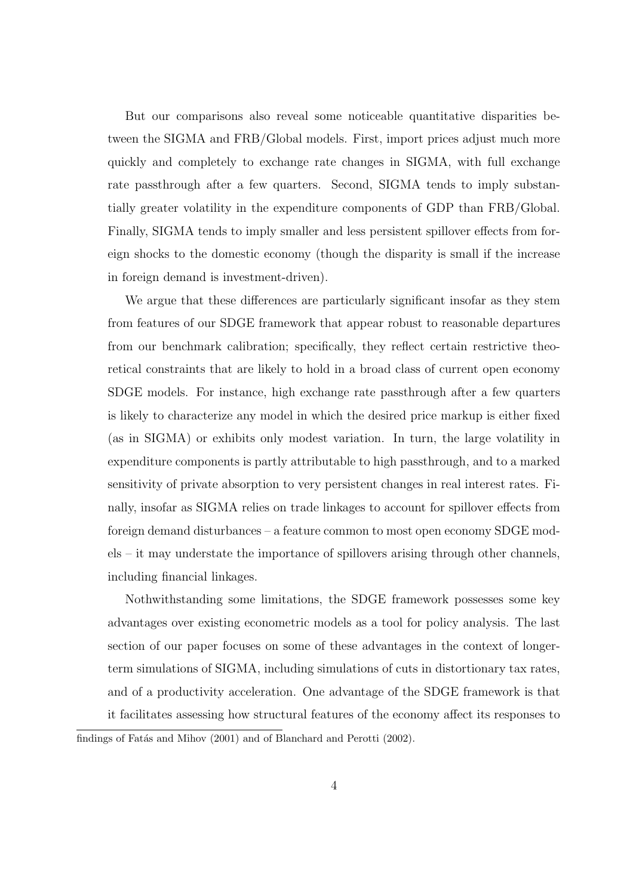But our comparisons also reveal some noticeable quantitative disparities between the SIGMA and FRB/Global models. First, import prices adjust much more quickly and completely to exchange rate changes in SIGMA, with full exchange rate passthrough after a few quarters. Second, SIGMA tends to imply substantially greater volatility in the expenditure components of GDP than FRB/Global. Finally, SIGMA tends to imply smaller and less persistent spillover effects from foreign shocks to the domestic economy (though the disparity is small if the increase in foreign demand is investment-driven).

We argue that these differences are particularly significant insofar as they stem from features of our SDGE framework that appear robust to reasonable departures from our benchmark calibration; specifically, they reflect certain restrictive theoretical constraints that are likely to hold in a broad class of current open economy SDGE models. For instance, high exchange rate passthrough after a few quarters is likely to characterize any model in which the desired price markup is either fixed (as in SIGMA) or exhibits only modest variation. In turn, the large volatility in expenditure components is partly attributable to high passthrough, and to a marked sensitivity of private absorption to very persistent changes in real interest rates. Finally, insofar as SIGMA relies on trade linkages to account for spillover effects from foreign demand disturbances – a feature common to most open economy SDGE models – it may understate the importance of spillovers arising through other channels, including financial linkages.

Nothwithstanding some limitations, the SDGE framework possesses some key advantages over existing econometric models as a tool for policy analysis. The last section of our paper focuses on some of these advantages in the context of longer-term simulations of SIGMA, including simulations of cuts in distortionary tax rates, and of a productivity acceleration. One advantage of the SDGE framework is that it facilitates assessing how structural features of the economy affect its responses to

findings of Fatás and Mihov (2001) and of Blanchard and Perotti (2002).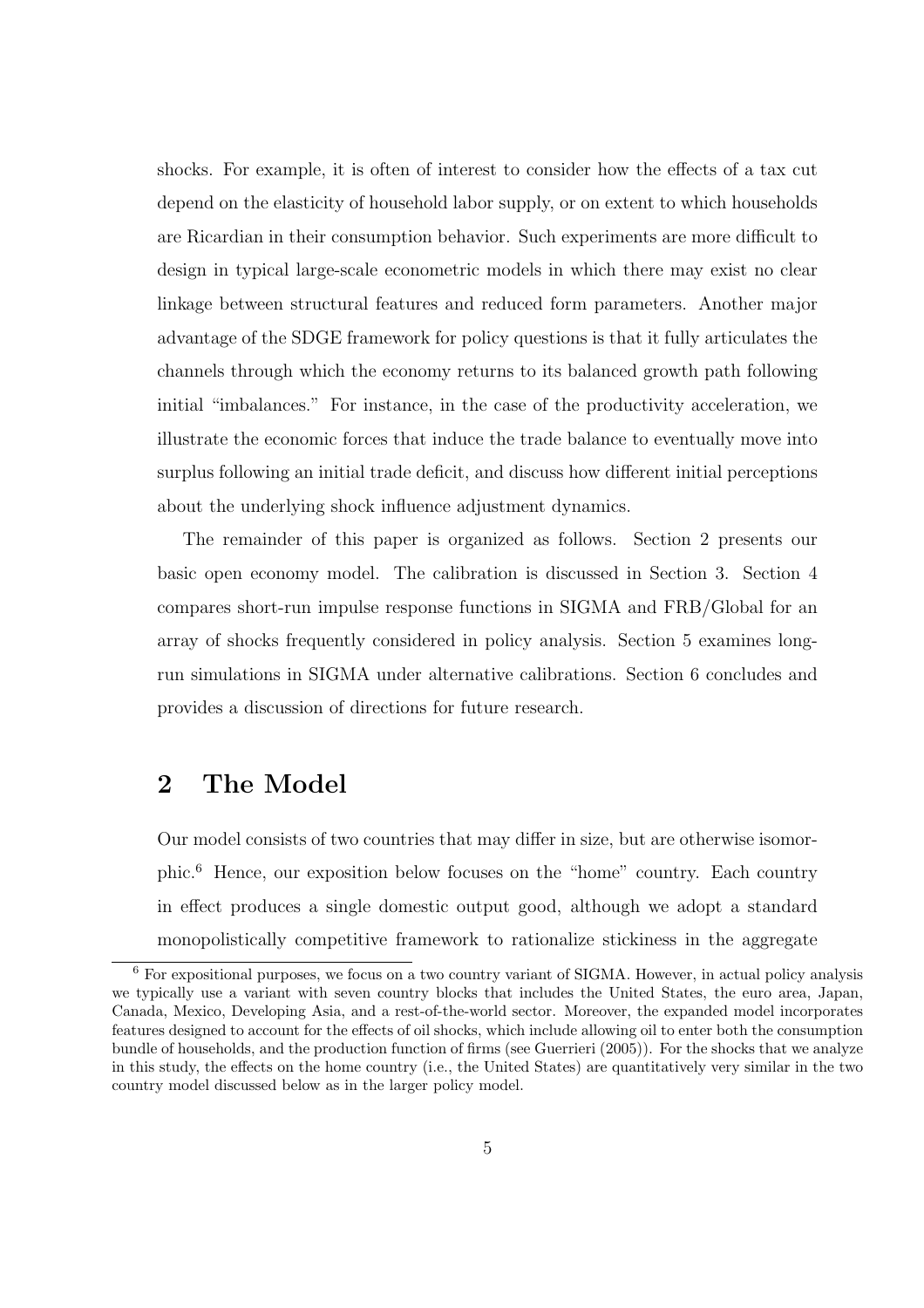shocks. For example, it is often of interest to consider how the effects of a tax cut depend on the elasticity of household labor supply, or on extent to which households are Ricardian in their consumption behavior. Such experiments are more difficult to design in typical large-scale econometric models in which there may exist no clear linkage between structural features and reduced form parameters. Another major advantage of the SDGE framework for policy questions is that it fully articulates the channels through which the economy returns to its balanced growth path following initial "imbalances." For instance, in the case of the productivity acceleration, we illustrate the economic forces that induce the trade balance to eventually move into surplus following an initial trade deficit, and discuss how different initial perceptions about the underlying shock influence adjustment dynamics.

The remainder of this paper is organized as follows. Section 2 presents our basic open economy model. The calibration is discussed in Section 3. Section 4 compares short-run impulse response functions in SIGMA and FRB/Global for an array of shocks frequently considered in policy analysis. Section 5 examines long-run simulations in SIGMA under alternative calibrations. Section 6 concludes and provides a discussion of directions for future research.

## 2 The Model

Our model consists of two countries that may differ in size, but are otherwise isomorphic.[6] Hence, our exposition below focuses on the "home" country. Each country in effect produces a single domestic output good, although we adopt a standard monopolistically competitive framework to rationalize stickiness in the aggregate

[6] For expositional purposes, we focus on a two country variant of SIGMA. However, in actual policy analysis we typically use a variant with seven country blocks that includes the United States, the euro area, Japan, Canada, Mexico, Developing Asia, and a rest-of-the-world sector. Moreover, the expanded model incorporates features designed to account for the effects of oil shocks, which include allowing oil to enter both the consumption bundle of households, and the production function of firms (see Guerrieri (2005)). For the shocks that we analyze in this study, the effects on the home country (i.e., the United States) are quantitatively very similar in the two country model discussed below as in the larger policy model.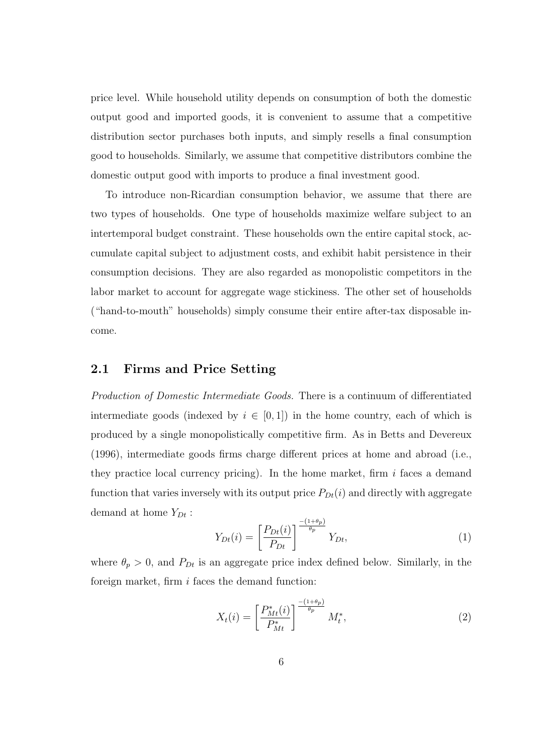price level. While household utility depends on consumption of both the domestic output good and imported goods, it is convenient to assume that a competitive distribution sector purchases both inputs, and simply resells a final consumption good to households. Similarly, we assume that competitive distributors combine the domestic output good with imports to produce a final investment good.

To introduce non-Ricardian consumption behavior, we assume that there are two types of households. One type of households maximize welfare subject to an intertemporal budget constraint. These households own the entire capital stock, accumulate capital subject to adjustment costs, and exhibit habit persistence in their consumption decisions. They are also regarded as monopolistic competitors in the labor market to account for aggregate wage stickiness. The other set of households ("hand-to-mouth" households) simply consume their entire after-tax disposable income.

## 2.1 Firms and Price Setting

*Production of Domestic Intermediate Goods.* There is a continuum of differentiated intermediate goods (indexed by $i \in [0,1]$) in the home country, each of which is produced by a single monopolistically competitive firm. As in Betts and Devereux (1996), intermediate goods firms charge different prices at home and abroad (i.e., they practice local currency pricing). In the home market, firm $i$ faces a demand function that varies inversely with its output price $P_{Dt}(i)$ and directly with aggregate demand at home $Y_{Dt}$ :

$$Y_{Dt}(i) = \left[ \frac{P_{Dt}(i)}{P_{Dt}} \right]^{\frac{-(1+\theta_p)}{\theta_p}} Y_{Dt}, \tag{1}$$

where $\theta_p > 0$, and $P_{Dt}$ is an aggregate price index defined below. Similarly, in the foreign market, firm $i$ faces the demand function:

$$X_t(i) = \left[ \frac{P^*_{Mt}(i)}{P^*_{Mt}} \right]^{\frac{-(1+\theta_p)}{\theta_p}} M^*_t, \tag{2}$$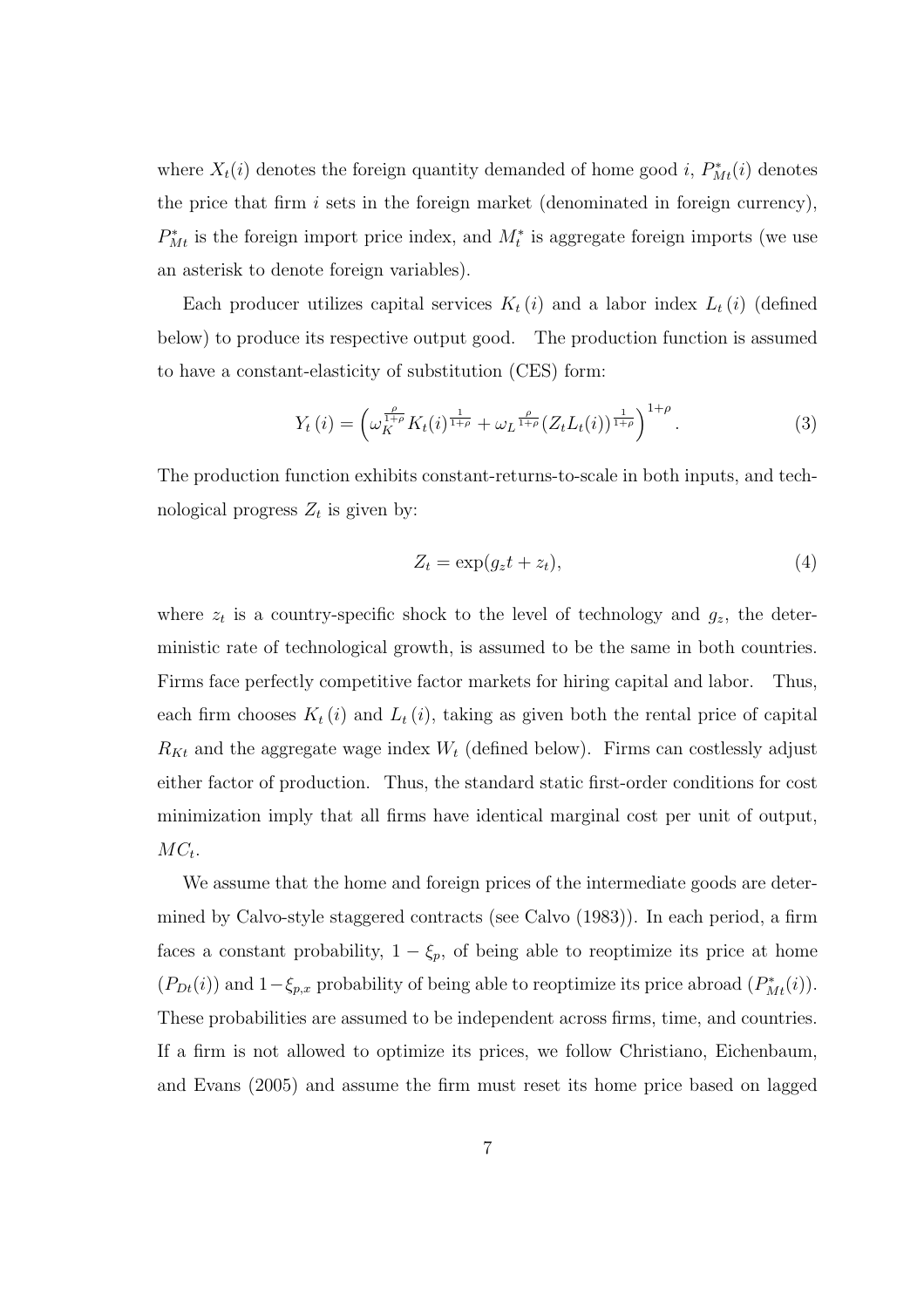where $X_t(i)$ denotes the foreign quantity demanded of home good $i$, $P^*_{Mt}(i)$ denotes the price that firm $i$ sets in the foreign market (denominated in foreign currency), $P^*_{Mt}$ is the foreign import price index, and $M^*_t$ is aggregate foreign imports (we use an asterisk to denote foreign variables).

Each producer utilizes capital services $K_t(i)$ and a labor index $L_t(i)$ (defined below) to produce its respective output good. The production function is assumed to have a constant-elasticity of substitution (CES) form:

$$Y_t(i) = \left( \omega_K^{\frac{\rho}{1+\rho}} K_t(i)^{\frac{1}{1+\rho}} + \omega_L^{\frac{\rho}{1+\rho}} (Z_t L_t(i))^{\frac{1}{1+\rho}} \right)^{1+\rho}. \tag{3}$$

The production function exhibits constant-returns-to-scale in both inputs, and technological progress $Z_t$ is given by:

$$Z_t = \exp(g_z t + z_t), \tag{4}$$

where $z_t$ is a country-specific shock to the level of technology and $g_z$, the deterministic rate of technological growth, is assumed to be the same in both countries. Firms face perfectly competitive factor markets for hiring capital and labor. Thus, each firm chooses $K_t(i)$ and $L_t(i)$, taking as given both the rental price of capital $R_{Kt}$ and the aggregate wage index $W_t$ (defined below). Firms can costlessly adjust either factor of production. Thus, the standard static first-order conditions for cost minimization imply that all firms have identical marginal cost per unit of output, $MC_t$.

We assume that the home and foreign prices of the intermediate goods are determined by Calvo-style staggered contracts (see Calvo (1983)). In each period, a firm faces a constant probability, $1 - \xi_p$, of being able to reoptimize its price at home ($P_{Dt}(i)$) and $1 - \xi_{p,x}$ probability of being able to reoptimize its price abroad ($P^*_{Mt}(i)$). These probabilities are assumed to be independent across firms, time, and countries. If a firm is not allowed to optimize its prices, we follow Christiano, Eichenbaum, and Evans (2005) and assume the firm must reset its home price based on lagged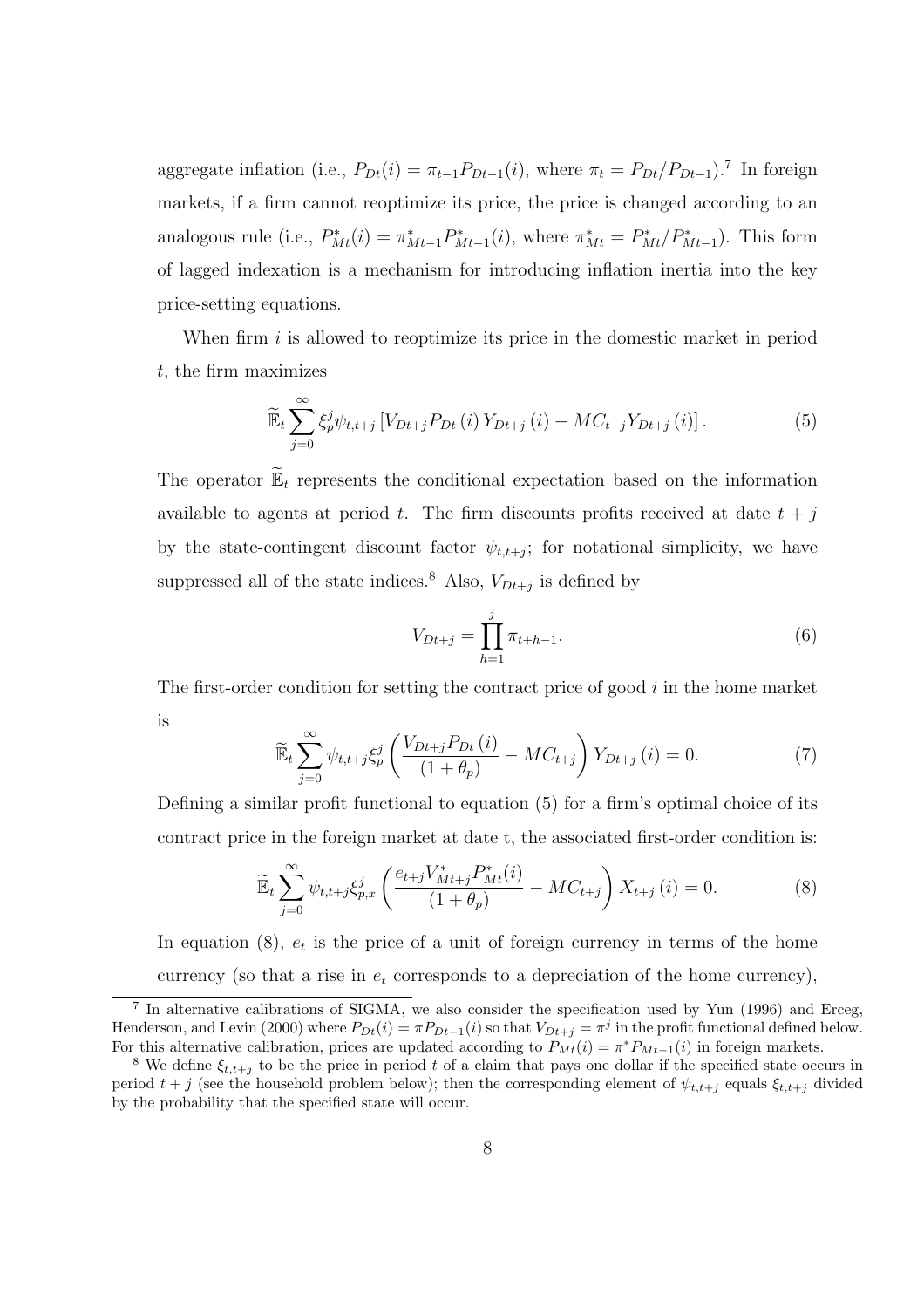aggregate inflation (i.e., $P_{Dt}(i) = \pi_{t-1} P_{Dt-1}(i)$, where $\pi_t = P_{Dt}/P_{Dt-1}$).[7] In foreign markets, if a firm cannot reoptimize its price, the price is changed according to an analogous rule (i.e., $P^*_{Mt}(i) = \pi^*_{Mt-1} P^*_{Mt-1}(i)$, where $\pi^*_{Mt} = P^*_{Mt}/P^*_{Mt-1}$). This form of lagged indexation is a mechanism for introducing inflation inertia into the key price-setting equations.

When firm $i$ is allowed to reoptimize its price in the domestic market in period $t$, the firm maximizes

$$\widetilde{\mathbb{E}}_t \sum_{j=0}^{\infty} \xi_p^j \psi_{t,t+j} \left[ V_{Dt+j} P_{Dt}(i) Y_{Dt+j}(i) - MC_{t+j} Y_{Dt+j}(i) \right]. \tag{5}$$

The operator $\widetilde{\mathbb{E}}_t$ represents the conditional expectation based on the information available to agents at period $t$. The firm discounts profits received at date $t+j$ by the state-contingent discount factor $\psi_{t,t+j}$; for notational simplicity, we have suppressed all of the state indices.[8] Also, $V_{Dt+j}$ is defined by

$$V_{Dt+j} = \prod_{h=1}^{j} \pi_{t+h-1}. \tag{6}$$

The first-order condition for setting the contract price of good $i$ in the home market is

$$\widetilde{\mathbb{E}}_t \sum_{j=0}^{\infty} \psi_{t,t+j} \xi_p^j \left( \frac{V_{Dt+j} P_{Dt}(i)}{(1+\theta_p)} - MC_{t+j} \right) Y_{Dt+j}(i) = 0. \tag{7}$$

Defining a similar profit functional to equation (5) for a firm's optimal choice of its contract price in the foreign market at date t, the associated first-order condition is:

$$\widetilde{\mathbb{E}}_t \sum_{j=0}^{\infty} \psi_{t,t+j} \xi_{p,x}^j \left( \frac{e_{t+j} V^*_{Mt+j} P^*_{Mt}(i)}{(1+\theta_p)} - MC_{t+j} \right) X_{t+j}(i) = 0. \tag{8}$$

In equation (8), $e_t$ is the price of a unit of foreign currency in terms of the home currency (so that a rise in $e_t$ corresponds to a depreciation of the home currency),

---

[7] In alternative calibrations of SIGMA, we also consider the specification used by Yun (1996) and Erceg, Henderson, and Levin (2000) where $P_{Dt}(i) = \pi P_{Dt-1}(i)$ so that $V_{Dt+j} = \pi^j$ in the profit functional defined below. For this alternative calibration, prices are updated according to $P_{Mt}(i) = \pi^* P_{Mt-1}(i)$ in foreign markets.

[8] We define $\xi_{t,t+j}$ to be the price in period $t$ of a claim that pays one dollar if the specified state occurs in period $t+j$ (see the household problem below); then the corresponding element of $\psi_{t,t+j}$ equals $\xi_{t,t+j}$ divided by the probability that the specified state will occur.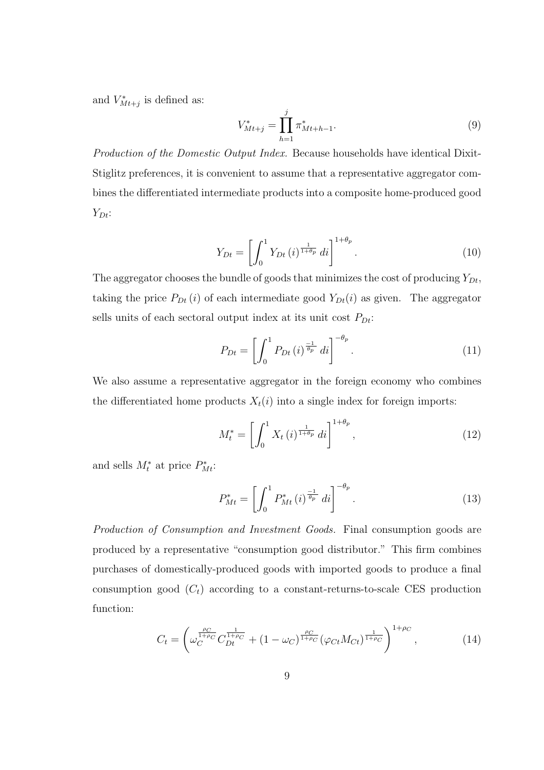and $V^*_{Mt+j}$ is defined as:

$$V^*_{Mt+j} = \prod_{h=1}^{j} \pi^*_{Mt+h-1}. \tag{9}$$

*Production of the Domestic Output Index.* Because households have identical Dixit-Stiglitz preferences, it is convenient to assume that a representative aggregator combines the differentiated intermediate products into a composite home-produced good $Y_{Dt}$:

$$Y_{Dt} = \left[ \int_0^1 Y_{Dt}(i)^{\frac{1}{1+\theta_p}} \, di \right]^{1+\theta_p}. \tag{10}$$

The aggregator chooses the bundle of goods that minimizes the cost of producing $Y_{Dt}$, taking the price $P_{Dt}(i)$ of each intermediate good $Y_{Dt}(i)$ as given. The aggregator sells units of each sectoral output index at its unit cost $P_{Dt}$:

$$P_{Dt} = \left[ \int_0^1 P_{Dt}(i)^{\frac{-1}{\theta_p}} \, di \right]^{-\theta_p}. \tag{11}$$

We also assume a representative aggregator in the foreign economy who combines the differentiated home products $X_t(i)$ into a single index for foreign imports:

$$M^*_t = \left[ \int_0^1 X_t(i)^{\frac{1}{1+\theta_p}} \, di \right]^{1+\theta_p}, \tag{12}$$

and sells $M^*_t$ at price $P^*_{Mt}$:

$$P^*_{Mt} = \left[ \int_0^1 P^*_{Mt}(i)^{\frac{-1}{\theta_p}} \, di \right]^{-\theta_p}. \tag{13}$$

*Production of Consumption and Investment Goods.* Final consumption goods are produced by a representative "consumption good distributor." This firm combines purchases of domestically-produced goods with imported goods to produce a final consumption good ($C_t$) according to a constant-returns-to-scale CES production function:

$$C_t = \left( \omega_C^{\frac{\rho_C}{1+\rho_C}} C_{Dt}^{\frac{1}{1+\rho_C}} + (1-\omega_C)^{\frac{\rho_C}{1+\rho_C}} (\varphi_{Ct} M_{Ct})^{\frac{1}{1+\rho_C}} \right)^{1+\rho_C}, \tag{14}$$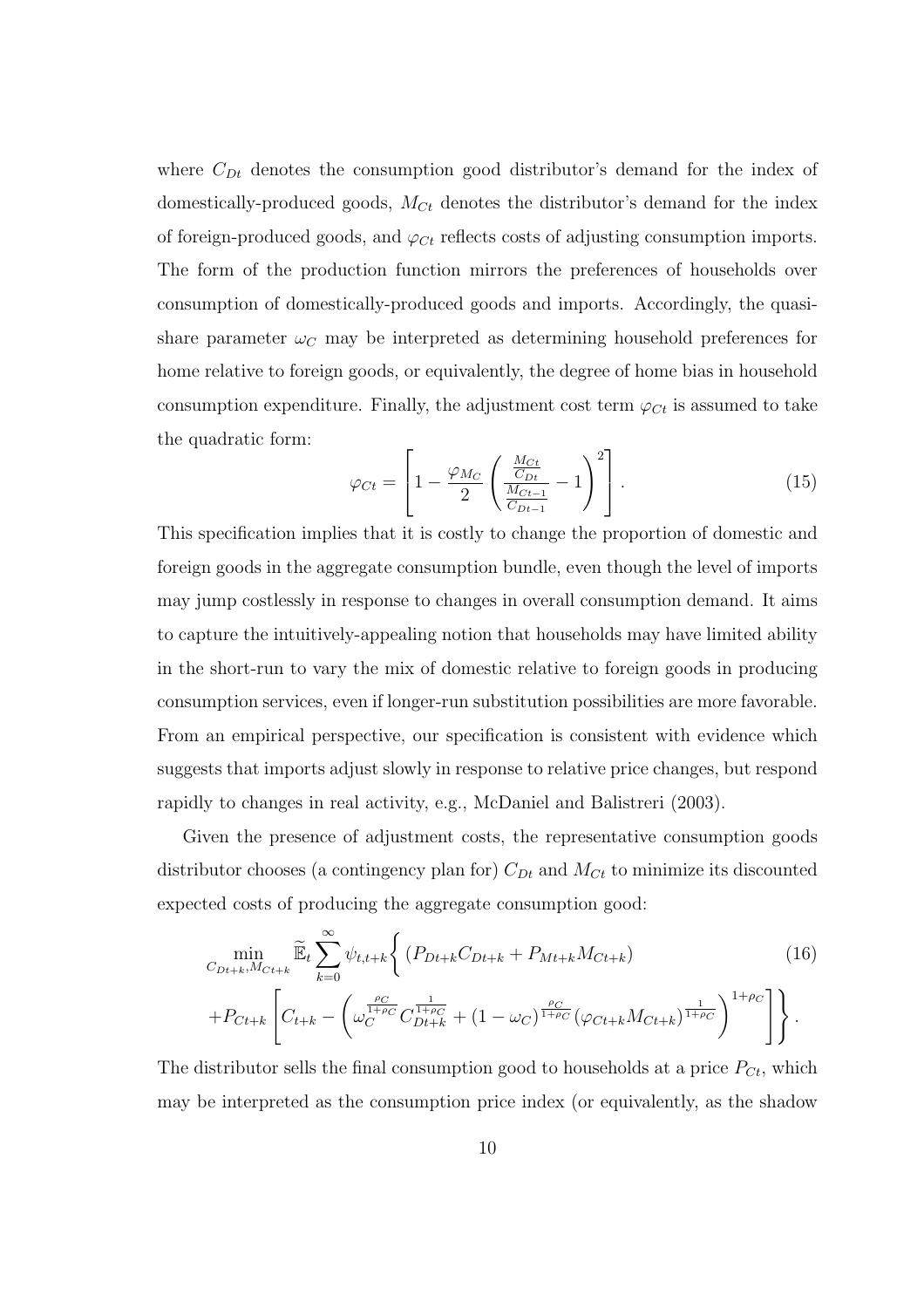where $C_{Dt}$ denotes the consumption good distributor's demand for the index of domestically-produced goods, $M_{Ct}$ denotes the distributor's demand for the index of foreign-produced goods, and $\varphi_{Ct}$ reflects costs of adjusting consumption imports. The form of the production function mirrors the preferences of households over consumption of domestically-produced goods and imports. Accordingly, the quasi-share parameter $\omega_C$ may be interpreted as determining household preferences for home relative to foreign goods, or equivalently, the degree of home bias in household consumption expenditure. Finally, the adjustment cost term $\varphi_{Ct}$ is assumed to take the quadratic form:

$$\varphi_{Ct} = \left[ 1 - \frac{\varphi_{M_C}}{2} \left( \frac{\frac{M_{Ct}}{C_{Dt}}}{\frac{M_{Ct-1}}{C_{Dt-1}}} - 1 \right)^2 \right]. \tag{15}$$

This specification implies that it is costly to change the proportion of domestic and foreign goods in the aggregate consumption bundle, even though the level of imports may jump costlessly in response to changes in overall consumption demand. It aims to capture the intuitively-appealing notion that households may have limited ability in the short-run to vary the mix of domestic relative to foreign goods in producing consumption services, even if longer-run substitution possibilities are more favorable. From an empirical perspective, our specification is consistent with evidence which suggests that imports adjust slowly in response to relative price changes, but respond rapidly to changes in real activity, e.g., McDaniel and Balistreri (2003).

Given the presence of adjustment costs, the representative consumption goods distributor chooses (a contingency plan for) $C_{Dt}$ and $M_{Ct}$ to minimize its discounted expected costs of producing the aggregate consumption good:

$$\begin{aligned} \min_{C_{Dt+k}, M_{Ct+k}} \widetilde{\mathbb{E}}_t \sum_{k=0}^{\infty} \psi_{t,t+k} \Bigg\{ & (P_{Dt+k} C_{Dt+k} + P_{Mt+k} M_{Ct+k}) \\ + P_{Ct+k} & \left[ C_{t+k} - \left( \omega_C^{\frac{\rho_C}{1+\rho_C}} C_{Dt+k}^{\frac{1}{1+\rho_C}} + (1-\omega_C)^{\frac{\rho_C}{1+\rho_C}} (\varphi_{Ct+k} M_{Ct+k})^{\frac{1}{1+\rho_C}} \right)^{1+\rho_C} \right] \Bigg\}. \end{aligned} \tag{16}$$

The distributor sells the final consumption good to households at a price $P_{Ct}$, which may be interpreted as the consumption price index (or equivalently, as the shadow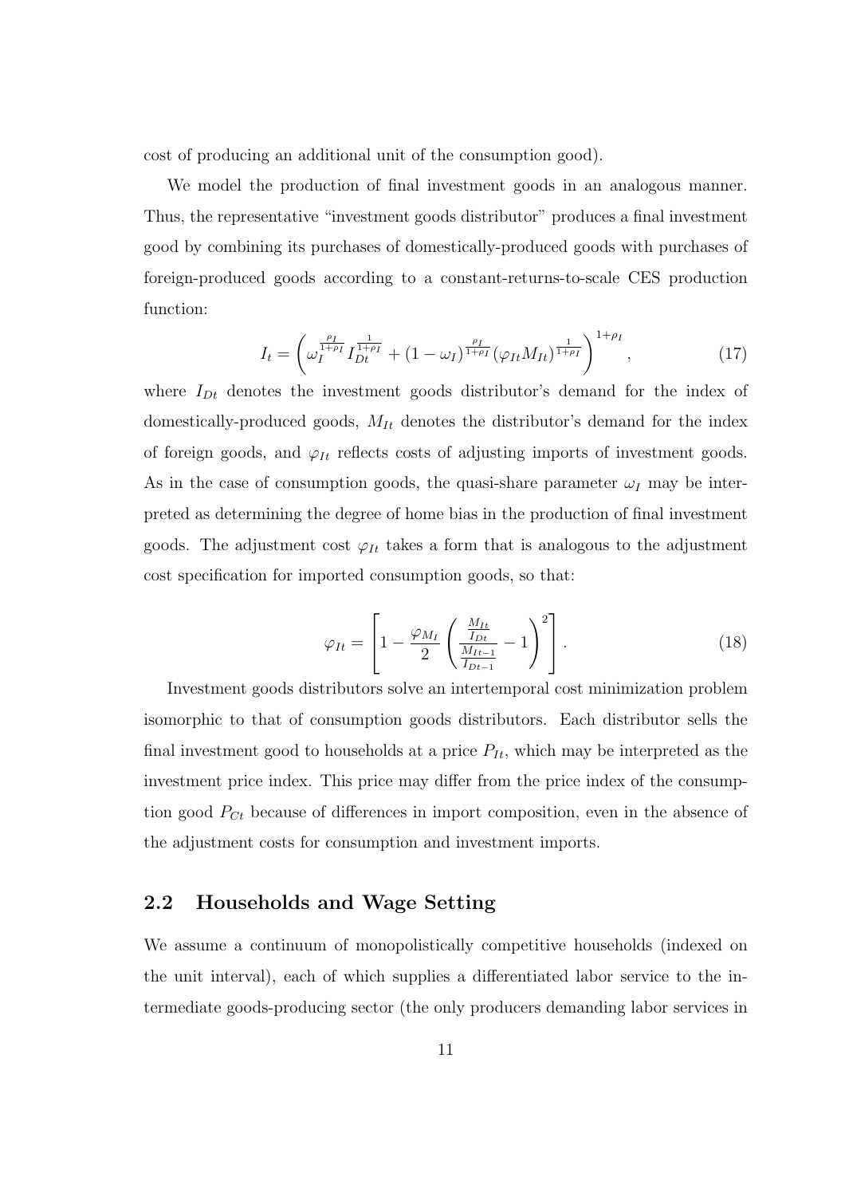cost of producing an additional unit of the consumption good).

We model the production of final investment goods in an analogous manner. Thus, the representative "investment goods distributor" produces a final investment good by combining its purchases of domestically-produced goods with purchases of foreign-produced goods according to a constant-returns-to-scale CES production function:

$$I_t = \left( \omega_I^{\frac{\rho_I}{1+\rho_I}} I_{Dt}^{\frac{1}{1+\rho_I}} + (1-\omega_I)^{\frac{\rho_I}{1+\rho_I}} (\varphi_{It} M_{It})^{\frac{1}{1+\rho_I}} \right)^{1+\rho_I}, \tag{17}$$

where $I_{Dt}$ denotes the investment goods distributor's demand for the index of domestically-produced goods, $M_{It}$ denotes the distributor's demand for the index of foreign goods, and $\varphi_{It}$ reflects costs of adjusting imports of investment goods. As in the case of consumption goods, the quasi-share parameter $\omega_I$ may be interpreted as determining the degree of home bias in the production of final investment goods. The adjustment cost $\varphi_{It}$ takes a form that is analogous to the adjustment cost specification for imported consumption goods, so that:

$$\varphi_{It} = \left[ 1 - \frac{\varphi_{M_I}}{2} \left( \frac{\frac{M_{It}}{I_{Dt}}}{\frac{M_{It-1}}{I_{Dt-1}}} - 1 \right)^2 \right]. \tag{18}$$

Investment goods distributors solve an intertemporal cost minimization problem isomorphic to that of consumption goods distributors. Each distributor sells the final investment good to households at a price $P_{It}$, which may be interpreted as the investment price index. This price may differ from the price index of the consumption good $P_{Ct}$ because of differences in import composition, even in the absence of the adjustment costs for consumption and investment imports.

## 2.2 Households and Wage Setting

We assume a continuum of monopolistically competitive households (indexed on the unit interval), each of which supplies a differentiated labor service to the intermediate goods-producing sector (the only producers demanding labor services in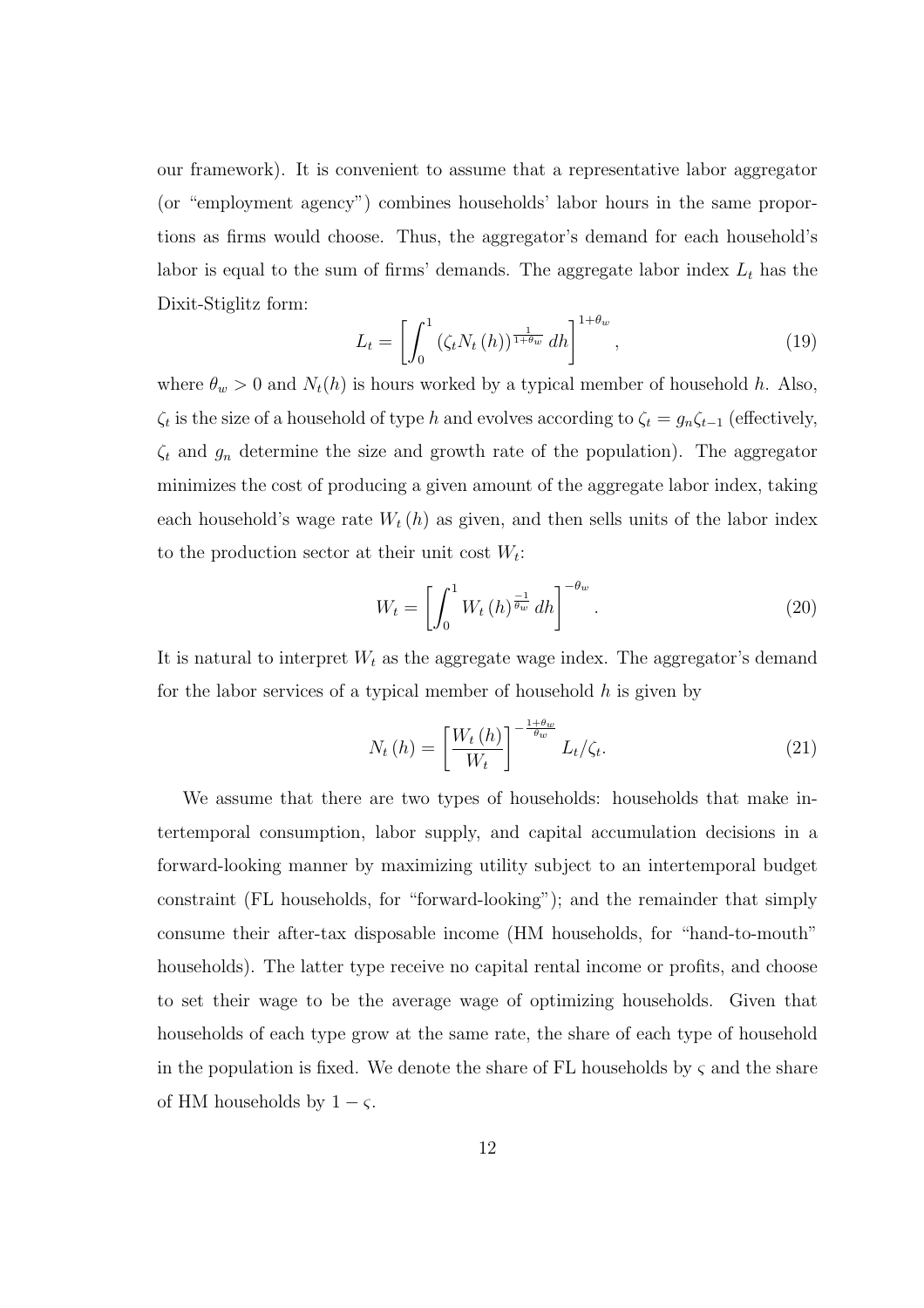our framework). It is convenient to assume that a representative labor aggregator (or "employment agency") combines households' labor hours in the same proportions as firms would choose. Thus, the aggregator's demand for each household's labor is equal to the sum of firms' demands. The aggregate labor index $L_t$ has the Dixit-Stiglitz form:

$$L_t = \left[ \int_0^1 \left( \zeta_t N_t\left(h\right) \right)^{\frac{1}{1+\theta_w}} \, dh \right]^{1+\theta_w}, \tag{19}$$

where $\theta_w > 0$ and $N_t(h)$ is hours worked by a typical member of household $h$. Also, $\zeta_t$ is the size of a household of type $h$ and evolves according to $\zeta_t = g_n \zeta_{t-1}$ (effectively, $\zeta_t$ and $g_n$ determine the size and growth rate of the population). The aggregator minimizes the cost of producing a given amount of the aggregate labor index, taking each household's wage rate $W_t\left(h\right)$ as given, and then sells units of the labor index to the production sector at their unit cost $W_t$:

$$W_t = \left[ \int_0^1 W_t\left(h\right)^{\frac{-1}{\theta_w}} \, dh \right]^{-\theta_w}. \tag{20}$$

It is natural to interpret $W_t$ as the aggregate wage index. The aggregator's demand for the labor services of a typical member of household $h$ is given by

$$N_t\left(h\right) = \left[ \frac{W_t\left(h\right)}{W_t} \right]^{-\frac{1+\theta_w}{\theta_w}} L_t / \zeta_t. \tag{21}$$

We assume that there are two types of households: households that make intertemporal consumption, labor supply, and capital accumulation decisions in a forward-looking manner by maximizing utility subject to an intertemporal budget constraint (FL households, for "forward-looking"); and the remainder that simply consume their after-tax disposable income (HM households, for "hand-to-mouth" households). The latter type receive no capital rental income or profits, and choose to set their wage to be the average wage of optimizing households. Given that households of each type grow at the same rate, the share of each type of household in the population is fixed. We denote the share of FL households by $\varsigma$ and the share of HM households by $1 - \varsigma$.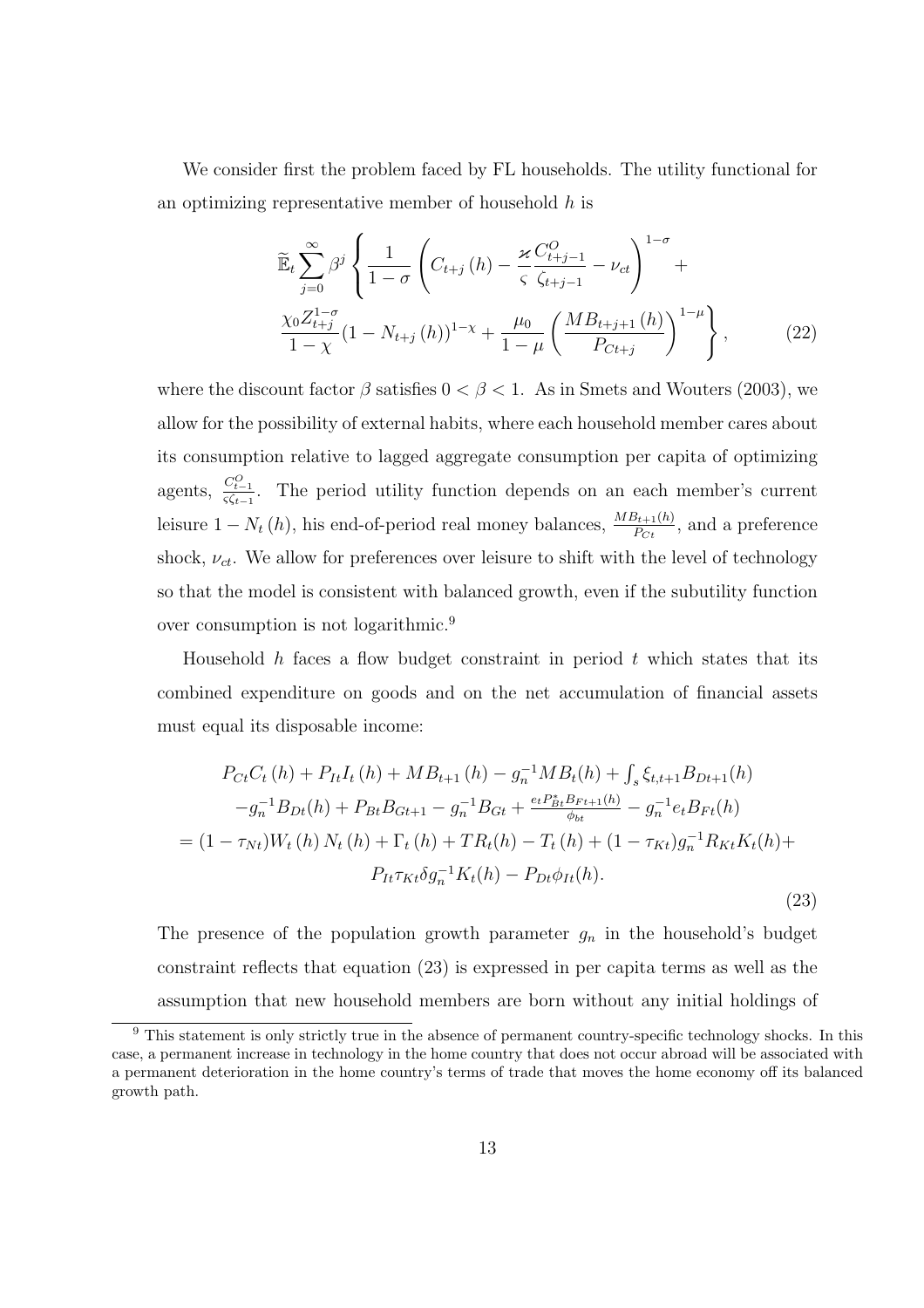We consider first the problem faced by FL households. The utility functional for an optimizing representative member of household $h$ is

$$
\widetilde{\mathbb{E}}_t \sum_{j=0}^{\infty} \beta^j \left\{ \frac{1}{1-\sigma} \left( C_{t+j}(h) - \frac{\varkappa}{\varsigma} \frac{C^O_{t+j-1}}{\zeta_{t+j-1}} - \nu_{ct} \right)^{1-\sigma} + \frac{\chi_0 Z_{t+j}^{1-\sigma}}{1-\chi} (1 - N_{t+j}(h))^{1-\chi} + \frac{\mu_0}{1-\mu} \left( \frac{MB_{t+j+1}(h)}{P_{Ct+j}} \right)^{1-\mu} \right\}, \tag{22}
$$

where the discount factor $\beta$ satisfies $0 < \beta < 1$. As in Smets and Wouters (2003), we allow for the possibility of external habits, where each household member cares about its consumption relative to lagged aggregate consumption per capita of optimizing agents, $\frac{C^O_{t-1}}{\varsigma \zeta_{t-1}}$. The period utility function depends on an each member's current leisure $1 - N_t(h)$, his end-of-period real money balances, $\frac{MB_{t+1}(h)}{P_{Ct}}$, and a preference shock, $\nu_{ct}$. We allow for preferences over leisure to shift with the level of technology so that the model is consistent with balanced growth, even if the subutility function over consumption is not logarithmic.[9]

Household $h$ faces a flow budget constraint in period $t$ which states that its combined expenditure on goods and on the net accumulation of financial assets must equal its disposable income:

$$
\begin{aligned}
&P_{Ct} C_t(h) + P_{It} I_t(h) + MB_{t+1}(h) - g_n^{-1} MB_t(h) + \textstyle\int_s \xi_{t,t+1} B_{Dt+1}(h) \\
&\quad - g_n^{-1} B_{Dt}(h) + P_{Bt} B_{Gt+1} - g_n^{-1} B_{Gt} + \tfrac{e_t P^*_{Bt} B_{Ft+1}(h)}{\phi_{bt}} - g_n^{-1} e_t B_{Ft}(h) \\
&= (1 - \tau_{Nt}) W_t(h) N_t(h) + \Gamma_t(h) + TR_t(h) - T_t(h) + (1 - \tau_{Kt}) g_n^{-1} R_{Kt} K_t(h) + \\
&\qquad P_{It} \tau_{Kt} \delta g_n^{-1} K_t(h) - P_{Dt} \phi_{It}(h).
\end{aligned} \tag{23}
$$

The presence of the population growth parameter $g_n$ in the household's budget constraint reflects that equation (23) is expressed in per capita terms as well as the assumption that new household members are born without any initial holdings of

---

[9] This statement is only strictly true in the absence of permanent country-specific technology shocks. In this case, a permanent increase in technology in the home country that does not occur abroad will be associated with a permanent deterioration in the home country's terms of trade that moves the home economy off its balanced growth path.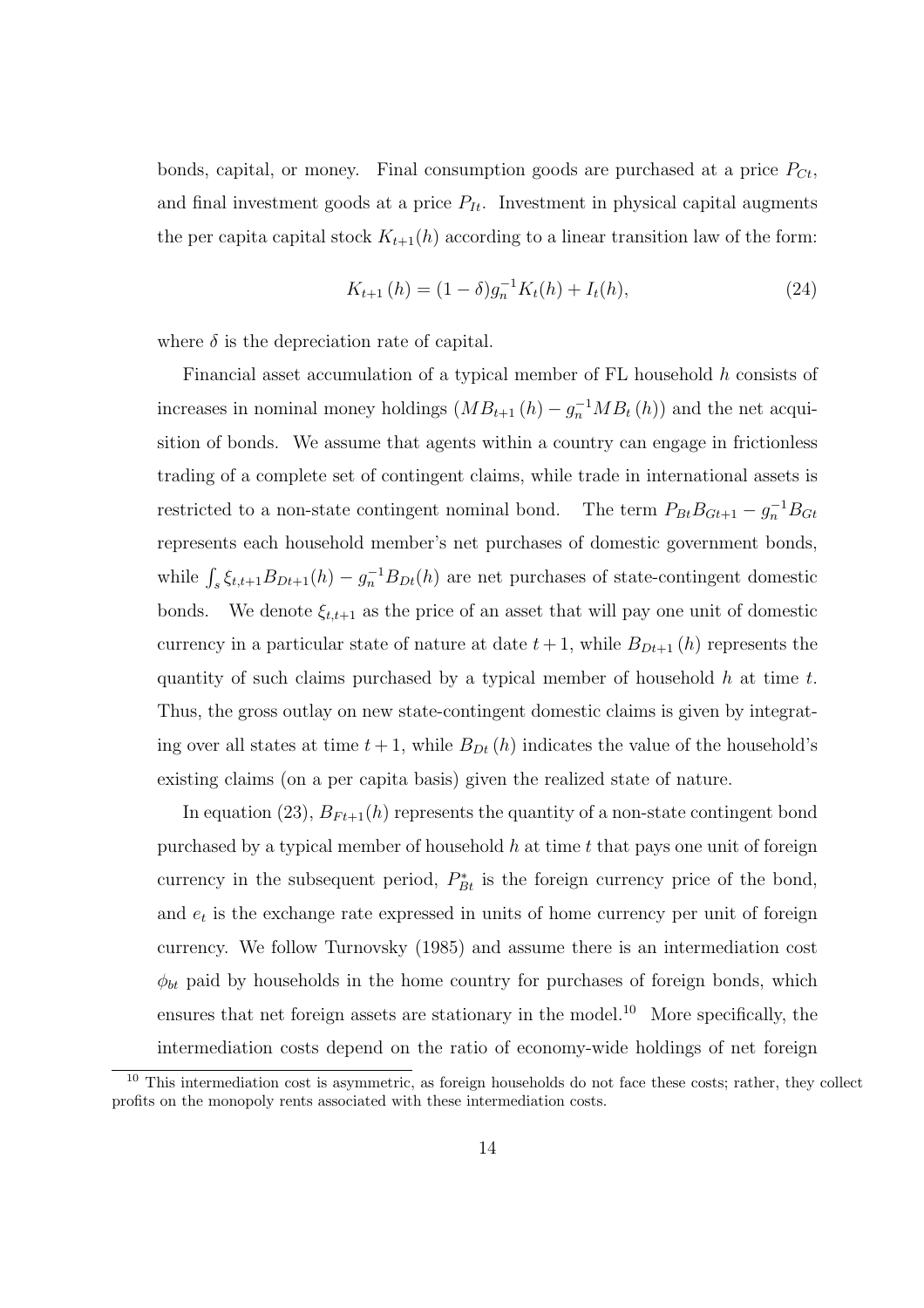bonds, capital, or money. Final consumption goods are purchased at a price $P_{Ct}$, and final investment goods at a price $P_{It}$. Investment in physical capital augments the per capita capital stock $K_{t+1}(h)$ according to a linear transition law of the form:

$$K_{t+1}(h) = (1-\delta)g_n^{-1}K_t(h) + I_t(h), \tag{24}$$

where $\delta$ is the depreciation rate of capital.

Financial asset accumulation of a typical member of FL household $h$ consists of increases in nominal money holdings $(MB_{t+1}(h) - g_n^{-1}MB_t(h))$ and the net acquisition of bonds. We assume that agents within a country can engage in frictionless trading of a complete set of contingent claims, while trade in international assets is restricted to a non-state contingent nominal bond. The term $P_{Bt}B_{Gt+1} - g_n^{-1}B_{Gt}$ represents each household member's net purchases of domestic government bonds, while $\int_s \xi_{t,t+1}B_{Dt+1}(h) - g_n^{-1}B_{Dt}(h)$ are net purchases of state-contingent domestic bonds. We denote $\xi_{t,t+1}$ as the price of an asset that will pay one unit of domestic currency in a particular state of nature at date $t+1$, while $B_{Dt+1}(h)$ represents the quantity of such claims purchased by a typical member of household $h$ at time $t$. Thus, the gross outlay on new state-contingent domestic claims is given by integrating over all states at time $t+1$, while $B_{Dt}(h)$ indicates the value of the household's existing claims (on a per capita basis) given the realized state of nature.

In equation (23), $B_{Ft+1}(h)$ represents the quantity of a non-state contingent bond purchased by a typical member of household $h$ at time $t$ that pays one unit of foreign currency in the subsequent period, $P^*_{Bt}$ is the foreign currency price of the bond, and $e_t$ is the exchange rate expressed in units of home currency per unit of foreign currency. We follow Turnovsky (1985) and assume there is an intermediation cost $\phi_{bt}$ paid by households in the home country for purchases of foreign bonds, which ensures that net foreign assets are stationary in the model.[10] More specifically, the intermediation costs depend on the ratio of economy-wide holdings of net foreign

[10] This intermediation cost is asymmetric, as foreign households do not face these costs; rather, they collect profits on the monopoly rents associated with these intermediation costs.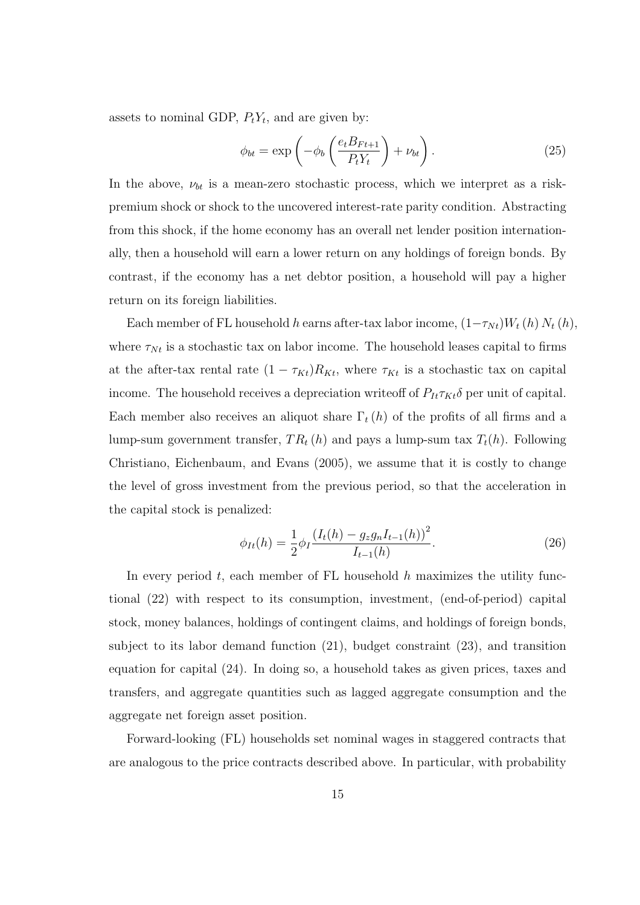assets to nominal GDP, $P_t Y_t$, and are given by:

$$\phi_{bt} = \exp\left(-\phi_b\left(\frac{e_t B_{Ft+1}}{P_t Y_t}\right) + \nu_{bt}\right). \tag{25}$$

In the above, $\nu_{bt}$ is a mean-zero stochastic process, which we interpret as a risk-premium shock or shock to the uncovered interest-rate parity condition. Abstracting from this shock, if the home economy has an overall net lender position internationally, then a household will earn a lower return on any holdings of foreign bonds. By contrast, if the economy has a net debtor position, a household will pay a higher return on its foreign liabilities.

Each member of FL household $h$ earns after-tax labor income, $(1-\tau_{Nt})W_t(h)N_t(h)$, where $\tau_{Nt}$ is a stochastic tax on labor income. The household leases capital to firms at the after-tax rental rate $(1-\tau_{Kt})R_{Kt}$, where $\tau_{Kt}$ is a stochastic tax on capital income. The household receives a depreciation writeoff of $P_{It}\tau_{Kt}\delta$ per unit of capital. Each member also receives an aliquot share $\Gamma_t(h)$ of the profits of all firms and a lump-sum government transfer, $TR_t(h)$ and pays a lump-sum tax $T_t(h)$. Following Christiano, Eichenbaum, and Evans (2005), we assume that it is costly to change the level of gross investment from the previous period, so that the acceleration in the capital stock is penalized:

$$\phi_{It}(h) = \frac{1}{2}\phi_I\frac{\left(I_t(h) - g_z g_n I_{t-1}(h)\right)^2}{I_{t-1}(h)}. \tag{26}$$

In every period $t$, each member of FL household $h$ maximizes the utility functional (22) with respect to its consumption, investment, (end-of-period) capital stock, money balances, holdings of contingent claims, and holdings of foreign bonds, subject to its labor demand function (21), budget constraint (23), and transition equation for capital (24). In doing so, a household takes as given prices, taxes and transfers, and aggregate quantities such as lagged aggregate consumption and the aggregate net foreign asset position.

Forward-looking (FL) households set nominal wages in staggered contracts that are analogous to the price contracts described above. In particular, with probability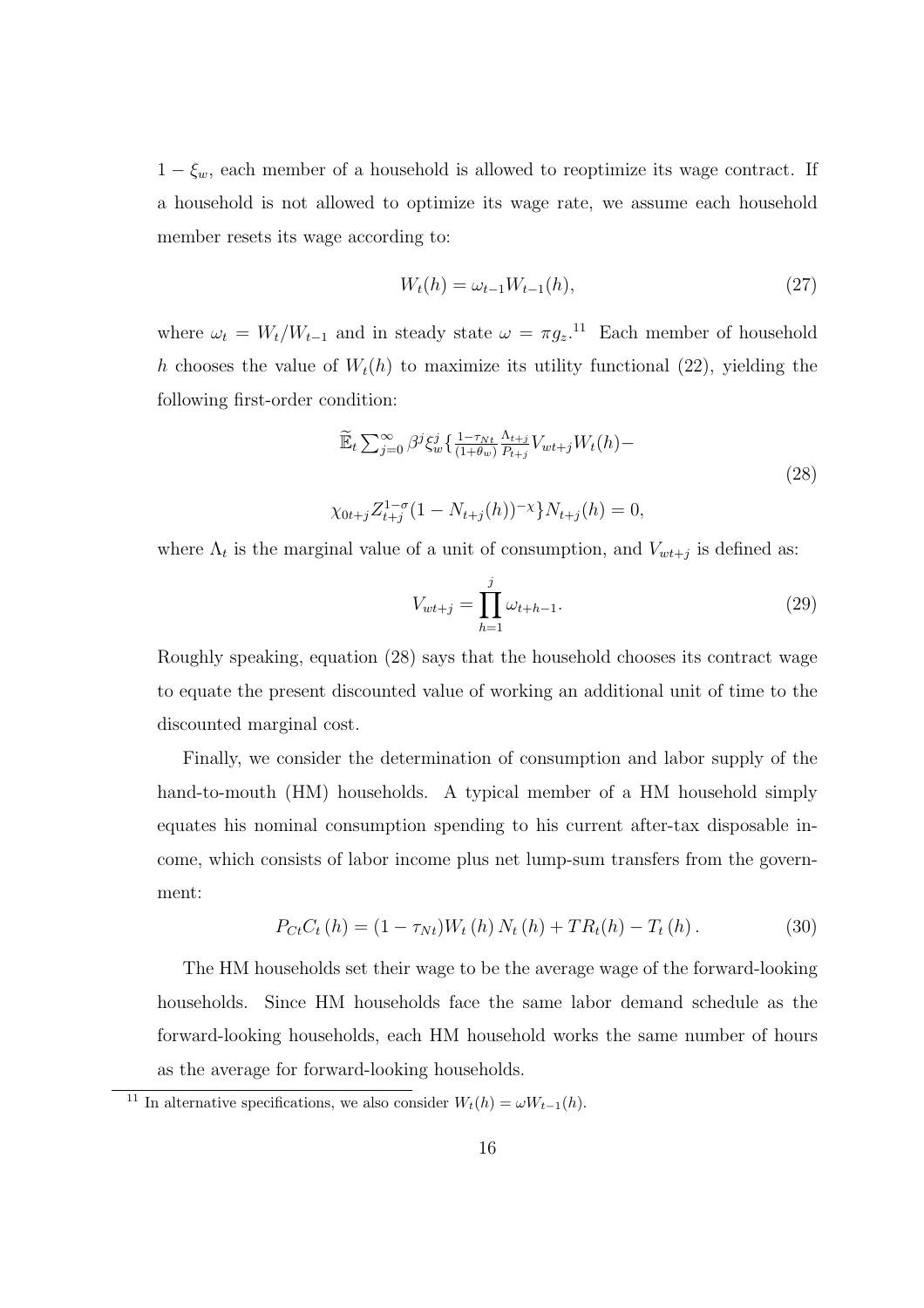$1 - \xi_w$, each member of a household is allowed to reoptimize its wage contract. If a household is not allowed to optimize its wage rate, we assume each household member resets its wage according to:

$$W_t(h) = \omega_{t-1} W_{t-1}(h), \tag{27}$$

where $\omega_t = W_t/W_{t-1}$ and in steady state $\omega = \pi g_z$.[11] Each member of household $h$ chooses the value of $W_t(h)$ to maximize its utility functional (22), yielding the following first-order condition:

$$\begin{aligned} &\widetilde{\mathbb{E}}_t \sum_{j=0}^{\infty} \beta^j \xi_w^j \left\{ \tfrac{1-\tau_{Nt}}{(1+\theta_w)} \tfrac{\Lambda_{t+j}}{P_{t+j}} V_{wt+j} W_t(h) - \right. \\ &\left. \chi_{0t+j} Z_{t+j}^{1-\sigma} (1 - N_{t+j}(h))^{-\chi} \right\} N_{t+j}(h) = 0, \end{aligned} \tag{28}$$

where $\Lambda_t$ is the marginal value of a unit of consumption, and $V_{wt+j}$ is defined as:

$$V_{wt+j} = \prod_{h=1}^{j} \omega_{t+h-1}. \tag{29}$$

Roughly speaking, equation (28) says that the household chooses its contract wage to equate the present discounted value of working an additional unit of time to the discounted marginal cost.

Finally, we consider the determination of consumption and labor supply of the hand-to-mouth (HM) households. A typical member of a HM household simply equates his nominal consumption spending to his current after-tax disposable income, which consists of labor income plus net lump-sum transfers from the government:

$$P_{Ct} C_t(h) = (1 - \tau_{Nt}) W_t(h) N_t(h) + TR_t(h) - T_t(h). \tag{30}$$

The HM households set their wage to be the average wage of the forward-looking households. Since HM households face the same labor demand schedule as the forward-looking households, each HM household works the same number of hours as the average for forward-looking households.

[11] In alternative specifications, we also consider $W_t(h) = \omega W_{t-1}(h)$.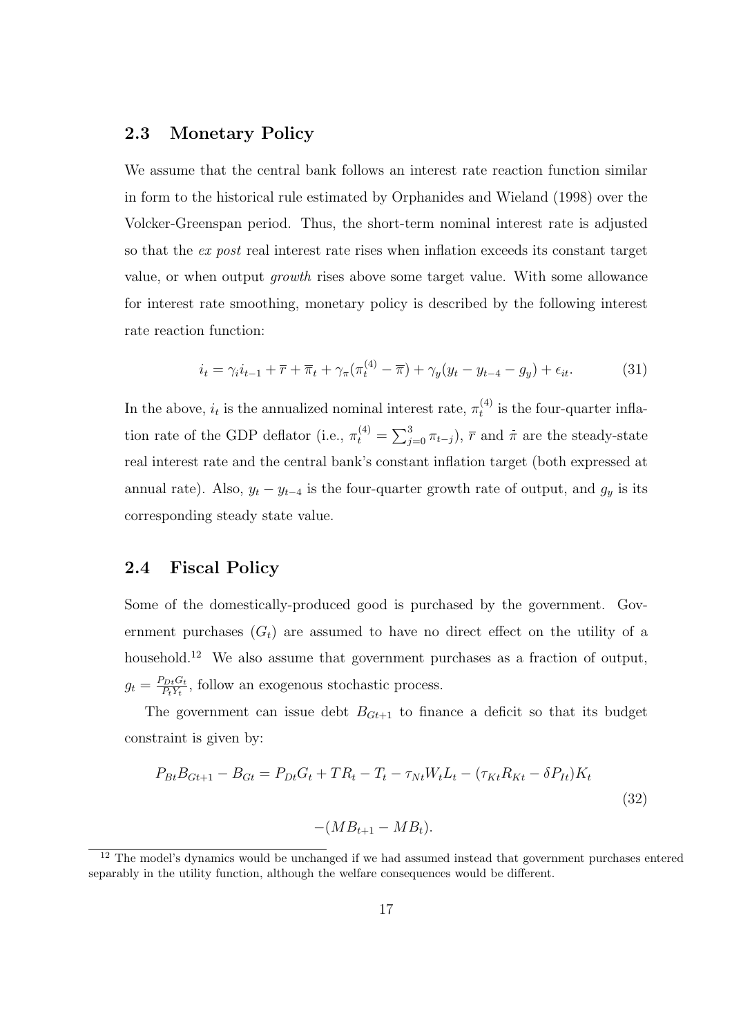## 2.3 Monetary Policy

We assume that the central bank follows an interest rate reaction function similar in form to the historical rule estimated by Orphanides and Wieland (1998) over the Volcker-Greenspan period. Thus, the short-term nominal interest rate is adjusted so that the *ex post* real interest rate rises when inflation exceeds its constant target value, or when output *growth* rises above some target value. With some allowance for interest rate smoothing, monetary policy is described by the following interest rate reaction function:

$$i_t = \gamma_i i_{t-1} + \overline{r} + \overline{\pi}_t + \gamma_\pi(\pi_t^{(4)} - \overline{\pi}) + \gamma_y(y_t - y_{t-4} - g_y) + \epsilon_{it}. \tag{31}$$

In the above, $i_t$ is the annualized nominal interest rate, $\pi_t^{(4)}$ is the four-quarter inflation rate of the GDP deflator (i.e., $\pi_t^{(4)} = \sum_{j=0}^{3} \pi_{t-j}$), $\overline{r}$ and $\bar{\pi}$ are the steady-state real interest rate and the central bank's constant inflation target (both expressed at annual rate). Also, $y_t - y_{t-4}$ is the four-quarter growth rate of output, and $g_y$ is its corresponding steady state value.

## 2.4 Fiscal Policy

Some of the domestically-produced good is purchased by the government. Government purchases ($G_t$) are assumed to have no direct effect on the utility of a household.[12] We also assume that government purchases as a fraction of output, $g_t = \frac{P_{Dt}G_t}{P_t Y_t}$, follow an exogenous stochastic process.

The government can issue debt $B_{Gt+1}$ to finance a deficit so that its budget constraint is given by:

$$P_{Bt}B_{Gt+1} - B_{Gt} = P_{Dt}G_t + TR_t - T_t - \tau_{Nt}W_t L_t - (\tau_{Kt}R_{Kt} - \delta P_{It})K_t - (MB_{t+1} - MB_t). \tag{32}$$

[12] The model's dynamics would be unchanged if we had assumed instead that government purchases entered separably in the utility function, although the welfare consequences would be different.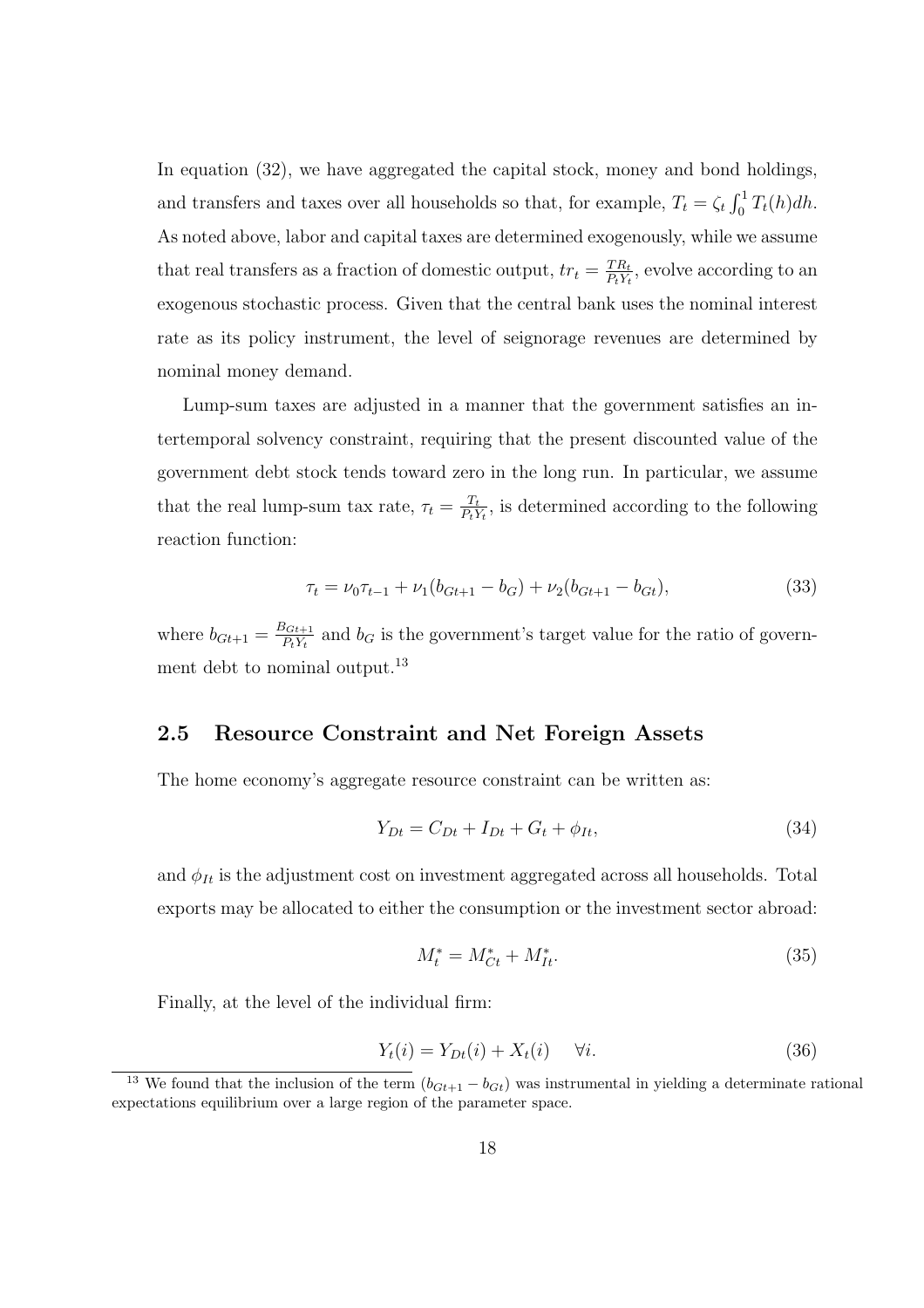In equation (32), we have aggregated the capital stock, money and bond holdings, and transfers and taxes over all households so that, for example, $T_t = \zeta_t \int_0^1 T_t(h)dh$. As noted above, labor and capital taxes are determined exogenously, while we assume that real transfers as a fraction of domestic output, $tr_t = \frac{TR_t}{P_t Y_t}$, evolve according to an exogenous stochastic process. Given that the central bank uses the nominal interest rate as its policy instrument, the level of seignorage revenues are determined by nominal money demand.

Lump-sum taxes are adjusted in a manner that the government satisfies an intertemporal solvency constraint, requiring that the present discounted value of the government debt stock tends toward zero in the long run. In particular, we assume that the real lump-sum tax rate, $\tau_t = \frac{T_t}{P_t Y_t}$, is determined according to the following reaction function:

$$\tau_t = \nu_0 \tau_{t-1} + \nu_1 (b_{Gt+1} - b_G) + \nu_2 (b_{Gt+1} - b_{Gt}), \tag{33}$$

where $b_{Gt+1} = \frac{B_{Gt+1}}{P_t Y_t}$ and $b_G$ is the government's target value for the ratio of government debt to nominal output.[13]

## 2.5 Resource Constraint and Net Foreign Assets

The home economy's aggregate resource constraint can be written as:

$$Y_{Dt} = C_{Dt} + I_{Dt} + G_t + \phi_{It}, \tag{34}$$

and $\phi_{It}$ is the adjustment cost on investment aggregated across all households. Total exports may be allocated to either the consumption or the investment sector abroad:

$$M_t^* = M_{Ct}^* + M_{It}^*. \tag{35}$$

Finally, at the level of the individual firm:

$$Y_t(i) = Y_{Dt}(i) + X_t(i) \quad \forall i. \tag{36}$$

[13] We found that the inclusion of the term $(b_{Gt+1} - b_{Gt})$ was instrumental in yielding a determinate rational expectations equilibrium over a large region of the parameter space.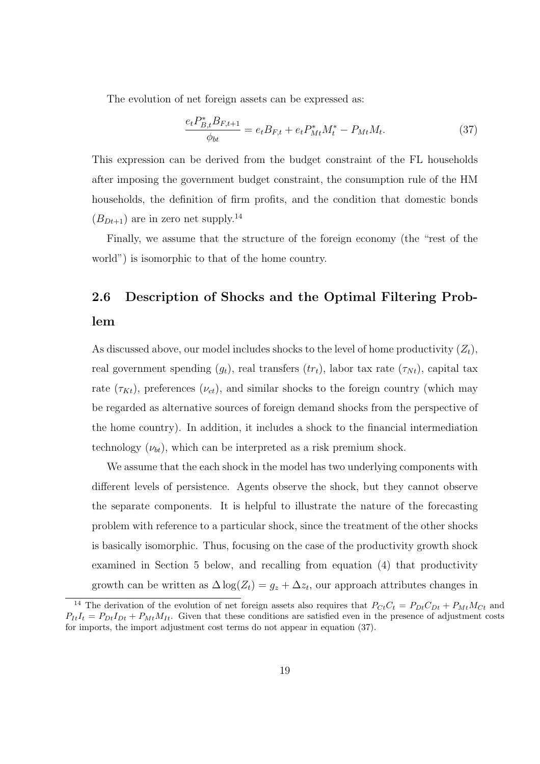The evolution of net foreign assets can be expressed as:

$$\frac{e_t P^*_{B,t} B_{F,t+1}}{\phi_{bt}} = e_t B_{F,t} + e_t P^*_{Mt} M^*_t - P_{Mt} M_t. \tag{37}$$

This expression can be derived from the budget constraint of the FL households after imposing the government budget constraint, the consumption rule of the HM households, the definition of firm profits, and the condition that domestic bonds ($B_{Dt+1}$) are in zero net supply.[14]

Finally, we assume that the structure of the foreign economy (the "rest of the world") is isomorphic to that of the home country.

## 2.6 Description of Shocks and the Optimal Filtering Problem

As discussed above, our model includes shocks to the level of home productivity ($Z_t$), real government spending ($g_t$), real transfers ($tr_t$), labor tax rate ($\tau_{Nt}$), capital tax rate ($\tau_{Kt}$), preferences ($\nu_{ct}$), and similar shocks to the foreign country (which may be regarded as alternative sources of foreign demand shocks from the perspective of the home country). In addition, it includes a shock to the financial intermediation technology ($\nu_{bt}$), which can be interpreted as a risk premium shock.

We assume that the each shock in the model has two underlying components with different levels of persistence. Agents observe the shock, but they cannot observe the separate components. It is helpful to illustrate the nature of the forecasting problem with reference to a particular shock, since the treatment of the other shocks is basically isomorphic. Thus, focusing on the case of the productivity growth shock examined in Section 5 below, and recalling from equation (4) that productivity growth can be written as $\Delta \log(Z_t) = g_z + \Delta z_t$, our approach attributes changes in

[14] The derivation of the evolution of net foreign assets also requires that $P_{Ct}C_t = P_{Dt}C_{Dt} + P_{Mt}M_{Ct}$ and $P_{It}I_t = P_{Dt}I_{Dt} + P_{Mt}M_{It}$. Given that these conditions are satisfied even in the presence of adjustment costs for imports, the import adjustment cost terms do not appear in equation (37).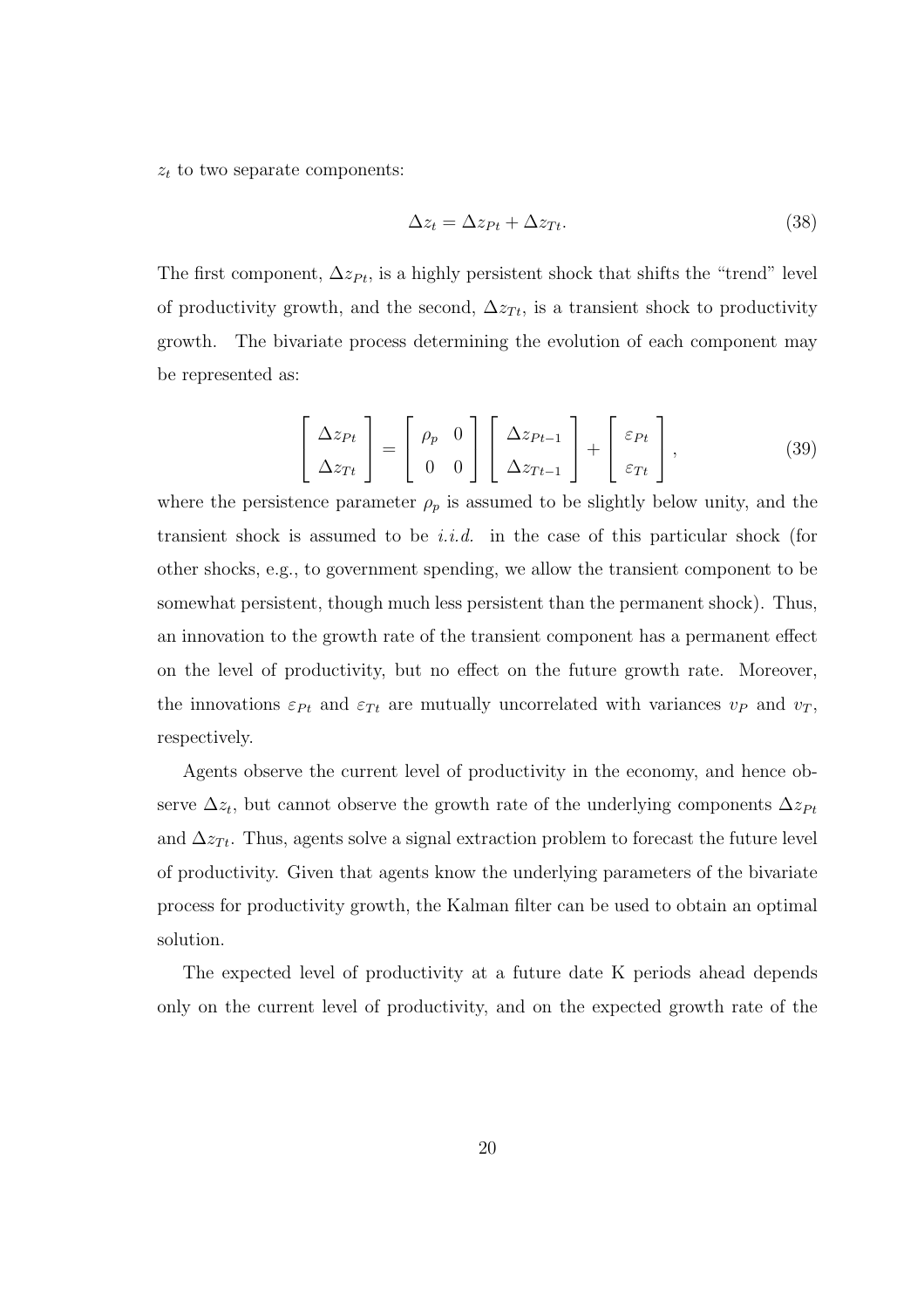$z_t$ to two separate components:

$$\Delta z_t = \Delta z_{Pt} + \Delta z_{Tt}. \tag{38}$$

The first component, $\Delta z_{Pt}$, is a highly persistent shock that shifts the "trend" level of productivity growth, and the second, $\Delta z_{Tt}$, is a transient shock to productivity growth. The bivariate process determining the evolution of each component may be represented as:

$$\begin{bmatrix} \Delta z_{Pt} \\ \Delta z_{Tt} \end{bmatrix} = \begin{bmatrix} \rho_p & 0 \\ 0 & 0 \end{bmatrix} \begin{bmatrix} \Delta z_{Pt-1} \\ \Delta z_{Tt-1} \end{bmatrix} + \begin{bmatrix} \varepsilon_{Pt} \\ \varepsilon_{Tt} \end{bmatrix}, \tag{39}$$

where the persistence parameter $\rho_p$ is assumed to be slightly below unity, and the transient shock is assumed to be *i.i.d.* in the case of this particular shock (for other shocks, e.g., to government spending, we allow the transient component to be somewhat persistent, though much less persistent than the permanent shock). Thus, an innovation to the growth rate of the transient component has a permanent effect on the level of productivity, but no effect on the future growth rate. Moreover, the innovations $\varepsilon_{Pt}$ and $\varepsilon_{Tt}$ are mutually uncorrelated with variances $v_P$ and $v_T$, respectively.

Agents observe the current level of productivity in the economy, and hence observe $\Delta z_t$, but cannot observe the growth rate of the underlying components $\Delta z_{Pt}$ and $\Delta z_{Tt}$. Thus, agents solve a signal extraction problem to forecast the future level of productivity. Given that agents know the underlying parameters of the bivariate process for productivity growth, the Kalman filter can be used to obtain an optimal solution.

The expected level of productivity at a future date K periods ahead depends only on the current level of productivity, and on the expected growth rate of the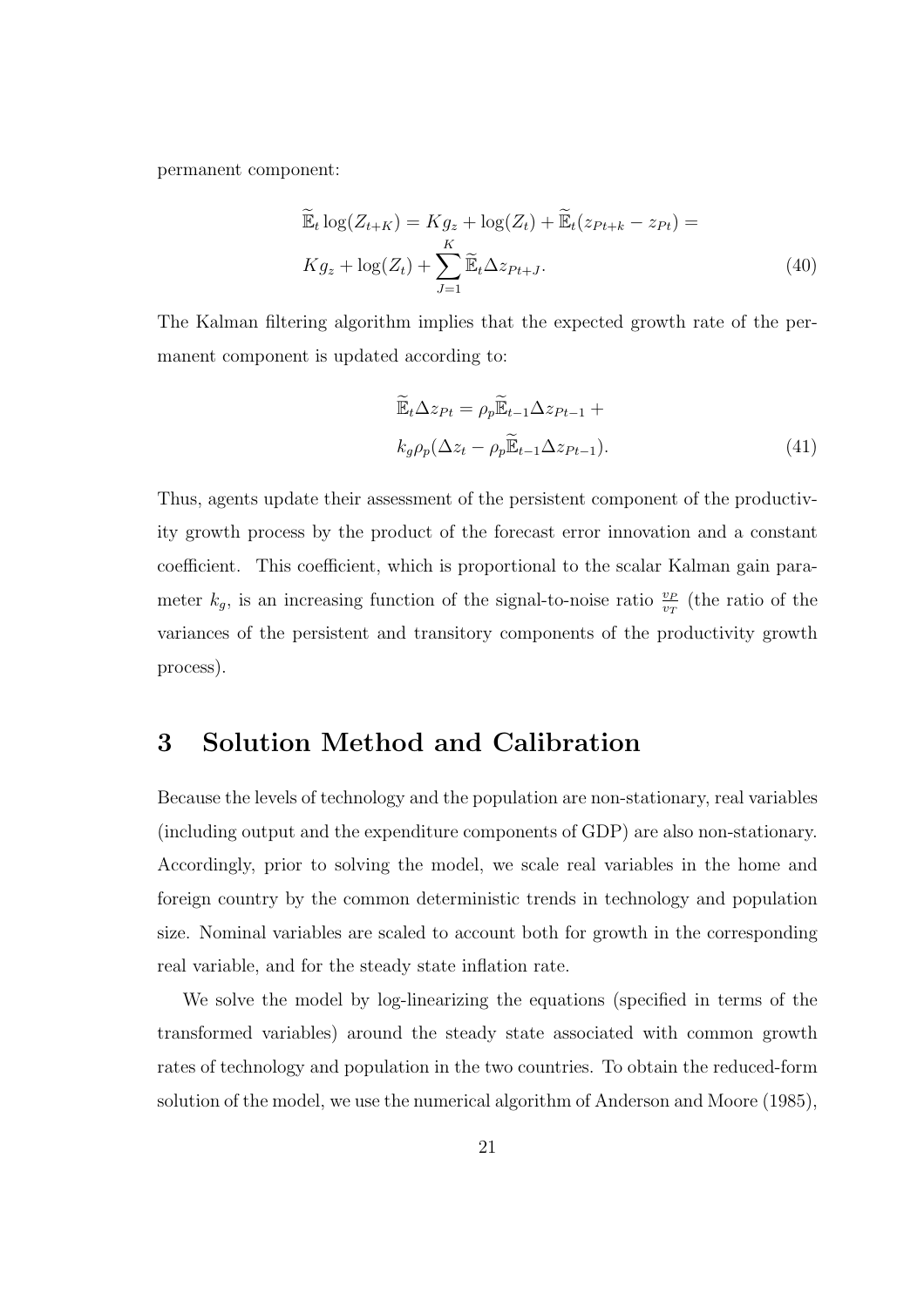permanent component:

$$
\begin{aligned}
\widetilde{\mathbb{E}}_t \log(Z_{t+K}) &= Kg_z + \log(Z_t) + \widetilde{\mathbb{E}}_t(z_{Pt+k} - z_{Pt}) = \\
&Kg_z + \log(Z_t) + \sum_{J=1}^{K} \widetilde{\mathbb{E}}_t \Delta z_{Pt+J}.
\end{aligned} \tag{40}
$$

The Kalman filtering algorithm implies that the expected growth rate of the permanent component is updated according to:

$$
\begin{aligned}
&\widetilde{\mathbb{E}}_t \Delta z_{Pt} = \rho_p \widetilde{\mathbb{E}}_{t-1} \Delta z_{Pt-1} + \\
&k_g \rho_p (\Delta z_t - \rho_p \widetilde{\mathbb{E}}_{t-1} \Delta z_{Pt-1}).
\end{aligned} \tag{41}
$$

Thus, agents update their assessment of the persistent component of the productivity growth process by the product of the forecast error innovation and a constant coefficient. This coefficient, which is proportional to the scalar Kalman gain parameter $k_g$, is an increasing function of the signal-to-noise ratio $\frac{v_P}{v_T}$ (the ratio of the variances of the persistent and transitory components of the productivity growth process).

# 3 Solution Method and Calibration

Because the levels of technology and the population are non-stationary, real variables (including output and the expenditure components of GDP) are also non-stationary. Accordingly, prior to solving the model, we scale real variables in the home and foreign country by the common deterministic trends in technology and population size. Nominal variables are scaled to account both for growth in the corresponding real variable, and for the steady state inflation rate.

We solve the model by log-linearizing the equations (specified in terms of the transformed variables) around the steady state associated with common growth rates of technology and population in the two countries. To obtain the reduced-form solution of the model, we use the numerical algorithm of Anderson and Moore (1985),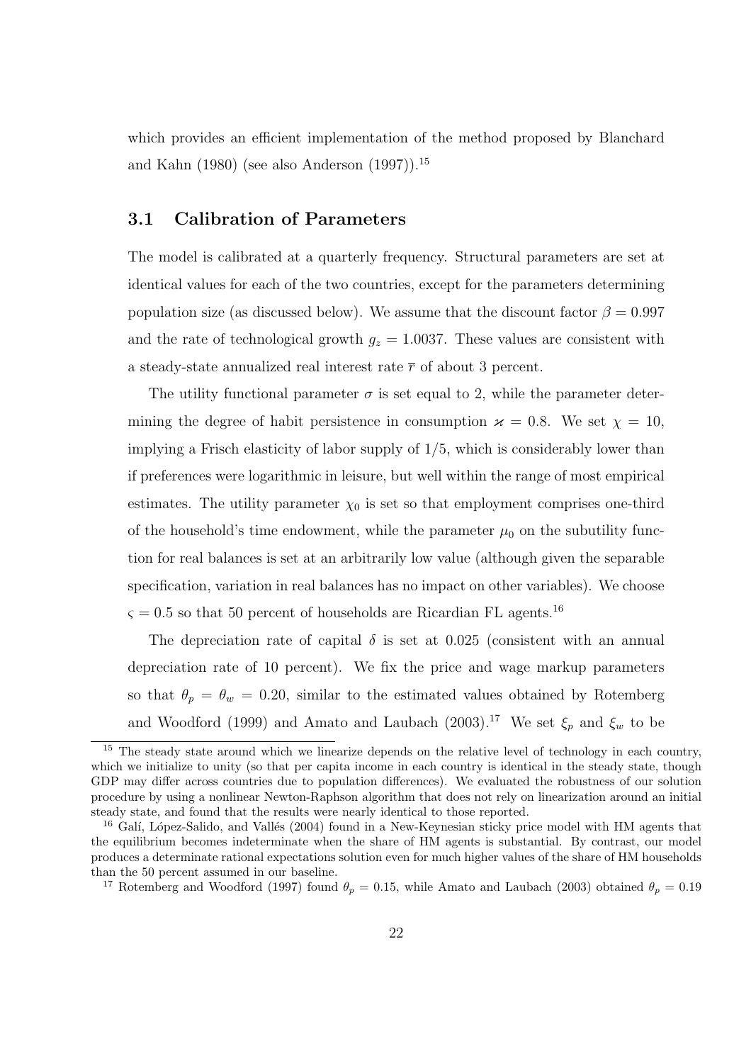which provides an efficient implementation of the method proposed by Blanchard and Kahn (1980) (see also Anderson (1997)).[15]

### 3.1 Calibration of Parameters

The model is calibrated at a quarterly frequency. Structural parameters are set at identical values for each of the two countries, except for the parameters determining population size (as discussed below). We assume that the discount factor $\beta = 0.997$ and the rate of technological growth $g_z = 1.0037$. These values are consistent with a steady-state annualized real interest rate $\overline{r}$ of about 3 percent.

The utility functional parameter $\sigma$ is set equal to 2, while the parameter determining the degree of habit persistence in consumption $\varkappa = 0.8$. We set $\chi = 10$, implying a Frisch elasticity of labor supply of 1/5, which is considerably lower than if preferences were logarithmic in leisure, but well within the range of most empirical estimates. The utility parameter $\chi_0$ is set so that employment comprises one-third of the household's time endowment, while the parameter $\mu_0$ on the subutility function for real balances is set at an arbitrarily low value (although given the separable specification, variation in real balances has no impact on other variables). We choose $\varsigma = 0.5$ so that 50 percent of households are Ricardian FL agents.[16]

The depreciation rate of capital $\delta$ is set at 0.025 (consistent with an annual depreciation rate of 10 percent). We fix the price and wage markup parameters so that $\theta_p = \theta_w = 0.20$, similar to the estimated values obtained by Rotemberg and Woodford (1999) and Amato and Laubach (2003).[17] We set $\xi_p$ and $\xi_w$ to be

---

[15] The steady state around which we linearize depends on the relative level of technology in each country, which we initialize to unity (so that per capita income in each country is identical in the steady state, though GDP may differ across countries due to population differences). We evaluated the robustness of our solution procedure by using a nonlinear Newton-Raphson algorithm that does not rely on linearization around an initial steady state, and found that the results were nearly identical to those reported.

[16] Galí, López-Salido, and Vallés (2004) found in a New-Keynesian sticky price model with HM agents that the equilibrium becomes indeterminate when the share of HM agents is substantial. By contrast, our model produces a determinate rational expectations solution even for much higher values of the share of HM households than the 50 percent assumed in our baseline.

[17] Rotemberg and Woodford (1997) found $\theta_p = 0.15$, while Amato and Laubach (2003) obtained $\theta_p = 0.19$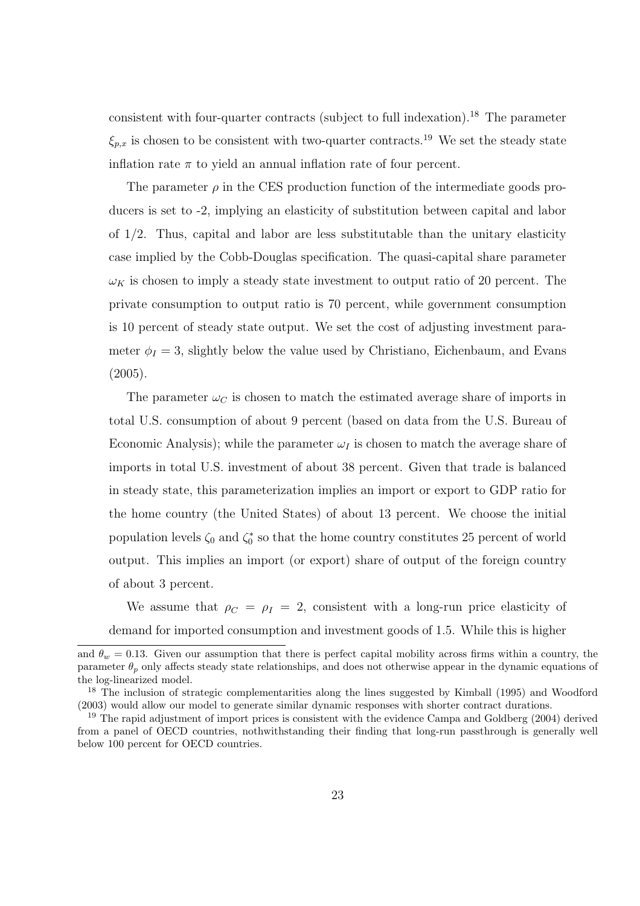consistent with four-quarter contracts (subject to full indexation).[18] The parameter $\xi_{p,x}$ is chosen to be consistent with two-quarter contracts.[19] We set the steady state inflation rate $\pi$ to yield an annual inflation rate of four percent.

The parameter $\rho$ in the CES production function of the intermediate goods producers is set to -2, implying an elasticity of substitution between capital and labor of 1/2. Thus, capital and labor are less substitutable than the unitary elasticity case implied by the Cobb-Douglas specification. The quasi-capital share parameter $\omega_K$ is chosen to imply a steady state investment to output ratio of 20 percent. The private consumption to output ratio is 70 percent, while government consumption is 10 percent of steady state output. We set the cost of adjusting investment parameter $\phi_I = 3$, slightly below the value used by Christiano, Eichenbaum, and Evans (2005).

The parameter $\omega_C$ is chosen to match the estimated average share of imports in total U.S. consumption of about 9 percent (based on data from the U.S. Bureau of Economic Analysis); while the parameter $\omega_I$ is chosen to match the average share of imports in total U.S. investment of about 38 percent. Given that trade is balanced in steady state, this parameterization implies an import or export to GDP ratio for the home country (the United States) of about 13 percent. We choose the initial population levels $\zeta_0$ and $\zeta_0^*$ so that the home country constitutes 25 percent of world output. This implies an import (or export) share of output of the foreign country of about 3 percent.

We assume that $\rho_C = \rho_I = 2$, consistent with a long-run price elasticity of demand for imported consumption and investment goods of 1.5. While this is higher

---

and $\theta_w = 0.13$. Given our assumption that there is perfect capital mobility across firms within a country, the parameter $\theta_p$ only affects steady state relationships, and does not otherwise appear in the dynamic equations of the log-linearized model.

[18] The inclusion of strategic complementarities along the lines suggested by Kimball (1995) and Woodford (2003) would allow our model to generate similar dynamic responses with shorter contract durations.

[19] The rapid adjustment of import prices is consistent with the evidence Campa and Goldberg (2004) derived from a panel of OECD countries, nothwithstanding their finding that long-run passthrough is generally well below 100 percent for OECD countries.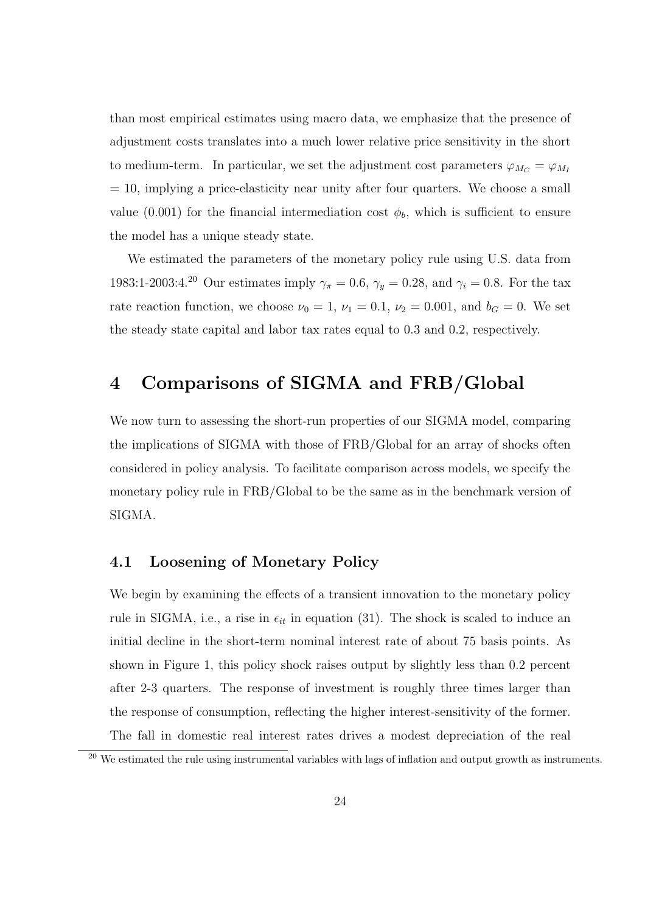than most empirical estimates using macro data, we emphasize that the presence of adjustment costs translates into a much lower relative price sensitivity in the short to medium-term. In particular, we set the adjustment cost parameters $\varphi_{M_C} = \varphi_{M_I} = 10$, implying a price-elasticity near unity after four quarters. We choose a small value (0.001) for the financial intermediation cost $\phi_b$, which is sufficient to ensure the model has a unique steady state.

We estimated the parameters of the monetary policy rule using U.S. data from 1983:1-2003:4.[20] Our estimates imply $\gamma_\pi = 0.6$, $\gamma_y = 0.28$, and $\gamma_i = 0.8$. For the tax rate reaction function, we choose $\nu_0 = 1$, $\nu_1 = 0.1$, $\nu_2 = 0.001$, and $b_G = 0$. We set the steady state capital and labor tax rates equal to 0.3 and 0.2, respectively.

# 4 Comparisons of SIGMA and FRB/Global

We now turn to assessing the short-run properties of our SIGMA model, comparing the implications of SIGMA with those of FRB/Global for an array of shocks often considered in policy analysis. To facilitate comparison across models, we specify the monetary policy rule in FRB/Global to be the same as in the benchmark version of SIGMA.

## 4.1 Loosening of Monetary Policy

We begin by examining the effects of a transient innovation to the monetary policy rule in SIGMA, i.e., a rise in $\epsilon_{it}$ in equation (31). The shock is scaled to induce an initial decline in the short-term nominal interest rate of about 75 basis points. As shown in Figure 1, this policy shock raises output by slightly less than 0.2 percent after 2-3 quarters. The response of investment is roughly three times larger than the response of consumption, reflecting the higher interest-sensitivity of the former. The fall in domestic real interest rates drives a modest depreciation of the real

[20] We estimated the rule using instrumental variables with lags of inflation and output growth as instruments.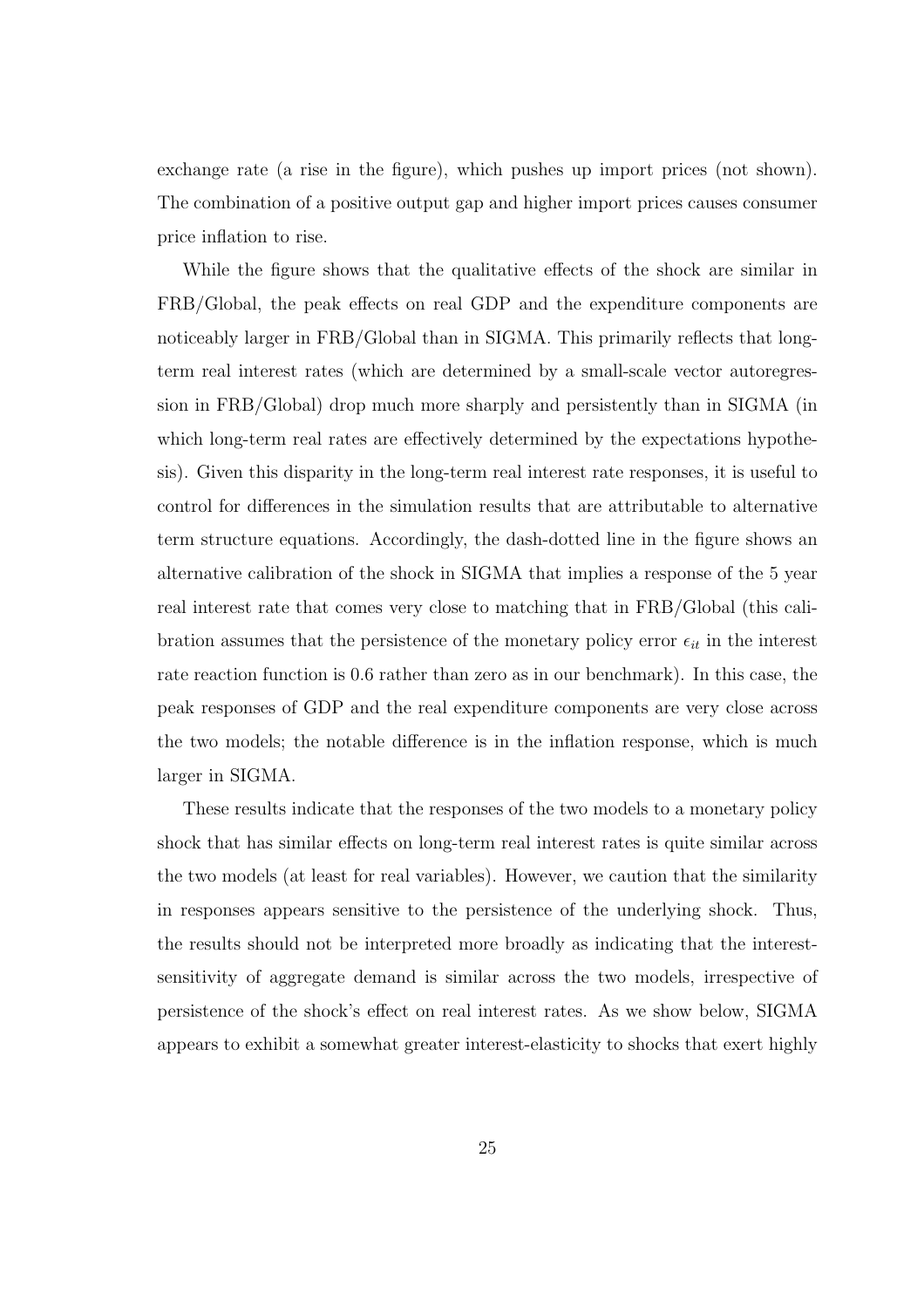exchange rate (a rise in the figure), which pushes up import prices (not shown). The combination of a positive output gap and higher import prices causes consumer price inflation to rise.

While the figure shows that the qualitative effects of the shock are similar in FRB/Global, the peak effects on real GDP and the expenditure components are noticeably larger in FRB/Global than in SIGMA. This primarily reflects that long-term real interest rates (which are determined by a small-scale vector autoregression in FRB/Global) drop much more sharply and persistently than in SIGMA (in which long-term real rates are effectively determined by the expectations hypothesis). Given this disparity in the long-term real interest rate responses, it is useful to control for differences in the simulation results that are attributable to alternative term structure equations. Accordingly, the dash-dotted line in the figure shows an alternative calibration of the shock in SIGMA that implies a response of the 5 year real interest rate that comes very close to matching that in FRB/Global (this calibration assumes that the persistence of the monetary policy error $\epsilon_{it}$ in the interest rate reaction function is 0.6 rather than zero as in our benchmark). In this case, the peak responses of GDP and the real expenditure components are very close across the two models; the notable difference is in the inflation response, which is much larger in SIGMA.

These results indicate that the responses of the two models to a monetary policy shock that has similar effects on long-term real interest rates is quite similar across the two models (at least for real variables). However, we caution that the similarity in responses appears sensitive to the persistence of the underlying shock. Thus, the results should not be interpreted more broadly as indicating that the interest-sensitivity of aggregate demand is similar across the two models, irrespective of persistence of the shock's effect on real interest rates. As we show below, SIGMA appears to exhibit a somewhat greater interest-elasticity to shocks that exert highly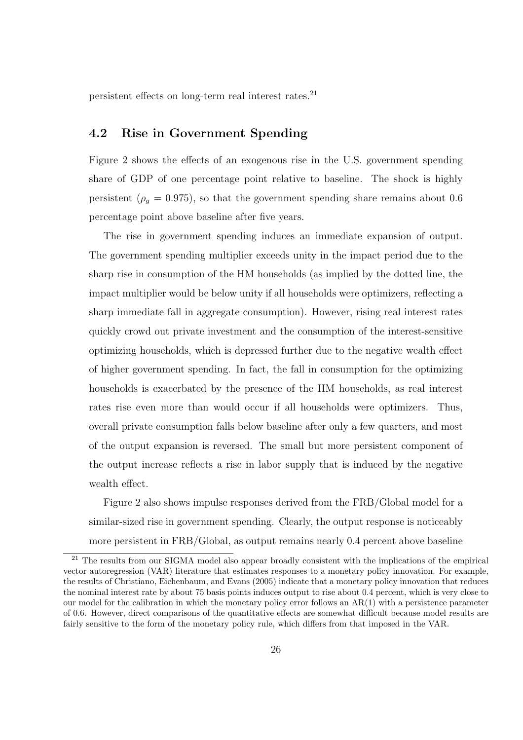persistent effects on long-term real interest rates.[21]

## 4.2 Rise in Government Spending

Figure 2 shows the effects of an exogenous rise in the U.S. government spending share of GDP of one percentage point relative to baseline. The shock is highly persistent ($\rho_g = 0.975$), so that the government spending share remains about 0.6 percentage point above baseline after five years.

The rise in government spending induces an immediate expansion of output. The government spending multiplier exceeds unity in the impact period due to the sharp rise in consumption of the HM households (as implied by the dotted line, the impact multiplier would be below unity if all households were optimizers, reflecting a sharp immediate fall in aggregate consumption). However, rising real interest rates quickly crowd out private investment and the consumption of the interest-sensitive optimizing households, which is depressed further due to the negative wealth effect of higher government spending. In fact, the fall in consumption for the optimizing households is exacerbated by the presence of the HM households, as real interest rates rise even more than would occur if all households were optimizers. Thus, overall private consumption falls below baseline after only a few quarters, and most of the output expansion is reversed. The small but more persistent component of the output increase reflects a rise in labor supply that is induced by the negative wealth effect.

Figure 2 also shows impulse responses derived from the FRB/Global model for a similar-sized rise in government spending. Clearly, the output response is noticeably more persistent in FRB/Global, as output remains nearly 0.4 percent above baseline

[21] The results from our SIGMA model also appear broadly consistent with the implications of the empirical vector autoregression (VAR) literature that estimates responses to a monetary policy innovation. For example, the results of Christiano, Eichenbaum, and Evans (2005) indicate that a monetary policy innovation that reduces the nominal interest rate by about 75 basis points induces output to rise about 0.4 percent, which is very close to our model for the calibration in which the monetary policy error follows an AR(1) with a persistence parameter of 0.6. However, direct comparisons of the quantitative effects are somewhat difficult because model results are fairly sensitive to the form of the monetary policy rule, which differs from that imposed in the VAR.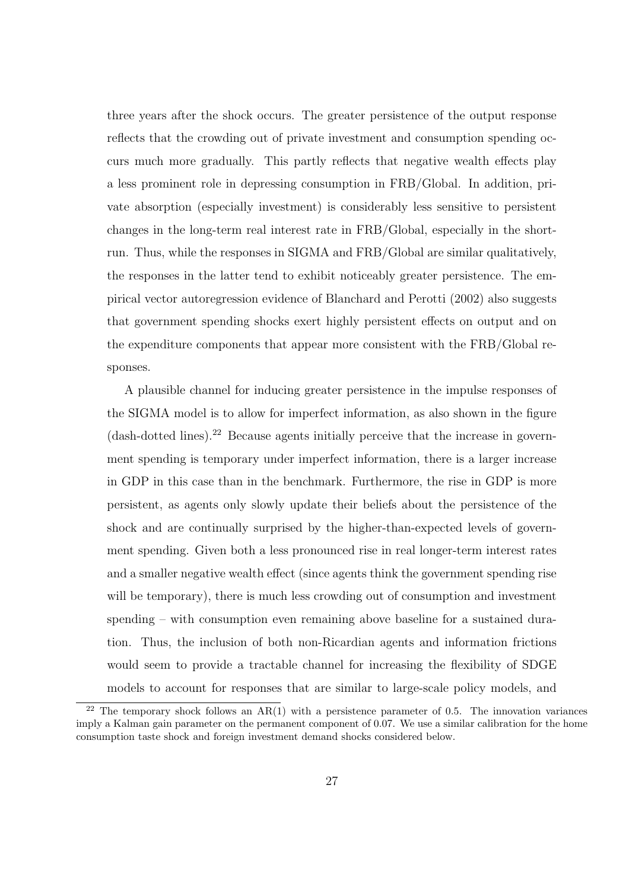three years after the shock occurs. The greater persistence of the output response reflects that the crowding out of private investment and consumption spending occurs much more gradually. This partly reflects that negative wealth effects play a less prominent role in depressing consumption in FRB/Global. In addition, private absorption (especially investment) is considerably less sensitive to persistent changes in the long-term real interest rate in FRB/Global, especially in the short-run. Thus, while the responses in SIGMA and FRB/Global are similar qualitatively, the responses in the latter tend to exhibit noticeably greater persistence. The empirical vector autoregression evidence of Blanchard and Perotti (2002) also suggests that government spending shocks exert highly persistent effects on output and on the expenditure components that appear more consistent with the FRB/Global responses.

A plausible channel for inducing greater persistence in the impulse responses of the SIGMA model is to allow for imperfect information, as also shown in the figure (dash-dotted lines).[22] Because agents initially perceive that the increase in government spending is temporary under imperfect information, there is a larger increase in GDP in this case than in the benchmark. Furthermore, the rise in GDP is more persistent, as agents only slowly update their beliefs about the persistence of the shock and are continually surprised by the higher-than-expected levels of government spending. Given both a less pronounced rise in real longer-term interest rates and a smaller negative wealth effect (since agents think the government spending rise will be temporary), there is much less crowding out of consumption and investment spending – with consumption even remaining above baseline for a sustained duration. Thus, the inclusion of both non-Ricardian agents and information frictions would seem to provide a tractable channel for increasing the flexibility of SDGE models to account for responses that are similar to large-scale policy models, and

[22] The temporary shock follows an AR(1) with a persistence parameter of 0.5. The innovation variances imply a Kalman gain parameter on the permanent component of 0.07. We use a similar calibration for the home consumption taste shock and foreign investment demand shocks considered below.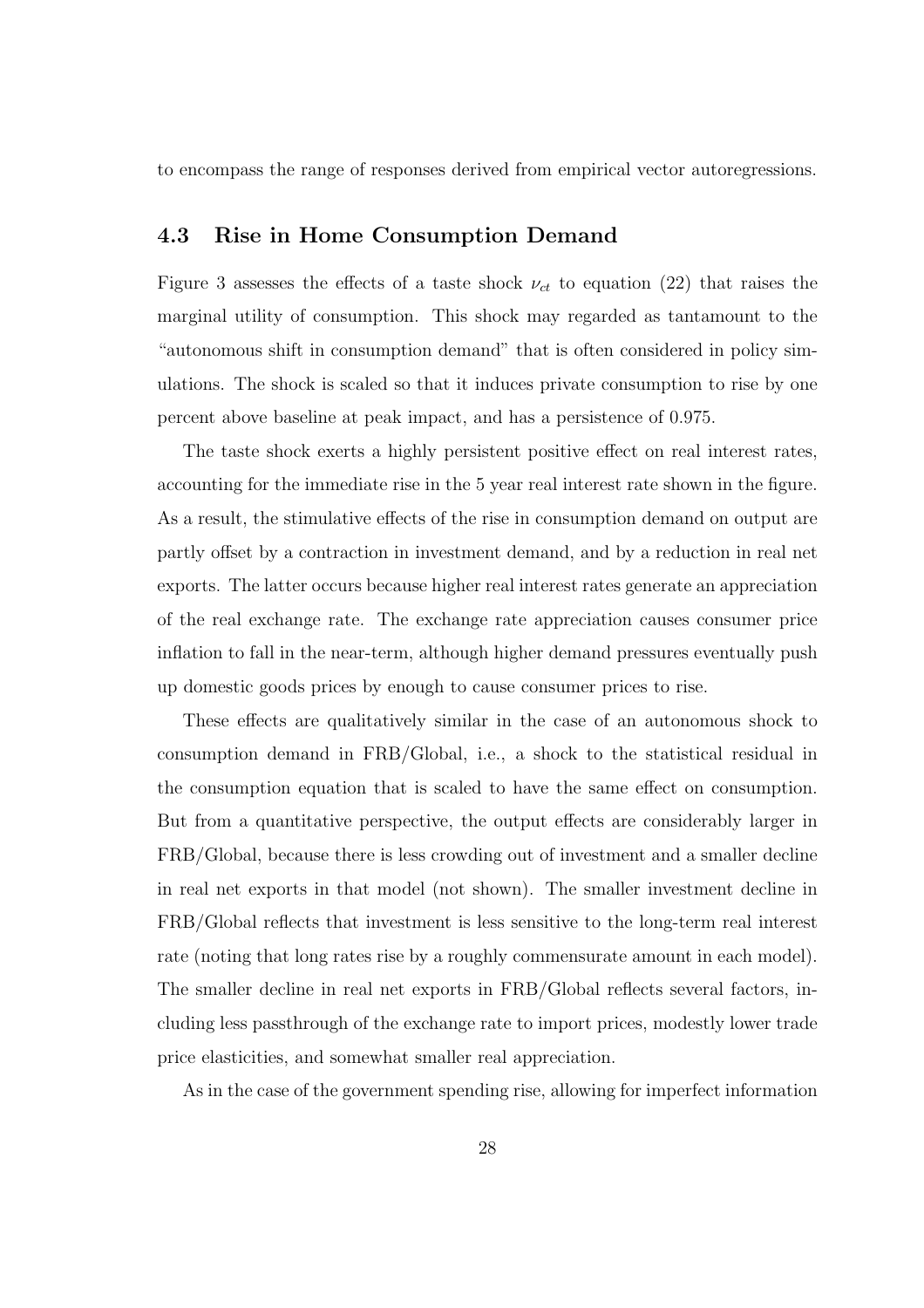to encompass the range of responses derived from empirical vector autoregressions.

### 4.3 Rise in Home Consumption Demand

Figure 3 assesses the effects of a taste shock $\nu_{ct}$ to equation (22) that raises the marginal utility of consumption. This shock may regarded as tantamount to the "autonomous shift in consumption demand" that is often considered in policy simulations. The shock is scaled so that it induces private consumption to rise by one percent above baseline at peak impact, and has a persistence of 0.975.

The taste shock exerts a highly persistent positive effect on real interest rates, accounting for the immediate rise in the 5 year real interest rate shown in the figure. As a result, the stimulative effects of the rise in consumption demand on output are partly offset by a contraction in investment demand, and by a reduction in real net exports. The latter occurs because higher real interest rates generate an appreciation of the real exchange rate. The exchange rate appreciation causes consumer price inflation to fall in the near-term, although higher demand pressures eventually push up domestic goods prices by enough to cause consumer prices to rise.

These effects are qualitatively similar in the case of an autonomous shock to consumption demand in FRB/Global, i.e., a shock to the statistical residual in the consumption equation that is scaled to have the same effect on consumption. But from a quantitative perspective, the output effects are considerably larger in FRB/Global, because there is less crowding out of investment and a smaller decline in real net exports in that model (not shown). The smaller investment decline in FRB/Global reflects that investment is less sensitive to the long-term real interest rate (noting that long rates rise by a roughly commensurate amount in each model). The smaller decline in real net exports in FRB/Global reflects several factors, including less passthrough of the exchange rate to import prices, modestly lower trade price elasticities, and somewhat smaller real appreciation.

As in the case of the government spending rise, allowing for imperfect information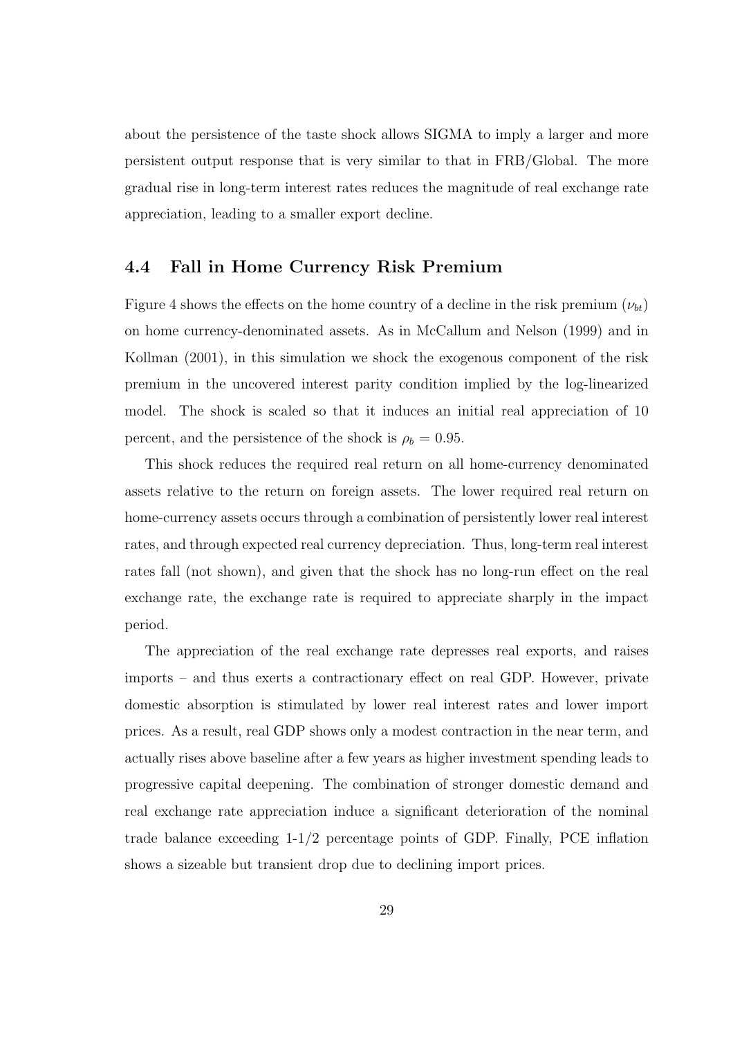about the persistence of the taste shock allows SIGMA to imply a larger and more persistent output response that is very similar to that in FRB/Global. The more gradual rise in long-term interest rates reduces the magnitude of real exchange rate appreciation, leading to a smaller export decline.

## 4.4 Fall in Home Currency Risk Premium

Figure 4 shows the effects on the home country of a decline in the risk premium ($\nu_{bt}$) on home currency-denominated assets. As in McCallum and Nelson (1999) and in Kollman (2001), in this simulation we shock the exogenous component of the risk premium in the uncovered interest parity condition implied by the log-linearized model. The shock is scaled so that it induces an initial real appreciation of 10 percent, and the persistence of the shock is $\rho_b = 0.95$.

This shock reduces the required real return on all home-currency denominated assets relative to the return on foreign assets. The lower required real return on home-currency assets occurs through a combination of persistently lower real interest rates, and through expected real currency depreciation. Thus, long-term real interest rates fall (not shown), and given that the shock has no long-run effect on the real exchange rate, the exchange rate is required to appreciate sharply in the impact period.

The appreciation of the real exchange rate depresses real exports, and raises imports – and thus exerts a contractionary effect on real GDP. However, private domestic absorption is stimulated by lower real interest rates and lower import prices. As a result, real GDP shows only a modest contraction in the near term, and actually rises above baseline after a few years as higher investment spending leads to progressive capital deepening. The combination of stronger domestic demand and real exchange rate appreciation induce a significant deterioration of the nominal trade balance exceeding 1-1/2 percentage points of GDP. Finally, PCE inflation shows a sizeable but transient drop due to declining import prices.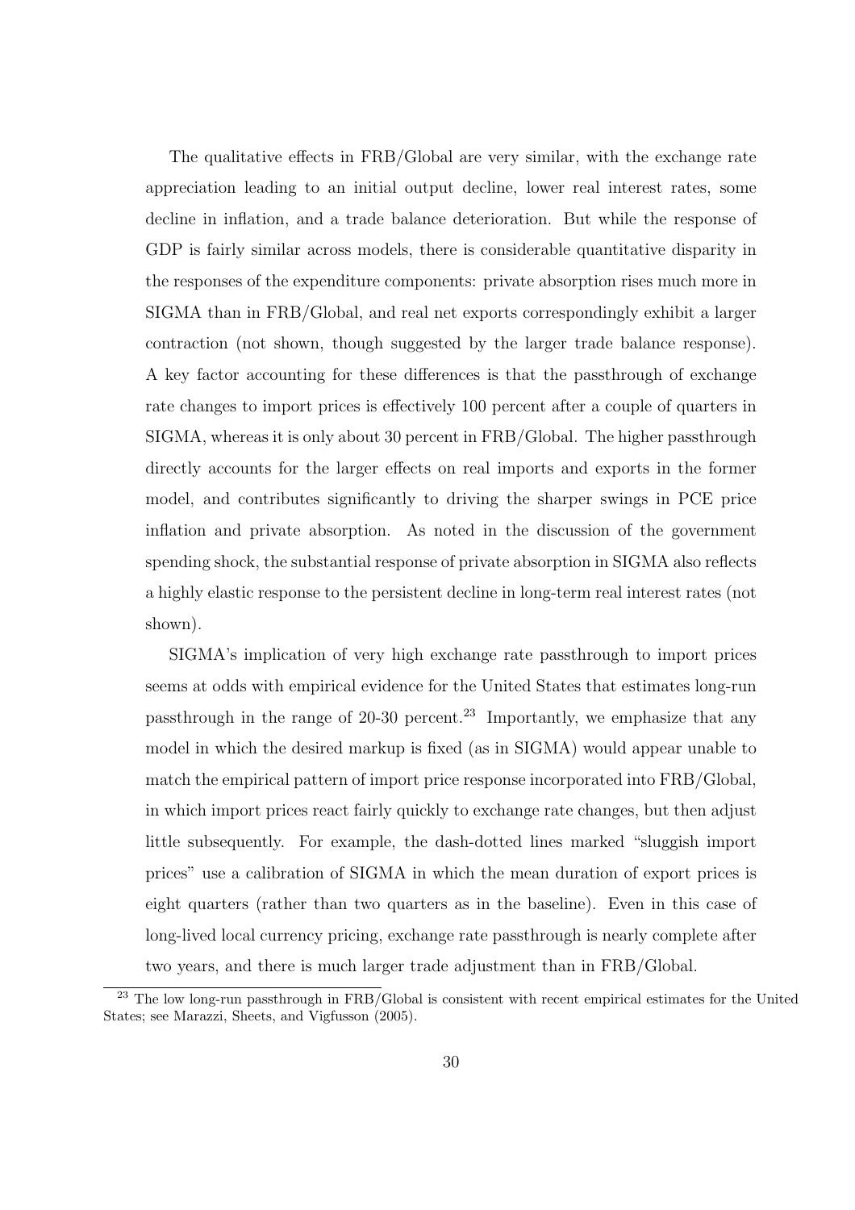The qualitative effects in FRB/Global are very similar, with the exchange rate appreciation leading to an initial output decline, lower real interest rates, some decline in inflation, and a trade balance deterioration. But while the response of GDP is fairly similar across models, there is considerable quantitative disparity in the responses of the expenditure components: private absorption rises much more in SIGMA than in FRB/Global, and real net exports correspondingly exhibit a larger contraction (not shown, though suggested by the larger trade balance response). A key factor accounting for these differences is that the passthrough of exchange rate changes to import prices is effectively 100 percent after a couple of quarters in SIGMA, whereas it is only about 30 percent in FRB/Global. The higher passthrough directly accounts for the larger effects on real imports and exports in the former model, and contributes significantly to driving the sharper swings in PCE price inflation and private absorption. As noted in the discussion of the government spending shock, the substantial response of private absorption in SIGMA also reflects a highly elastic response to the persistent decline in long-term real interest rates (not shown).

SIGMA's implication of very high exchange rate passthrough to import prices seems at odds with empirical evidence for the United States that estimates long-run passthrough in the range of 20-30 percent.[23] Importantly, we emphasize that any model in which the desired markup is fixed (as in SIGMA) would appear unable to match the empirical pattern of import price response incorporated into FRB/Global, in which import prices react fairly quickly to exchange rate changes, but then adjust little subsequently. For example, the dash-dotted lines marked "sluggish import prices" use a calibration of SIGMA in which the mean duration of export prices is eight quarters (rather than two quarters as in the baseline). Even in this case of long-lived local currency pricing, exchange rate passthrough is nearly complete after two years, and there is much larger trade adjustment than in FRB/Global.

[23] The low long-run passthrough in FRB/Global is consistent with recent empirical estimates for the United States; see Marazzi, Sheets, and Vigfusson (2005).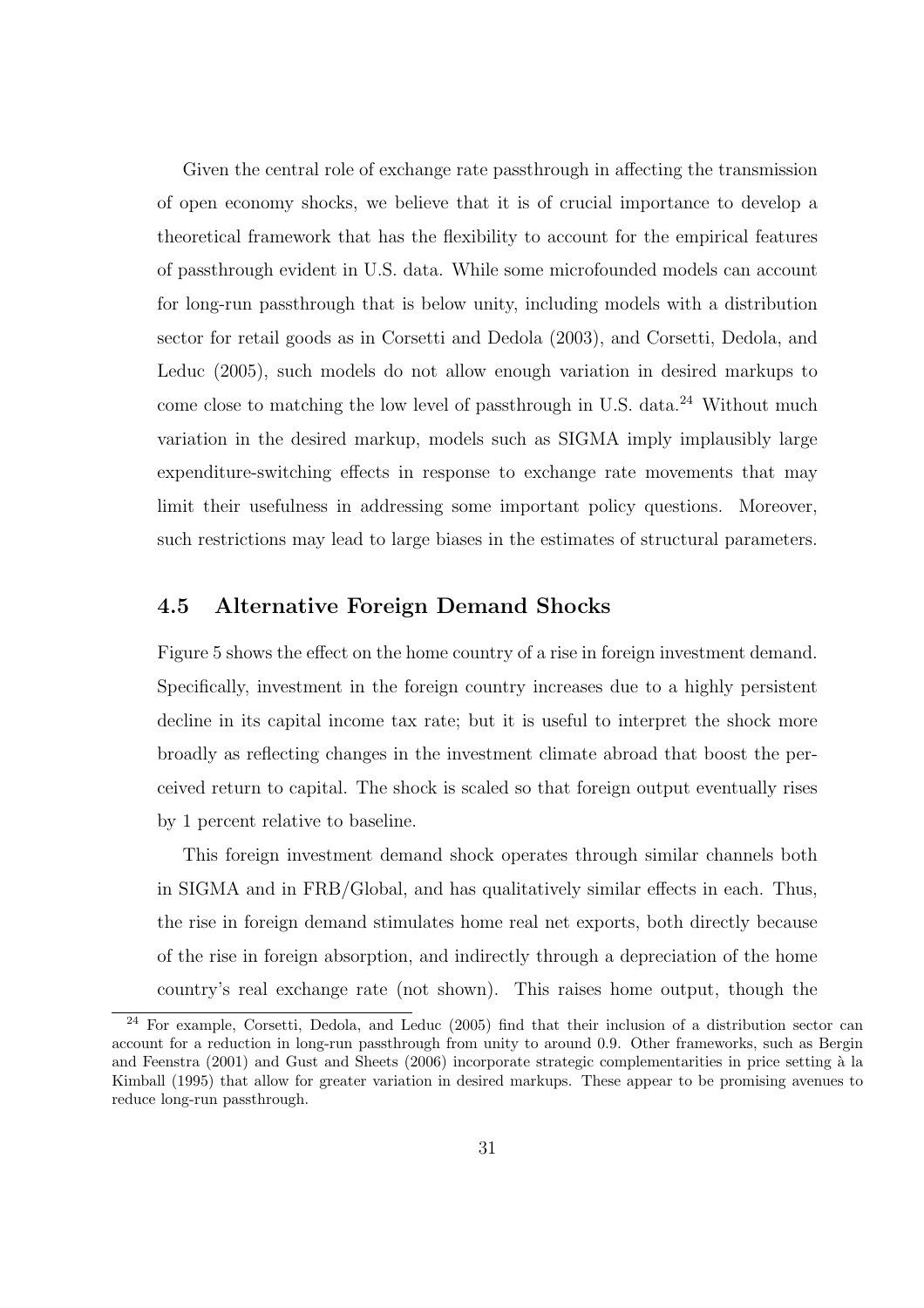Given the central role of exchange rate passthrough in affecting the transmission of open economy shocks, we believe that it is of crucial importance to develop a theoretical framework that has the flexibility to account for the empirical features of passthrough evident in U.S. data. While some microfounded models can account for long-run passthrough that is below unity, including models with a distribution sector for retail goods as in Corsetti and Dedola (2003), and Corsetti, Dedola, and Leduc (2005), such models do not allow enough variation in desired markups to come close to matching the low level of passthrough in U.S. data.[24] Without much variation in the desired markup, models such as SIGMA imply implausibly large expenditure-switching effects in response to exchange rate movements that may limit their usefulness in addressing some important policy questions. Moreover, such restrictions may lead to large biases in the estimates of structural parameters.

## 4.5 Alternative Foreign Demand Shocks

Figure 5 shows the effect on the home country of a rise in foreign investment demand. Specifically, investment in the foreign country increases due to a highly persistent decline in its capital income tax rate; but it is useful to interpret the shock more broadly as reflecting changes in the investment climate abroad that boost the perceived return to capital. The shock is scaled so that foreign output eventually rises by 1 percent relative to baseline.

This foreign investment demand shock operates through similar channels both in SIGMA and in FRB/Global, and has qualitatively similar effects in each. Thus, the rise in foreign demand stimulates home real net exports, both directly because of the rise in foreign absorption, and indirectly through a depreciation of the home country's real exchange rate (not shown). This raises home output, though the

[24] For example, Corsetti, Dedola, and Leduc (2005) find that their inclusion of a distribution sector can account for a reduction in long-run passthrough from unity to around 0.9. Other frameworks, such as Bergin and Feenstra (2001) and Gust and Sheets (2006) incorporate strategic complementarities in price setting à la Kimball (1995) that allow for greater variation in desired markups. These appear to be promising avenues to reduce long-run passthrough.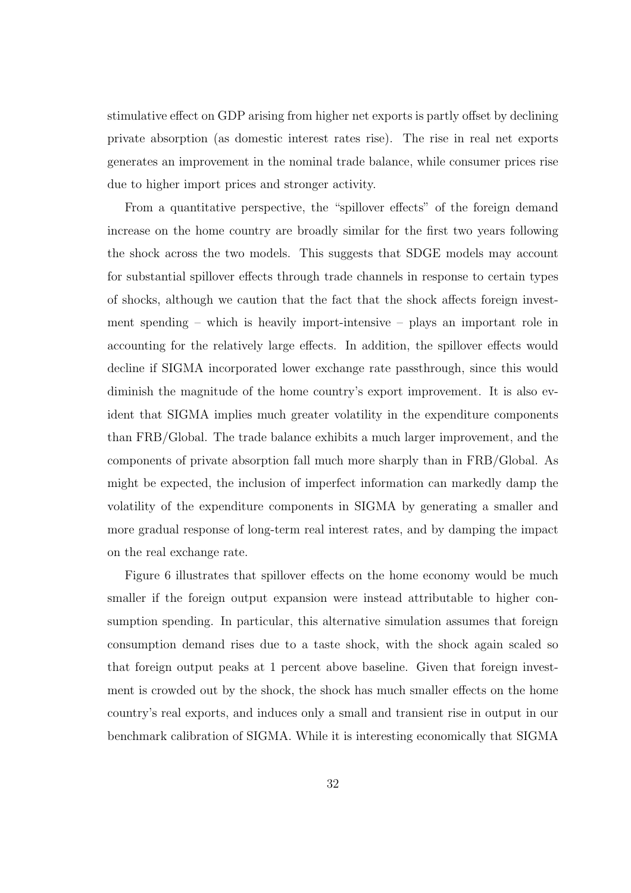stimulative effect on GDP arising from higher net exports is partly offset by declining private absorption (as domestic interest rates rise). The rise in real net exports generates an improvement in the nominal trade balance, while consumer prices rise due to higher import prices and stronger activity.

From a quantitative perspective, the "spillover effects" of the foreign demand increase on the home country are broadly similar for the first two years following the shock across the two models. This suggests that SDGE models may account for substantial spillover effects through trade channels in response to certain types of shocks, although we caution that the fact that the shock affects foreign investment spending – which is heavily import-intensive – plays an important role in accounting for the relatively large effects. In addition, the spillover effects would decline if SIGMA incorporated lower exchange rate passthrough, since this would diminish the magnitude of the home country's export improvement. It is also evident that SIGMA implies much greater volatility in the expenditure components than FRB/Global. The trade balance exhibits a much larger improvement, and the components of private absorption fall much more sharply than in FRB/Global. As might be expected, the inclusion of imperfect information can markedly damp the volatility of the expenditure components in SIGMA by generating a smaller and more gradual response of long-term real interest rates, and by damping the impact on the real exchange rate.

Figure 6 illustrates that spillover effects on the home economy would be much smaller if the foreign output expansion were instead attributable to higher consumption spending. In particular, this alternative simulation assumes that foreign consumption demand rises due to a taste shock, with the shock again scaled so that foreign output peaks at 1 percent above baseline. Given that foreign investment is crowded out by the shock, the shock has much smaller effects on the home country's real exports, and induces only a small and transient rise in output in our benchmark calibration of SIGMA. While it is interesting economically that SIGMA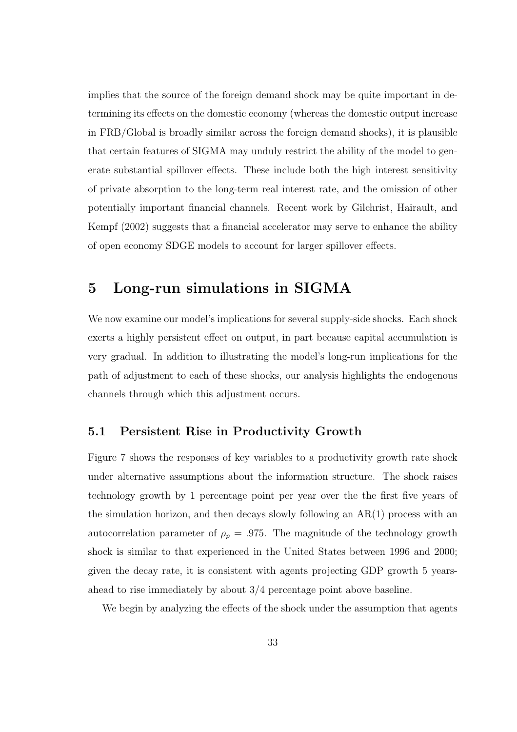implies that the source of the foreign demand shock may be quite important in determining its effects on the domestic economy (whereas the domestic output increase in FRB/Global is broadly similar across the foreign demand shocks), it is plausible that certain features of SIGMA may unduly restrict the ability of the model to generate substantial spillover effects. These include both the high interest sensitivity of private absorption to the long-term real interest rate, and the omission of other potentially important financial channels. Recent work by Gilchrist, Hairault, and Kempf (2002) suggests that a financial accelerator may serve to enhance the ability of open economy SDGE models to account for larger spillover effects.

# 5 Long-run simulations in SIGMA

We now examine our model's implications for several supply-side shocks. Each shock exerts a highly persistent effect on output, in part because capital accumulation is very gradual. In addition to illustrating the model's long-run implications for the path of adjustment to each of these shocks, our analysis highlights the endogenous channels through which this adjustment occurs.

## 5.1 Persistent Rise in Productivity Growth

Figure 7 shows the responses of key variables to a productivity growth rate shock under alternative assumptions about the information structure. The shock raises technology growth by 1 percentage point per year over the the first five years of the simulation horizon, and then decays slowly following an AR(1) process with an autocorrelation parameter of $\rho_p = .975$. The magnitude of the technology growth shock is similar to that experienced in the United States between 1996 and 2000; given the decay rate, it is consistent with agents projecting GDP growth 5 years-ahead to rise immediately by about 3/4 percentage point above baseline.

We begin by analyzing the effects of the shock under the assumption that agents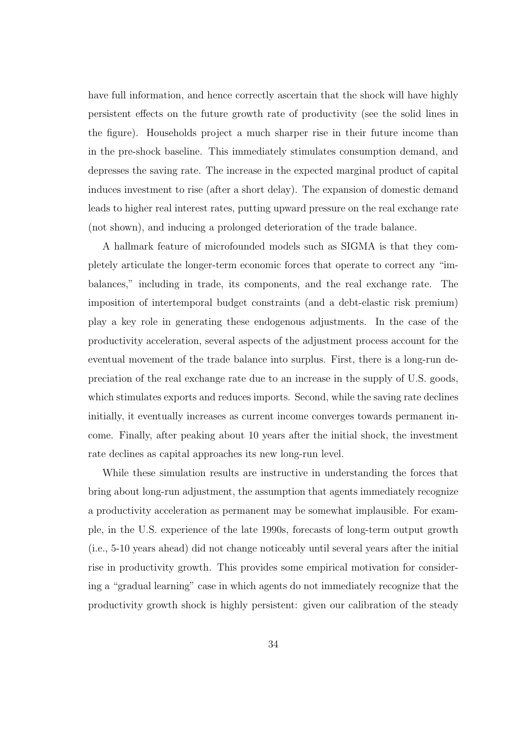have full information, and hence correctly ascertain that the shock will have highly persistent effects on the future growth rate of productivity (see the solid lines in the figure). Households project a much sharper rise in their future income than in the pre-shock baseline. This immediately stimulates consumption demand, and depresses the saving rate. The increase in the expected marginal product of capital induces investment to rise (after a short delay). The expansion of domestic demand leads to higher real interest rates, putting upward pressure on the real exchange rate (not shown), and inducing a prolonged deterioration of the trade balance.

A hallmark feature of microfounded models such as SIGMA is that they completely articulate the longer-term economic forces that operate to correct any "imbalances," including in trade, its components, and the real exchange rate. The imposition of intertemporal budget constraints (and a debt-elastic risk premium) play a key role in generating these endogenous adjustments. In the case of the productivity acceleration, several aspects of the adjustment process account for the eventual movement of the trade balance into surplus. First, there is a long-run depreciation of the real exchange rate due to an increase in the supply of U.S. goods, which stimulates exports and reduces imports. Second, while the saving rate declines initially, it eventually increases as current income converges towards permanent income. Finally, after peaking about 10 years after the initial shock, the investment rate declines as capital approaches its new long-run level.

While these simulation results are instructive in understanding the forces that bring about long-run adjustment, the assumption that agents immediately recognize a productivity acceleration as permanent may be somewhat implausible. For example, in the U.S. experience of the late 1990s, forecasts of long-term output growth (i.e., 5-10 years ahead) did not change noticeably until several years after the initial rise in productivity growth. This provides some empirical motivation for considering a "gradual learning" case in which agents do not immediately recognize that the productivity growth shock is highly persistent: given our calibration of the steady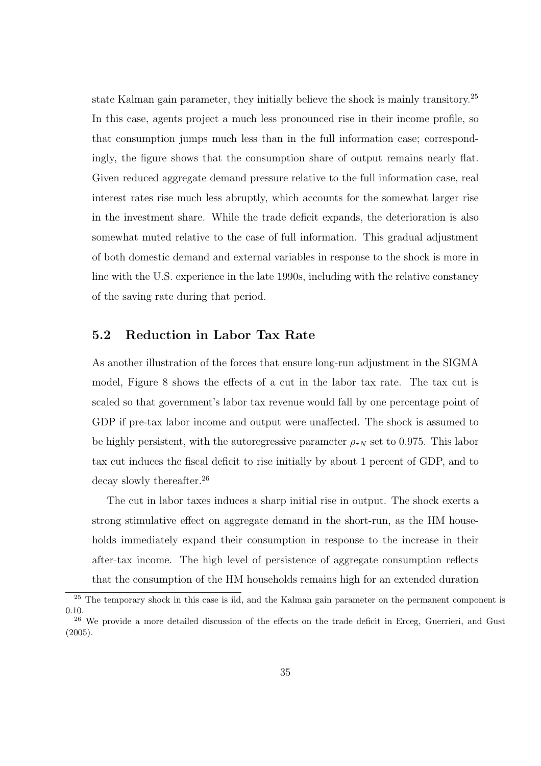state Kalman gain parameter, they initially believe the shock is mainly transitory.[25] In this case, agents project a much less pronounced rise in their income profile, so that consumption jumps much less than in the full information case; correspondingly, the figure shows that the consumption share of output remains nearly flat. Given reduced aggregate demand pressure relative to the full information case, real interest rates rise much less abruptly, which accounts for the somewhat larger rise in the investment share. While the trade deficit expands, the deterioration is also somewhat muted relative to the case of full information. This gradual adjustment of both domestic demand and external variables in response to the shock is more in line with the U.S. experience in the late 1990s, including with the relative constancy of the saving rate during that period.

## 5.2 Reduction in Labor Tax Rate

As another illustration of the forces that ensure long-run adjustment in the SIGMA model, Figure 8 shows the effects of a cut in the labor tax rate. The tax cut is scaled so that government's labor tax revenue would fall by one percentage point of GDP if pre-tax labor income and output were unaffected. The shock is assumed to be highly persistent, with the autoregressive parameter $\rho_{\tau N}$ set to 0.975. This labor tax cut induces the fiscal deficit to rise initially by about 1 percent of GDP, and to decay slowly thereafter.[26]

The cut in labor taxes induces a sharp initial rise in output. The shock exerts a strong stimulative effect on aggregate demand in the short-run, as the HM households immediately expand their consumption in response to the increase in their after-tax income. The high level of persistence of aggregate consumption reflects that the consumption of the HM households remains high for an extended duration

[25] The temporary shock in this case is iid, and the Kalman gain parameter on the permanent component is 0.10.

[26] We provide a more detailed discussion of the effects on the trade deficit in Erceg, Guerrieri, and Gust (2005).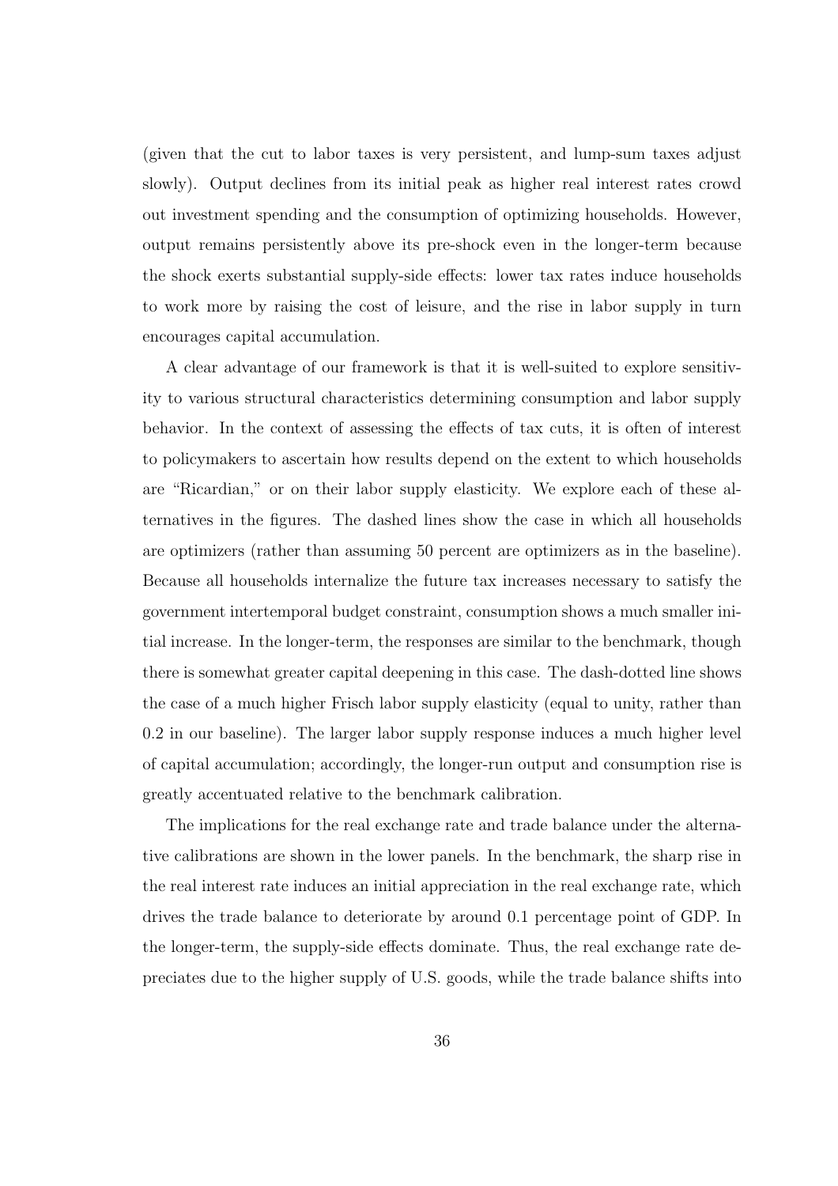(given that the cut to labor taxes is very persistent, and lump-sum taxes adjust slowly). Output declines from its initial peak as higher real interest rates crowd out investment spending and the consumption of optimizing households. However, output remains persistently above its pre-shock even in the longer-term because the shock exerts substantial supply-side effects: lower tax rates induce households to work more by raising the cost of leisure, and the rise in labor supply in turn encourages capital accumulation.

A clear advantage of our framework is that it is well-suited to explore sensitivity to various structural characteristics determining consumption and labor supply behavior. In the context of assessing the effects of tax cuts, it is often of interest to policymakers to ascertain how results depend on the extent to which households are "Ricardian," or on their labor supply elasticity. We explore each of these alternatives in the figures. The dashed lines show the case in which all households are optimizers (rather than assuming 50 percent are optimizers as in the baseline). Because all households internalize the future tax increases necessary to satisfy the government intertemporal budget constraint, consumption shows a much smaller initial increase. In the longer-term, the responses are similar to the benchmark, though there is somewhat greater capital deepening in this case. The dash-dotted line shows the case of a much higher Frisch labor supply elasticity (equal to unity, rather than 0.2 in our baseline). The larger labor supply response induces a much higher level of capital accumulation; accordingly, the longer-run output and consumption rise is greatly accentuated relative to the benchmark calibration.

The implications for the real exchange rate and trade balance under the alternative calibrations are shown in the lower panels. In the benchmark, the sharp rise in the real interest rate induces an initial appreciation in the real exchange rate, which drives the trade balance to deteriorate by around 0.1 percentage point of GDP. In the longer-term, the supply-side effects dominate. Thus, the real exchange rate depreciates due to the higher supply of U.S. goods, while the trade balance shifts into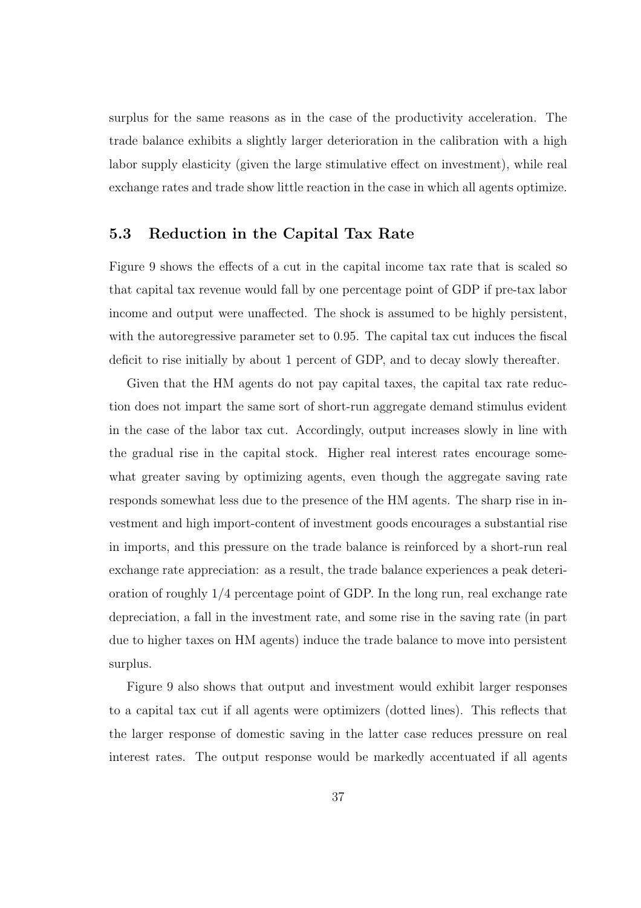surplus for the same reasons as in the case of the productivity acceleration. The trade balance exhibits a slightly larger deterioration in the calibration with a high labor supply elasticity (given the large stimulative effect on investment), while real exchange rates and trade show little reaction in the case in which all agents optimize.

## 5.3 Reduction in the Capital Tax Rate

Figure 9 shows the effects of a cut in the capital income tax rate that is scaled so that capital tax revenue would fall by one percentage point of GDP if pre-tax labor income and output were unaffected. The shock is assumed to be highly persistent, with the autoregressive parameter set to 0.95. The capital tax cut induces the fiscal deficit to rise initially by about 1 percent of GDP, and to decay slowly thereafter.

Given that the HM agents do not pay capital taxes, the capital tax rate reduction does not impart the same sort of short-run aggregate demand stimulus evident in the case of the labor tax cut. Accordingly, output increases slowly in line with the gradual rise in the capital stock. Higher real interest rates encourage somewhat greater saving by optimizing agents, even though the aggregate saving rate responds somewhat less due to the presence of the HM agents. The sharp rise in investment and high import-content of investment goods encourages a substantial rise in imports, and this pressure on the trade balance is reinforced by a short-run real exchange rate appreciation: as a result, the trade balance experiences a peak deterioration of roughly 1/4 percentage point of GDP. In the long run, real exchange rate depreciation, a fall in the investment rate, and some rise in the saving rate (in part due to higher taxes on HM agents) induce the trade balance to move into persistent surplus.

Figure 9 also shows that output and investment would exhibit larger responses to a capital tax cut if all agents were optimizers (dotted lines). This reflects that the larger response of domestic saving in the latter case reduces pressure on real interest rates. The output response would be markedly accentuated if all agents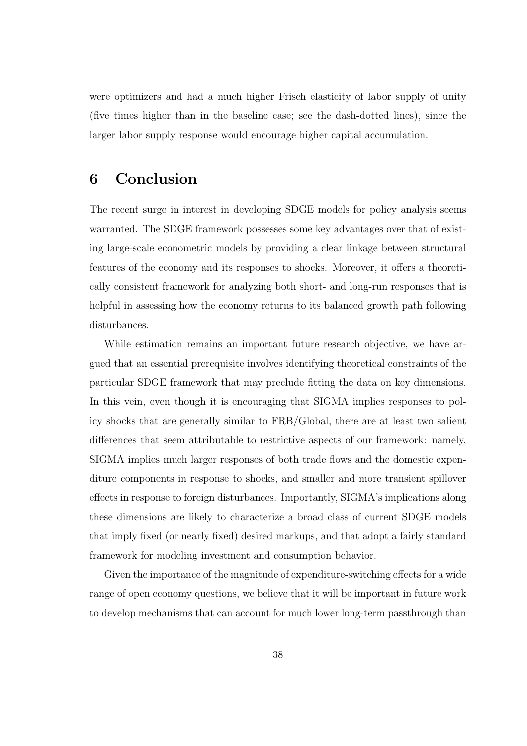were optimizers and had a much higher Frisch elasticity of labor supply of unity (five times higher than in the baseline case; see the dash-dotted lines), since the larger labor supply response would encourage higher capital accumulation.

# 6 Conclusion

The recent surge in interest in developing SDGE models for policy analysis seems warranted. The SDGE framework possesses some key advantages over that of existing large-scale econometric models by providing a clear linkage between structural features of the economy and its responses to shocks. Moreover, it offers a theoretically consistent framework for analyzing both short- and long-run responses that is helpful in assessing how the economy returns to its balanced growth path following disturbances.

While estimation remains an important future research objective, we have argued that an essential prerequisite involves identifying theoretical constraints of the particular SDGE framework that may preclude fitting the data on key dimensions. In this vein, even though it is encouraging that SIGMA implies responses to policy shocks that are generally similar to FRB/Global, there are at least two salient differences that seem attributable to restrictive aspects of our framework: namely, SIGMA implies much larger responses of both trade flows and the domestic expenditure components in response to shocks, and smaller and more transient spillover effects in response to foreign disturbances. Importantly, SIGMA's implications along these dimensions are likely to characterize a broad class of current SDGE models that imply fixed (or nearly fixed) desired markups, and that adopt a fairly standard framework for modeling investment and consumption behavior.

Given the importance of the magnitude of expenditure-switching effects for a wide range of open economy questions, we believe that it will be important in future work to develop mechanisms that can account for much lower long-term passthrough than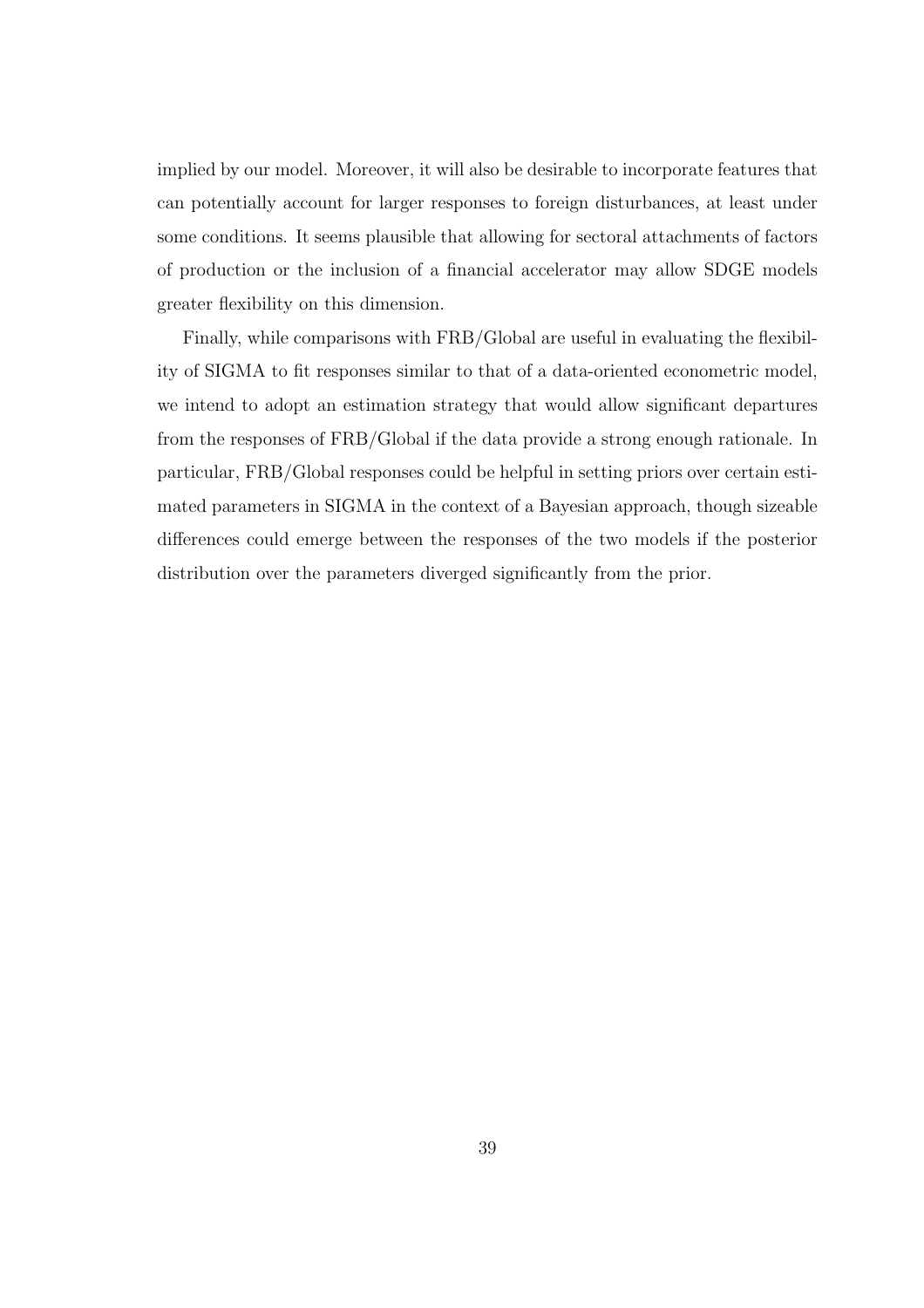implied by our model. Moreover, it will also be desirable to incorporate features that can potentially account for larger responses to foreign disturbances, at least under some conditions. It seems plausible that allowing for sectoral attachments of factors of production or the inclusion of a financial accelerator may allow SDGE models greater flexibility on this dimension.

Finally, while comparisons with FRB/Global are useful in evaluating the flexibility of SIGMA to fit responses similar to that of a data-oriented econometric model, we intend to adopt an estimation strategy that would allow significant departures from the responses of FRB/Global if the data provide a strong enough rationale. In particular, FRB/Global responses could be helpful in setting priors over certain estimated parameters in SIGMA in the context of a Bayesian approach, though sizeable differences could emerge between the responses of the two models if the posterior distribution over the parameters diverged significantly from the prior.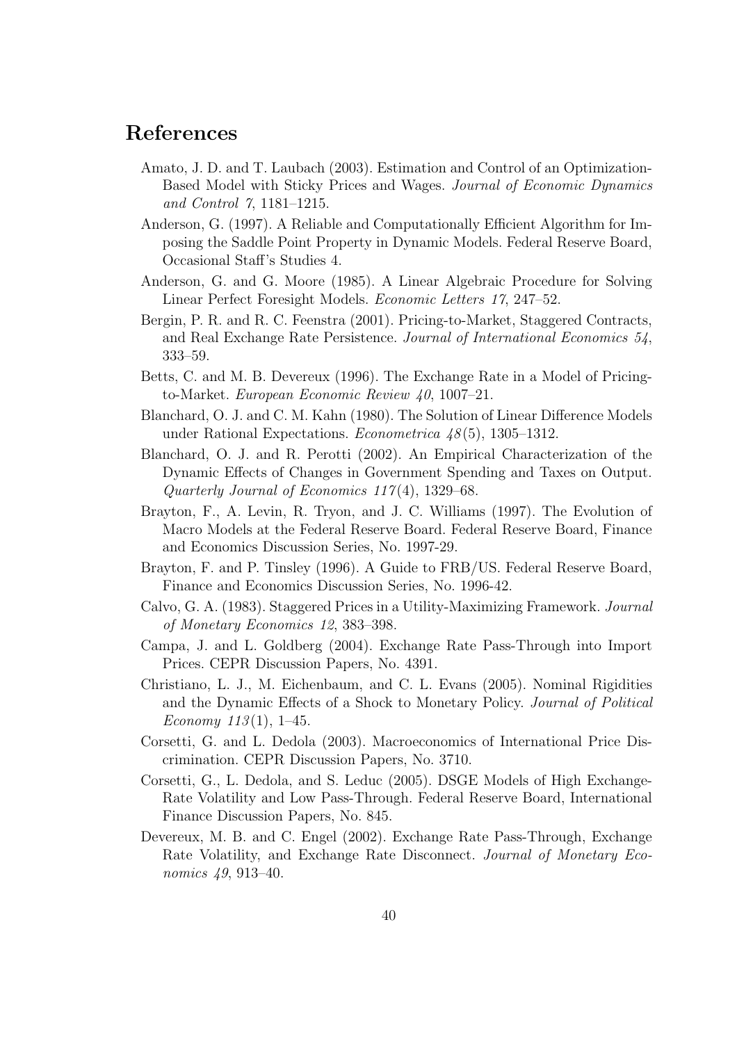# References

Amato, J. D. and T. Laubach (2003). Estimation and Control of an Optimization-Based Model with Sticky Prices and Wages. *Journal of Economic Dynamics and Control 7*, 1181–1215.

Anderson, G. (1997). A Reliable and Computationally Efficient Algorithm for Imposing the Saddle Point Property in Dynamic Models. Federal Reserve Board, Occasional Staff's Studies 4.

Anderson, G. and G. Moore (1985). A Linear Algebraic Procedure for Solving Linear Perfect Foresight Models. *Economic Letters 17*, 247–52.

Bergin, P. R. and R. C. Feenstra (2001). Pricing-to-Market, Staggered Contracts, and Real Exchange Rate Persistence. *Journal of International Economics 54*, 333–59.

Betts, C. and M. B. Devereux (1996). The Exchange Rate in a Model of Pricing-to-Market. *European Economic Review 40*, 1007–21.

Blanchard, O. J. and C. M. Kahn (1980). The Solution of Linear Difference Models under Rational Expectations. *Econometrica 48*(5), 1305–1312.

Blanchard, O. J. and R. Perotti (2002). An Empirical Characterization of the Dynamic Effects of Changes in Government Spending and Taxes on Output. *Quarterly Journal of Economics 117*(4), 1329–68.

Brayton, F., A. Levin, R. Tryon, and J. C. Williams (1997). The Evolution of Macro Models at the Federal Reserve Board. Federal Reserve Board, Finance and Economics Discussion Series, No. 1997-29.

Brayton, F. and P. Tinsley (1996). A Guide to FRB/US. Federal Reserve Board, Finance and Economics Discussion Series, No. 1996-42.

Calvo, G. A. (1983). Staggered Prices in a Utility-Maximizing Framework. *Journal of Monetary Economics 12*, 383–398.

Campa, J. and L. Goldberg (2004). Exchange Rate Pass-Through into Import Prices. CEPR Discussion Papers, No. 4391.

Christiano, L. J., M. Eichenbaum, and C. L. Evans (2005). Nominal Rigidities and the Dynamic Effects of a Shock to Monetary Policy. *Journal of Political Economy 113*(1), 1–45.

Corsetti, G. and L. Dedola (2003). Macroeconomics of International Price Discrimination. CEPR Discussion Papers, No. 3710.

Corsetti, G., L. Dedola, and S. Leduc (2005). DSGE Models of High Exchange-Rate Volatility and Low Pass-Through. Federal Reserve Board, International Finance Discussion Papers, No. 845.

Devereux, M. B. and C. Engel (2002). Exchange Rate Pass-Through, Exchange Rate Volatility, and Exchange Rate Disconnect. *Journal of Monetary Economics 49*, 913–40.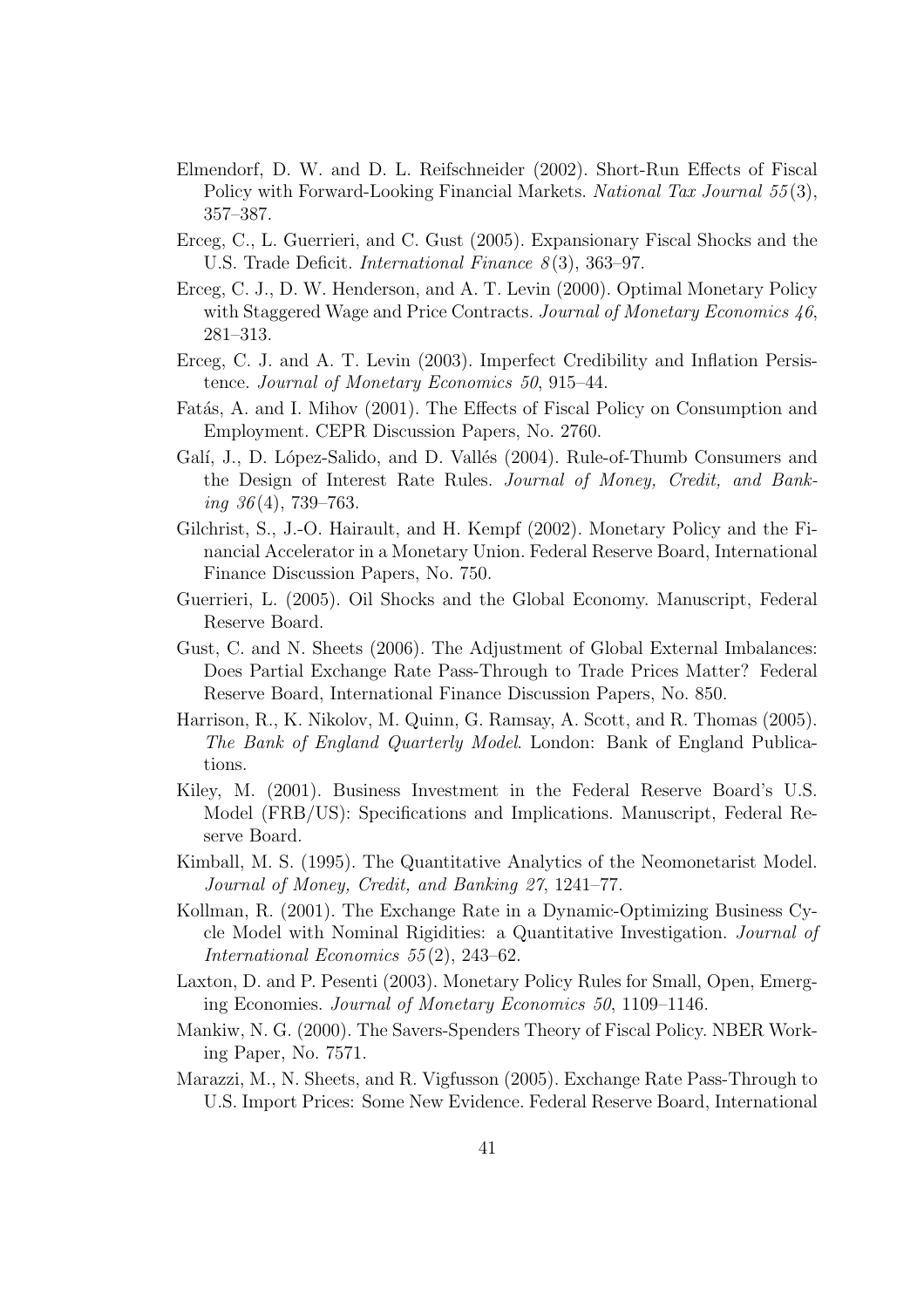Elmendorf, D. W. and D. L. Reifschneider (2002). Short-Run Effects of Fiscal Policy with Forward-Looking Financial Markets. *National Tax Journal 55*(3), 357–387.

Erceg, C., L. Guerrieri, and C. Gust (2005). Expansionary Fiscal Shocks and the U.S. Trade Deficit. *International Finance 8*(3), 363–97.

Erceg, C. J., D. W. Henderson, and A. T. Levin (2000). Optimal Monetary Policy with Staggered Wage and Price Contracts. *Journal of Monetary Economics 46*, 281–313.

Erceg, C. J. and A. T. Levin (2003). Imperfect Credibility and Inflation Persistence. *Journal of Monetary Economics 50*, 915–44.

Fatás, A. and I. Mihov (2001). The Effects of Fiscal Policy on Consumption and Employment. CEPR Discussion Papers, No. 2760.

Galí, J., D. López-Salido, and D. Vallés (2004). Rule-of-Thumb Consumers and the Design of Interest Rate Rules. *Journal of Money, Credit, and Banking 36*(4), 739–763.

Gilchrist, S., J.-O. Hairault, and H. Kempf (2002). Monetary Policy and the Financial Accelerator in a Monetary Union. Federal Reserve Board, International Finance Discussion Papers, No. 750.

Guerrieri, L. (2005). Oil Shocks and the Global Economy. Manuscript, Federal Reserve Board.

Gust, C. and N. Sheets (2006). The Adjustment of Global External Imbalances: Does Partial Exchange Rate Pass-Through to Trade Prices Matter? Federal Reserve Board, International Finance Discussion Papers, No. 850.

Harrison, R., K. Nikolov, M. Quinn, G. Ramsay, A. Scott, and R. Thomas (2005). *The Bank of England Quarterly Model*. London: Bank of England Publications.

Kiley, M. (2001). Business Investment in the Federal Reserve Board's U.S. Model (FRB/US): Specifications and Implications. Manuscript, Federal Reserve Board.

Kimball, M. S. (1995). The Quantitative Analytics of the Neomonetarist Model. *Journal of Money, Credit, and Banking 27*, 1241–77.

Kollman, R. (2001). The Exchange Rate in a Dynamic-Optimizing Business Cycle Model with Nominal Rigidities: a Quantitative Investigation. *Journal of International Economics 55*(2), 243–62.

Laxton, D. and P. Pesenti (2003). Monetary Policy Rules for Small, Open, Emerging Economies. *Journal of Monetary Economics 50*, 1109–1146.

Mankiw, N. G. (2000). The Savers-Spenders Theory of Fiscal Policy. NBER Working Paper, No. 7571.

Marazzi, M., N. Sheets, and R. Vigfusson (2005). Exchange Rate Pass-Through to U.S. Import Prices: Some New Evidence. Federal Reserve Board, International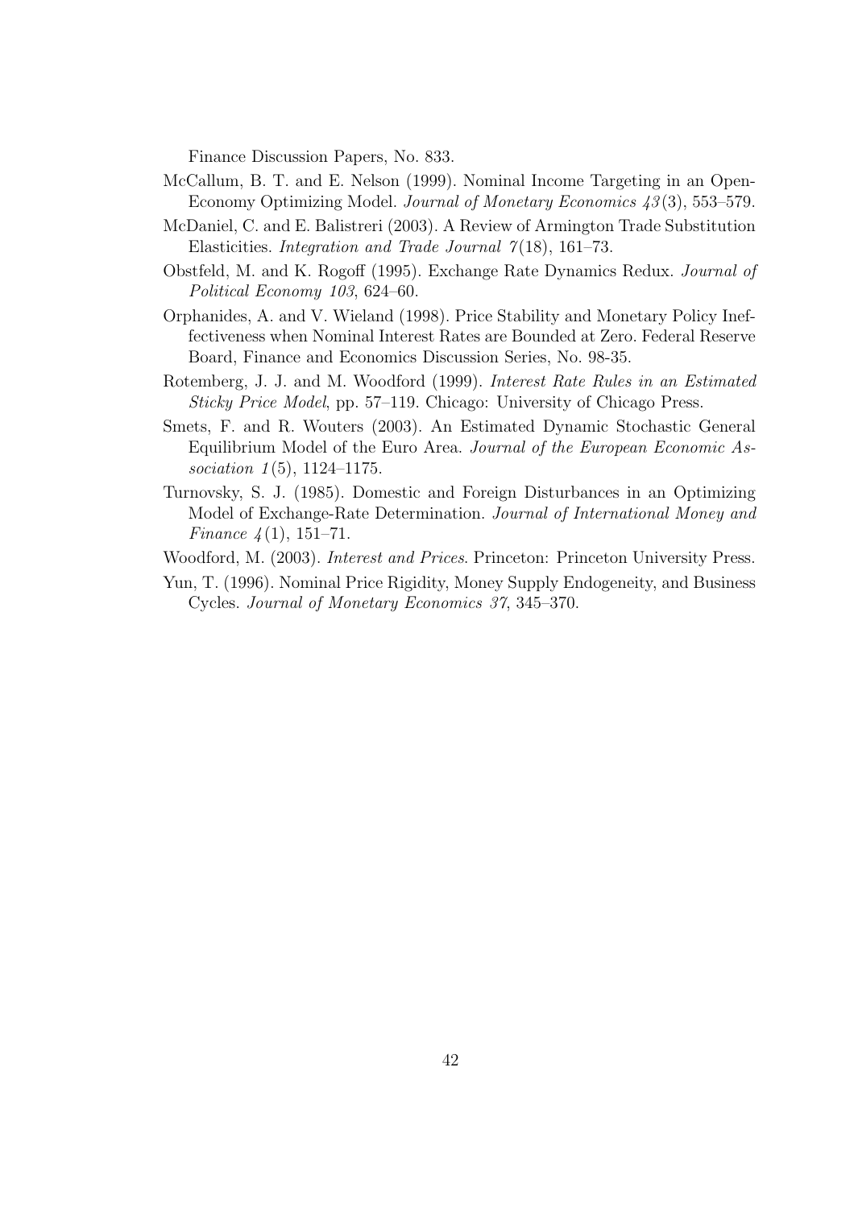Finance Discussion Papers, No. 833.

McCallum, B. T. and E. Nelson (1999). Nominal Income Targeting in an Open-Economy Optimizing Model. *Journal of Monetary Economics 43*(3), 553–579.

McDaniel, C. and E. Balistreri (2003). A Review of Armington Trade Substitution Elasticities. *Integration and Trade Journal 7*(18), 161–73.

Obstfeld, M. and K. Rogoff (1995). Exchange Rate Dynamics Redux. *Journal of Political Economy 103*, 624–60.

Orphanides, A. and V. Wieland (1998). Price Stability and Monetary Policy Ineffectiveness when Nominal Interest Rates are Bounded at Zero. Federal Reserve Board, Finance and Economics Discussion Series, No. 98-35.

Rotemberg, J. J. and M. Woodford (1999). *Interest Rate Rules in an Estimated Sticky Price Model*, pp. 57–119. Chicago: University of Chicago Press.

Smets, F. and R. Wouters (2003). An Estimated Dynamic Stochastic General Equilibrium Model of the Euro Area. *Journal of the European Economic Association 1*(5), 1124–1175.

Turnovsky, S. J. (1985). Domestic and Foreign Disturbances in an Optimizing Model of Exchange-Rate Determination. *Journal of International Money and Finance 4*(1), 151–71.

Woodford, M. (2003). *Interest and Prices*. Princeton: Princeton University Press.

Yun, T. (1996). Nominal Price Rigidity, Money Supply Endogeneity, and Business Cycles. *Journal of Monetary Economics 37*, 345–370.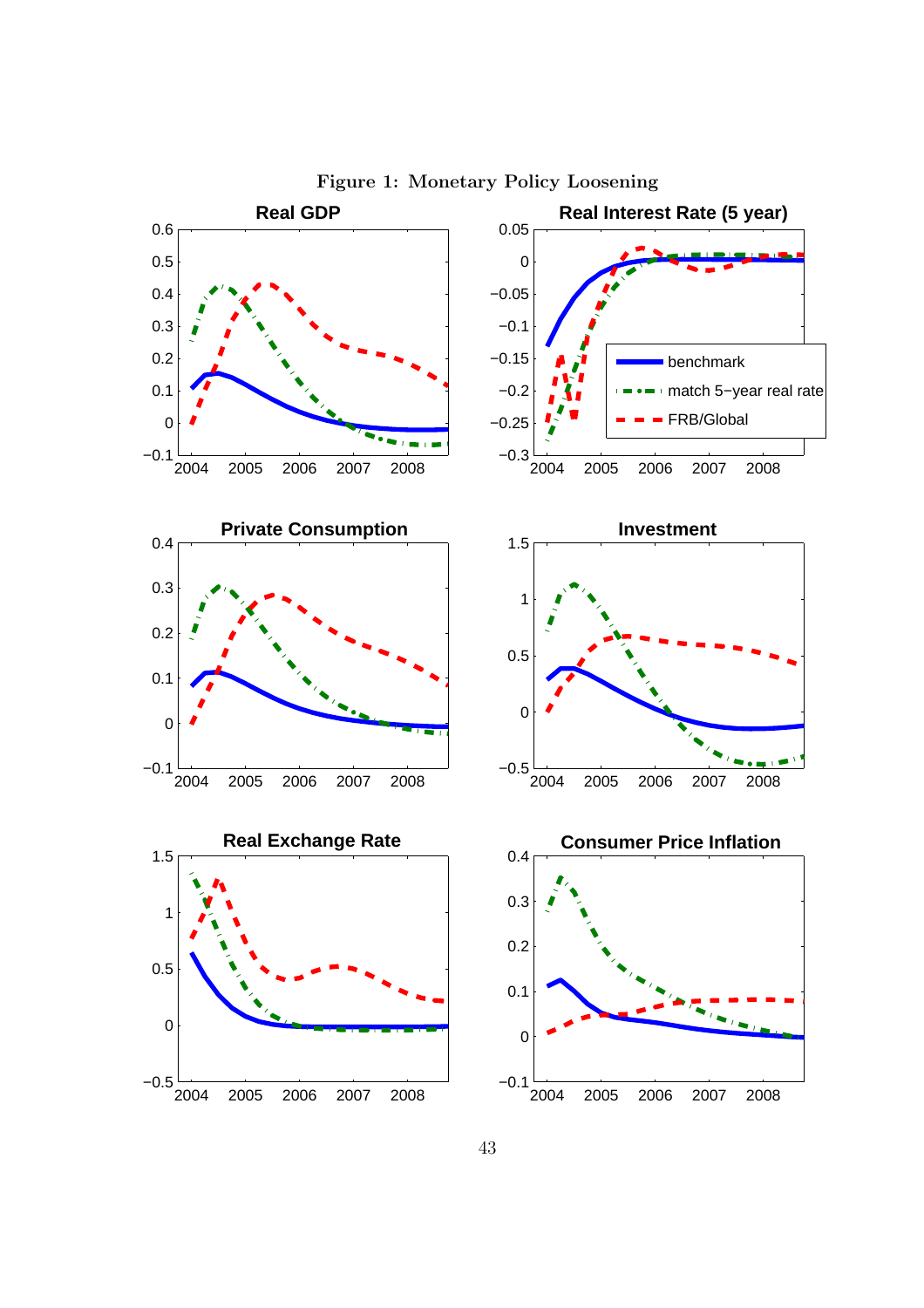Figure 1: Monetary Policy Loosening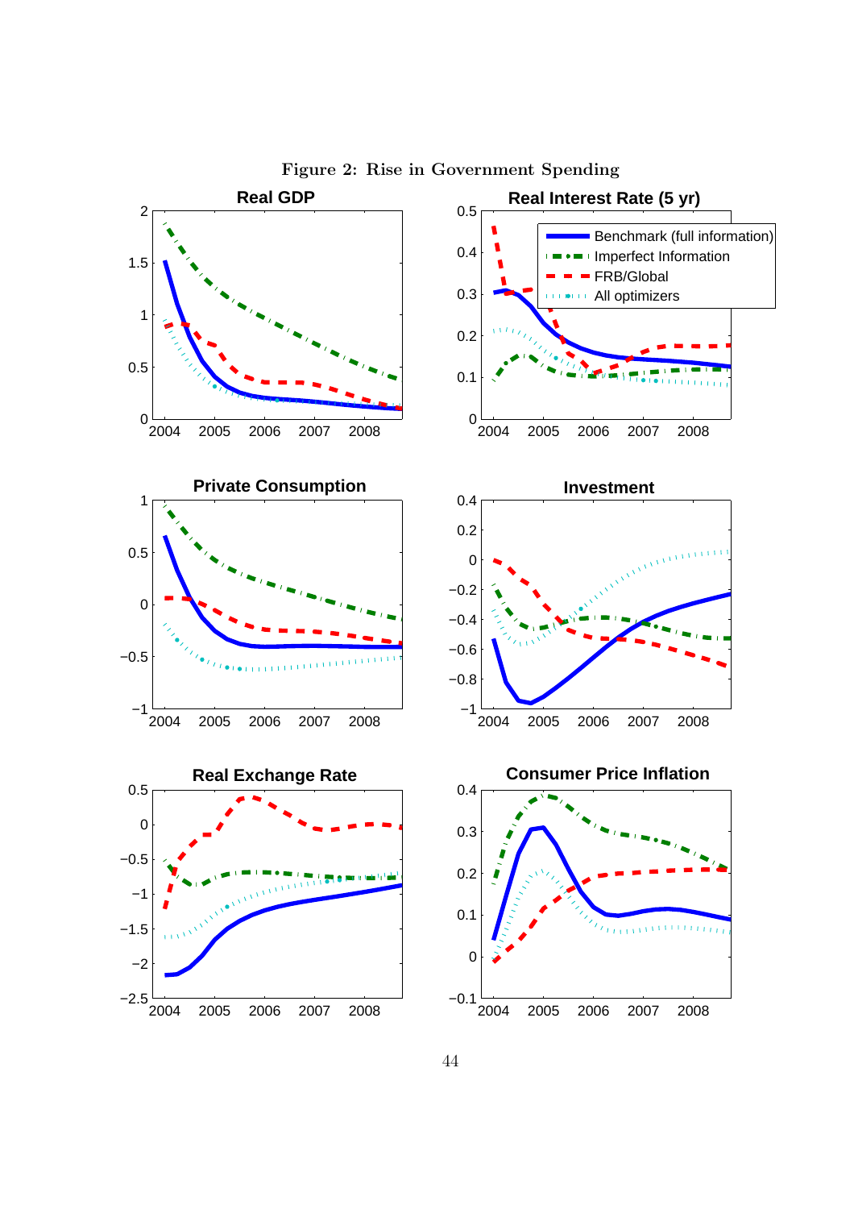Figure 2: Rise in Government Spending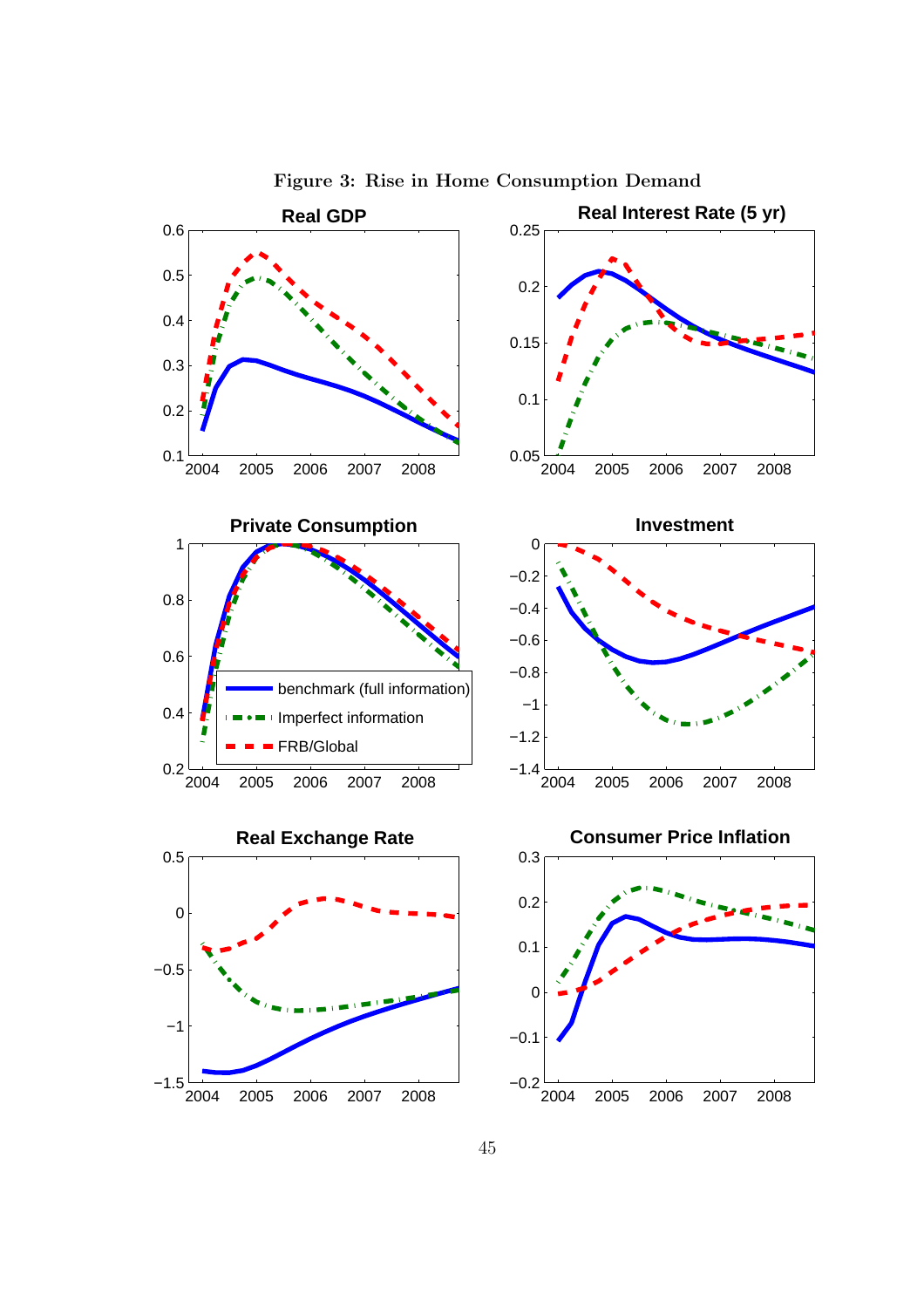Figure 3: Rise in Home Consumption Demand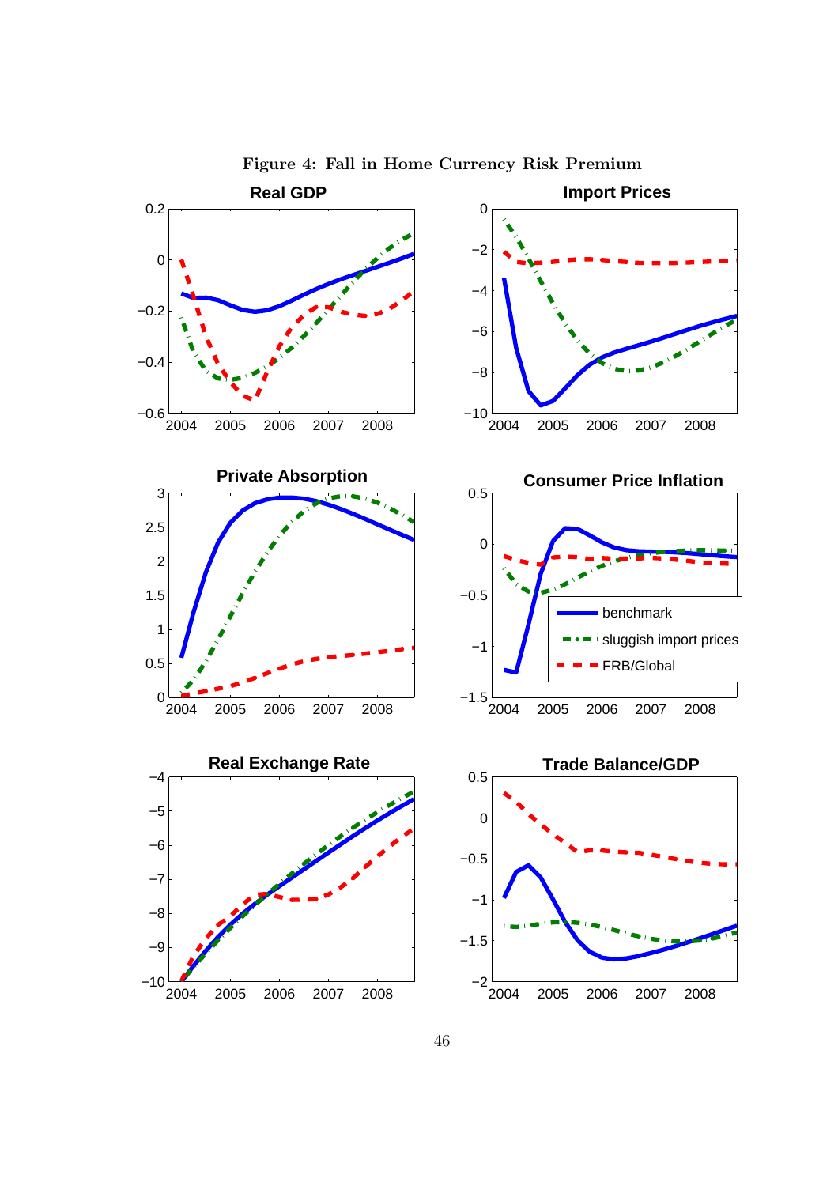**Figure 4: Fall in Home Currency Risk Premium**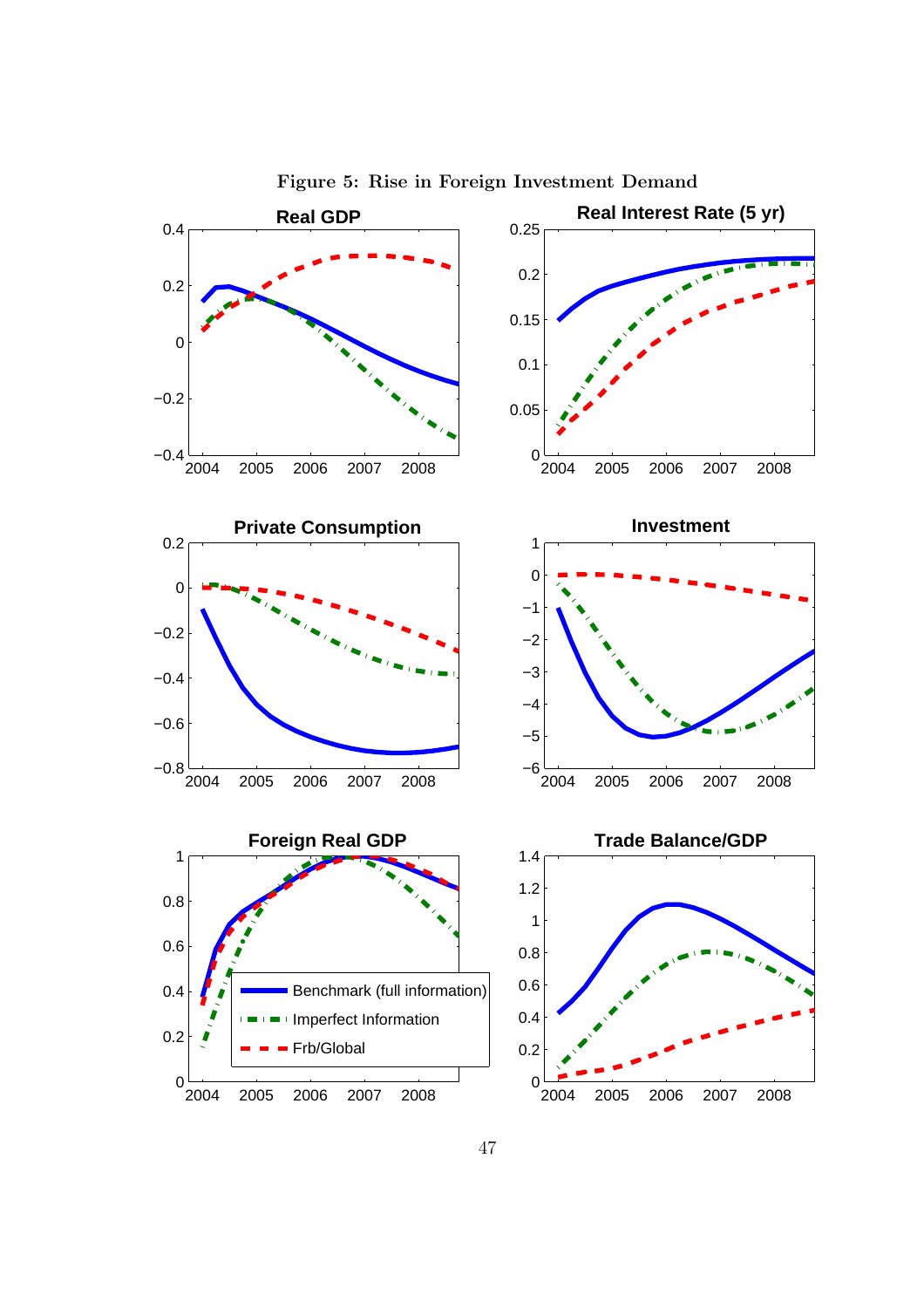Figure 5: Rise in Foreign Investment Demand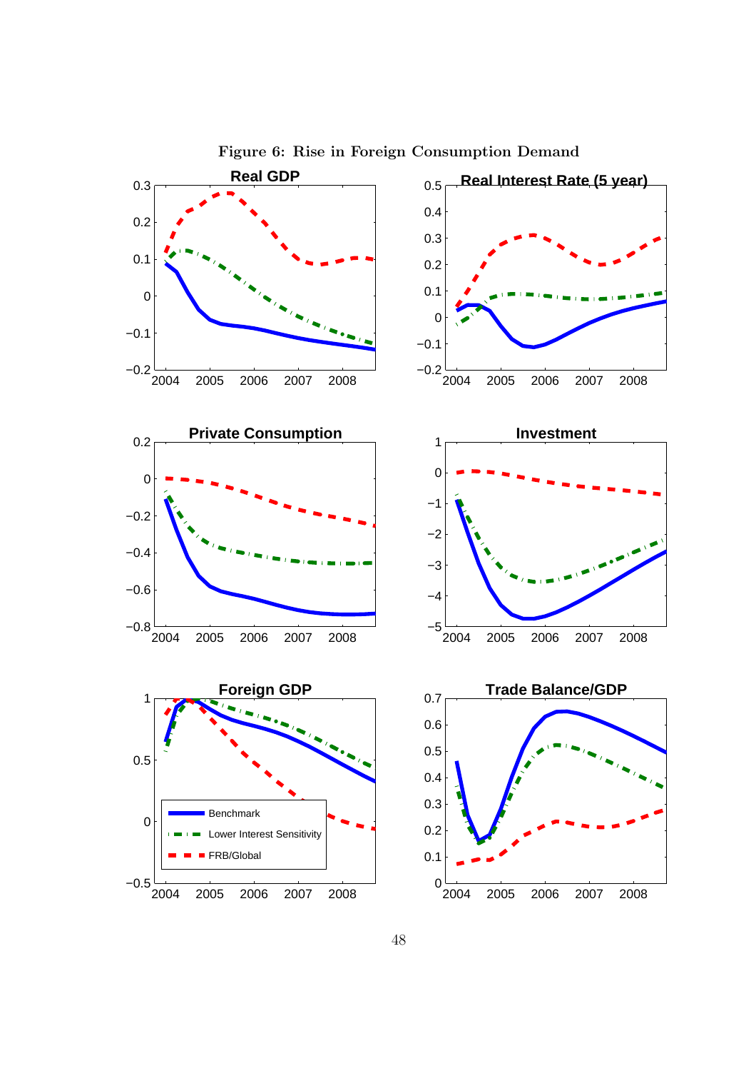Figure 6: Rise in Foreign Consumption Demand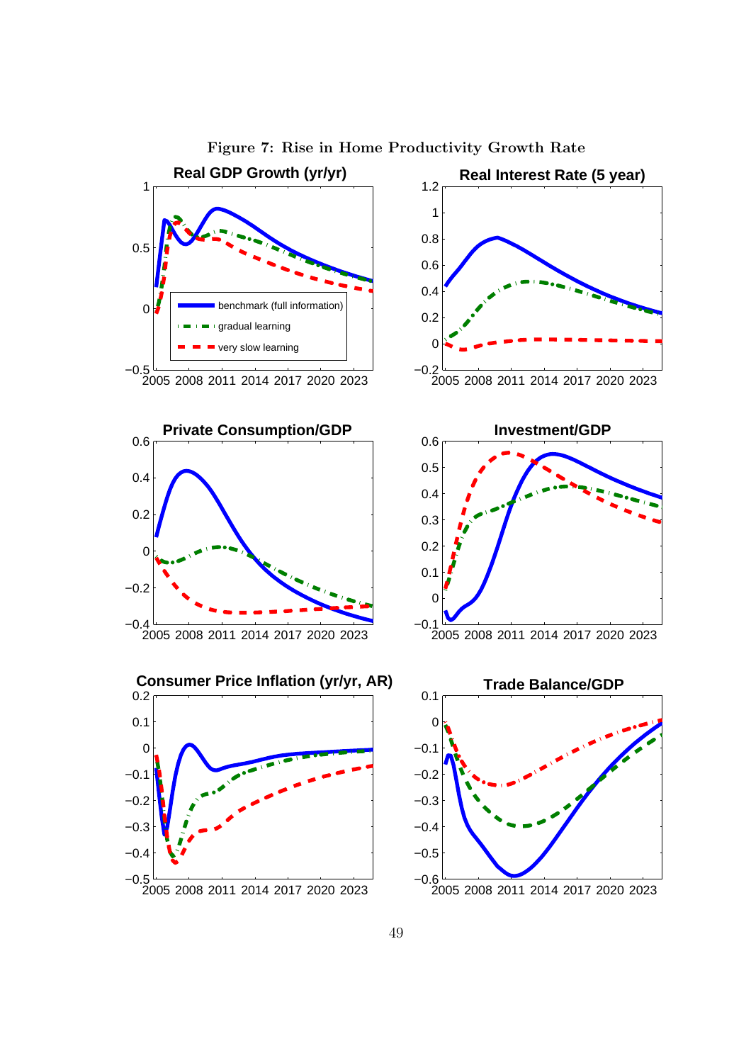Figure 7: Rise in Home Productivity Growth Rate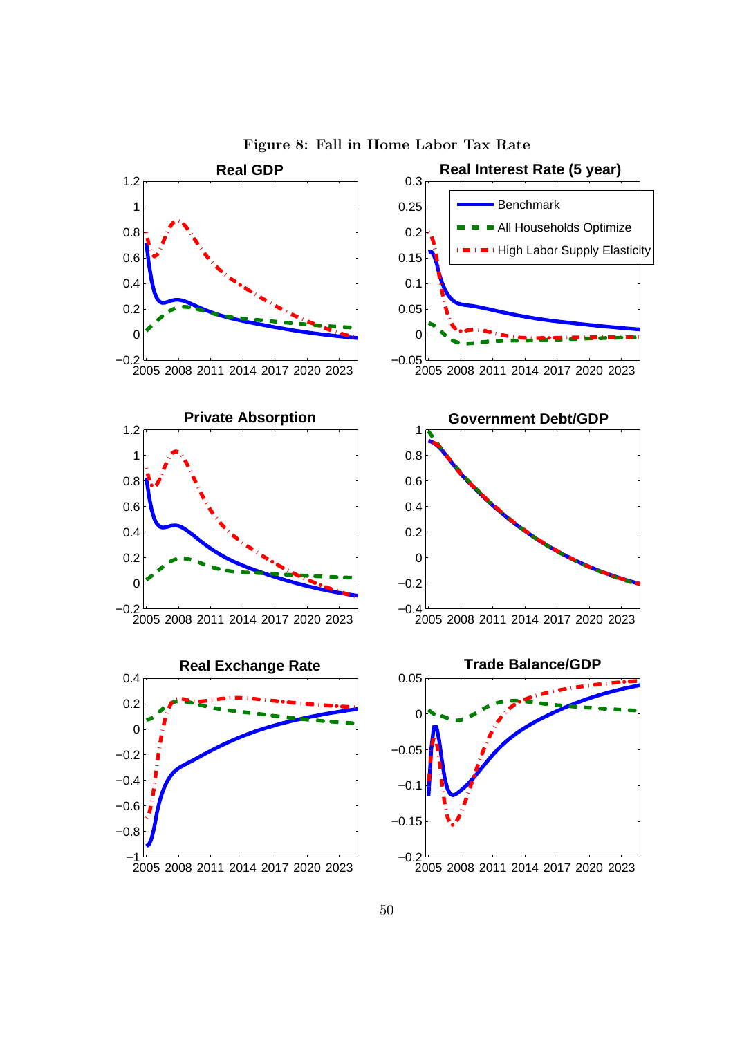Figure 8: Fall in Home Labor Tax Rate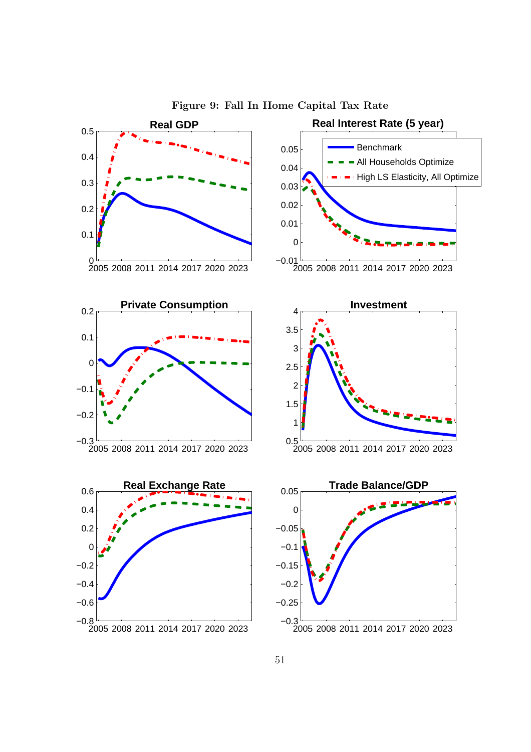Figure 9: Fall In Home Capital Tax Rate

Real GDP

0.5
0.4
0.3
0.2
0.1
0
2005 2008 2011 2014 2017 2020 2023

Real Interest Rate (5 year)

0.05
0.04
0.03
0.02
0.01
0
−0.01
2005 2008 2011 2014 2017 2020 2023

Benchmark
All Households Optimize
High LS Elasticity, All Optimize

Private Consumption

0.2
0.1
0
−0.1
−0.2
−0.3
2005 2008 2011 2014 2017 2020 2023

Investment

4
3.5
3
2.5
2
1.5
1
0.5
2005 2008 2011 2014 2017 2020 2023

Real Exchange Rate

0.6
0.4
0.2
0
−0.2
−0.4
−0.6
−0.8
2005 2008 2011 2014 2017 2020 2023

Trade Balance/GDP

0.05
0
−0.05
−0.1
−0.15
−0.2
−0.25
−0.3
2005 2008 2011 2014 2017 2020 2023